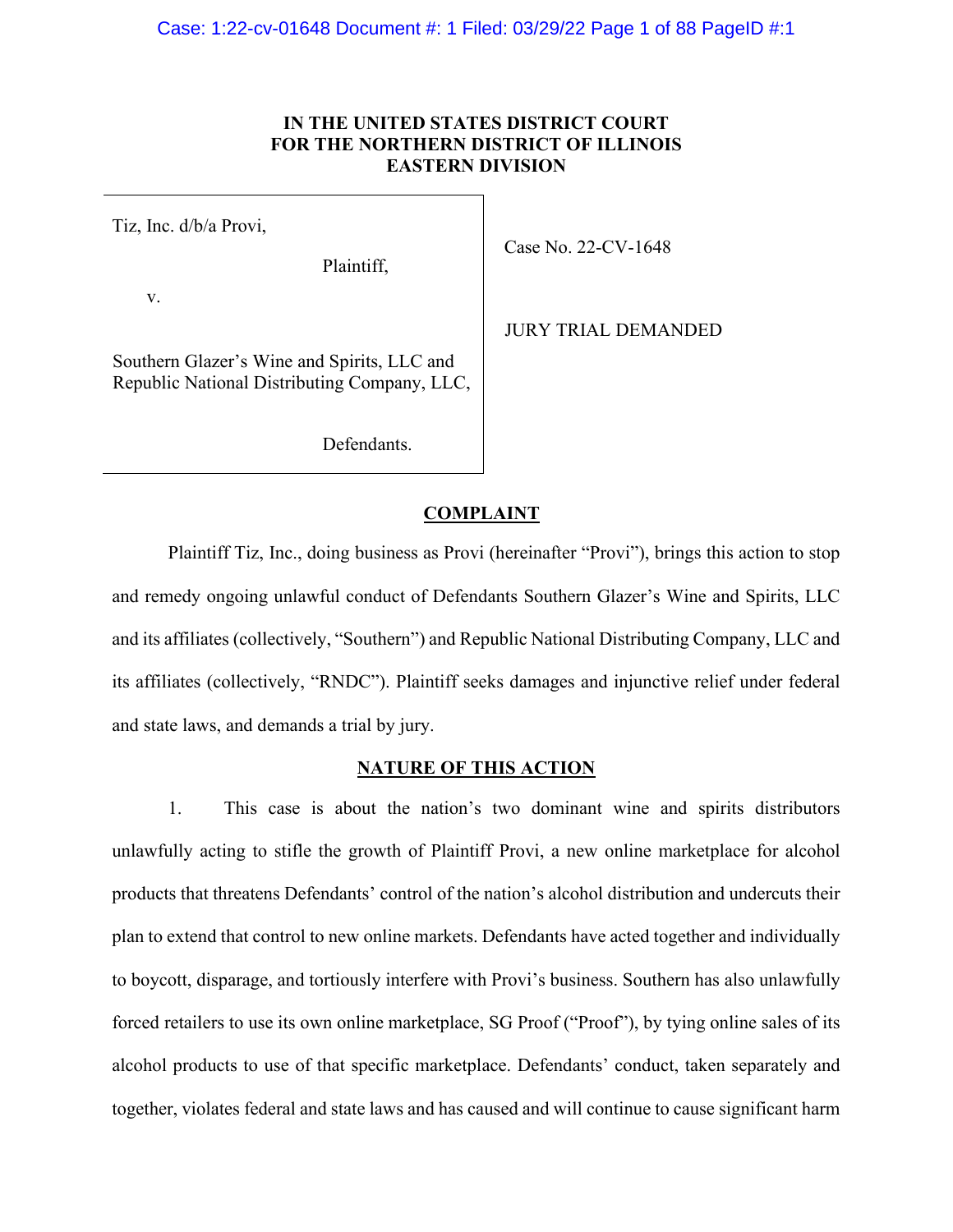# IN THE UNITED STATES DISTRICT COURT
# FOR THE NORTHERN DISTRICT OF ILLINOIS
# EASTERN DIVISION

| | |
|---|---|
| Tiz, Inc. d/b/a Provi,<br><br>Plaintiff,<br><br>v.<br><br>Southern Glazer's Wine and Spirits, LLC and Republic National Distributing Company, LLC,<br><br>Defendants. | Case No. 22-CV-1648<br><br>JURY TRIAL DEMANDED |

## COMPLAINT

Plaintiff Tiz, Inc., doing business as Provi (hereinafter "Provi"), brings this action to stop and remedy ongoing unlawful conduct of Defendants Southern Glazer's Wine and Spirits, LLC and its affiliates (collectively, "Southern") and Republic National Distributing Company, LLC and its affiliates (collectively, "RNDC"). Plaintiff seeks damages and injunctive relief under federal and state laws, and demands a trial by jury.

## NATURE OF THIS ACTION

1. This case is about the nation's two dominant wine and spirits distributors unlawfully acting to stifle the growth of Plaintiff Provi, a new online marketplace for alcohol products that threatens Defendants' control of the nation's alcohol distribution and undercuts their plan to extend that control to new online markets. Defendants have acted together and individually to boycott, disparage, and tortiously interfere with Provi's business. Southern has also unlawfully forced retailers to use its own online marketplace, SG Proof ("Proof"), by tying online sales of its alcohol products to use of that specific marketplace. Defendants' conduct, taken separately and together, violates federal and state laws and has caused and will continue to cause significant harm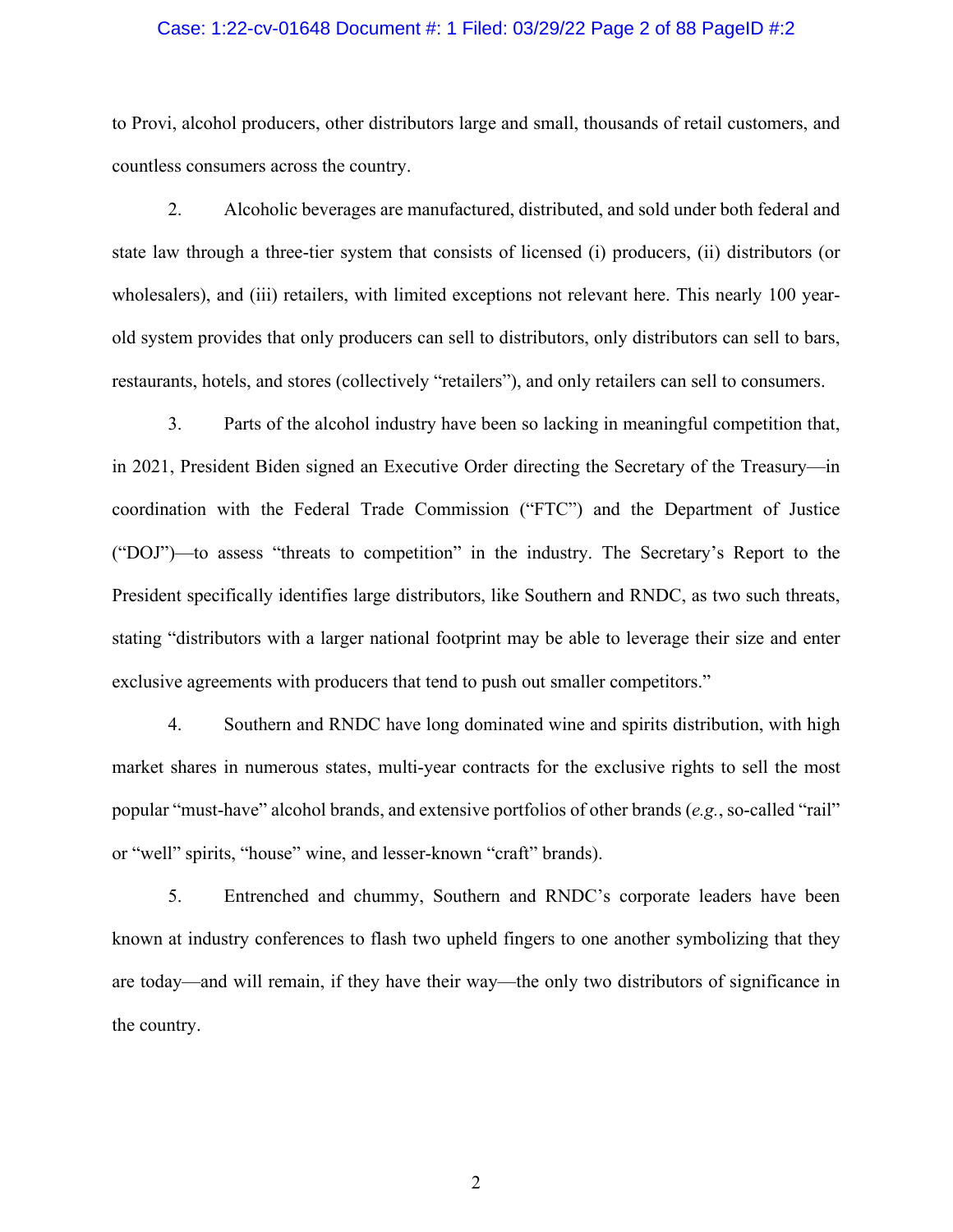to Provi, alcohol producers, other distributors large and small, thousands of retail customers, and countless consumers across the country.

2. Alcoholic beverages are manufactured, distributed, and sold under both federal and state law through a three-tier system that consists of licensed (i) producers, (ii) distributors (or wholesalers), and (iii) retailers, with limited exceptions not relevant here. This nearly 100 year-old system provides that only producers can sell to distributors, only distributors can sell to bars, restaurants, hotels, and stores (collectively "retailers"), and only retailers can sell to consumers.

3. Parts of the alcohol industry have been so lacking in meaningful competition that, in 2021, President Biden signed an Executive Order directing the Secretary of the Treasury—in coordination with the Federal Trade Commission ("FTC") and the Department of Justice ("DOJ")—to assess "threats to competition" in the industry. The Secretary's Report to the President specifically identifies large distributors, like Southern and RNDC, as two such threats, stating "distributors with a larger national footprint may be able to leverage their size and enter exclusive agreements with producers that tend to push out smaller competitors."

4. Southern and RNDC have long dominated wine and spirits distribution, with high market shares in numerous states, multi-year contracts for the exclusive rights to sell the most popular "must-have" alcohol brands, and extensive portfolios of other brands (*e.g.*, so-called "rail" or "well" spirits, "house" wine, and lesser-known "craft" brands).

5. Entrenched and chummy, Southern and RNDC's corporate leaders have been known at industry conferences to flash two upheld fingers to one another symbolizing that they are today—and will remain, if they have their way—the only two distributors of significance in the country.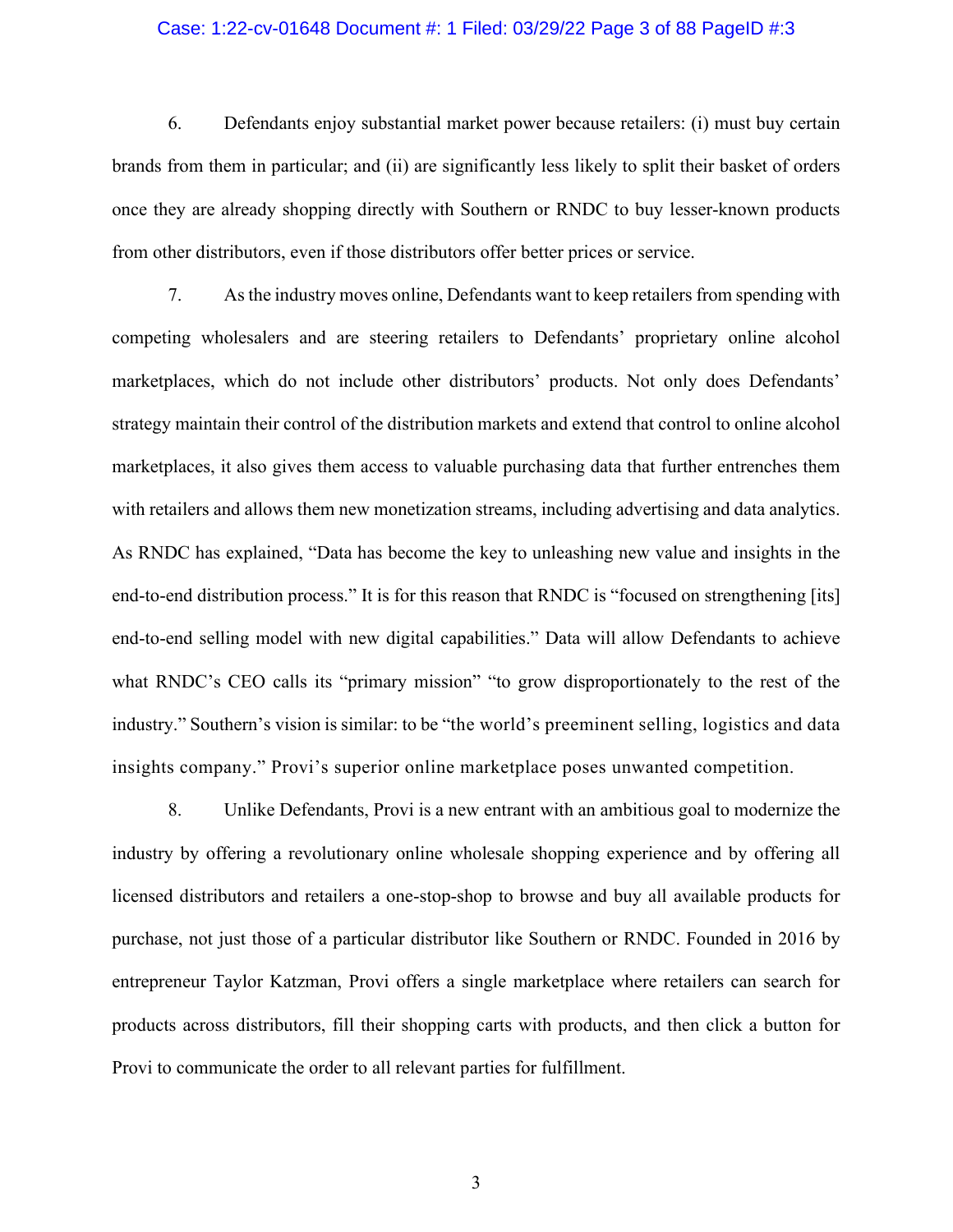6. Defendants enjoy substantial market power because retailers: (i) must buy certain brands from them in particular; and (ii) are significantly less likely to split their basket of orders once they are already shopping directly with Southern or RNDC to buy lesser-known products from other distributors, even if those distributors offer better prices or service.

7. As the industry moves online, Defendants want to keep retailers from spending with competing wholesalers and are steering retailers to Defendants' proprietary online alcohol marketplaces, which do not include other distributors' products. Not only does Defendants' strategy maintain their control of the distribution markets and extend that control to online alcohol marketplaces, it also gives them access to valuable purchasing data that further entrenches them with retailers and allows them new monetization streams, including advertising and data analytics. As RNDC has explained, "Data has become the key to unleashing new value and insights in the end-to-end distribution process." It is for this reason that RNDC is "focused on strengthening [its] end-to-end selling model with new digital capabilities." Data will allow Defendants to achieve what RNDC's CEO calls its "primary mission" "to grow disproportionately to the rest of the industry." Southern's vision is similar: to be "the world's preeminent selling, logistics and data insights company." Provi's superior online marketplace poses unwanted competition.

8. Unlike Defendants, Provi is a new entrant with an ambitious goal to modernize the industry by offering a revolutionary online wholesale shopping experience and by offering all licensed distributors and retailers a one-stop-shop to browse and buy all available products for purchase, not just those of a particular distributor like Southern or RNDC. Founded in 2016 by entrepreneur Taylor Katzman, Provi offers a single marketplace where retailers can search for products across distributors, fill their shopping carts with products, and then click a button for Provi to communicate the order to all relevant parties for fulfillment.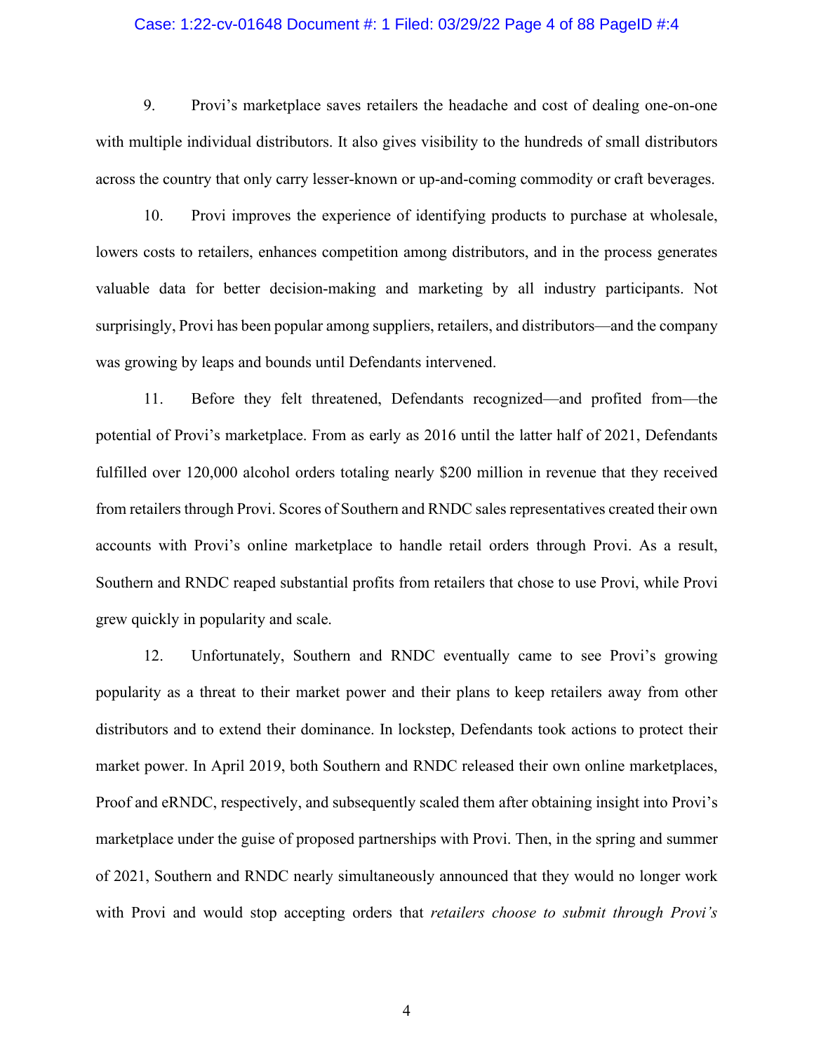9. Provi's marketplace saves retailers the headache and cost of dealing one-on-one with multiple individual distributors. It also gives visibility to the hundreds of small distributors across the country that only carry lesser-known or up-and-coming commodity or craft beverages.

10. Provi improves the experience of identifying products to purchase at wholesale, lowers costs to retailers, enhances competition among distributors, and in the process generates valuable data for better decision-making and marketing by all industry participants. Not surprisingly, Provi has been popular among suppliers, retailers, and distributors—and the company was growing by leaps and bounds until Defendants intervened.

11. Before they felt threatened, Defendants recognized—and profited from—the potential of Provi's marketplace. From as early as 2016 until the latter half of 2021, Defendants fulfilled over 120,000 alcohol orders totaling nearly $200 million in revenue that they received from retailers through Provi. Scores of Southern and RNDC sales representatives created their own accounts with Provi's online marketplace to handle retail orders through Provi. As a result, Southern and RNDC reaped substantial profits from retailers that chose to use Provi, while Provi grew quickly in popularity and scale.

12. Unfortunately, Southern and RNDC eventually came to see Provi's growing popularity as a threat to their market power and their plans to keep retailers away from other distributors and to extend their dominance. In lockstep, Defendants took actions to protect their market power. In April 2019, both Southern and RNDC released their own online marketplaces, Proof and eRNDC, respectively, and subsequently scaled them after obtaining insight into Provi's marketplace under the guise of proposed partnerships with Provi. Then, in the spring and summer of 2021, Southern and RNDC nearly simultaneously announced that they would no longer work with Provi and would stop accepting orders that *retailers choose to submit through Provi's*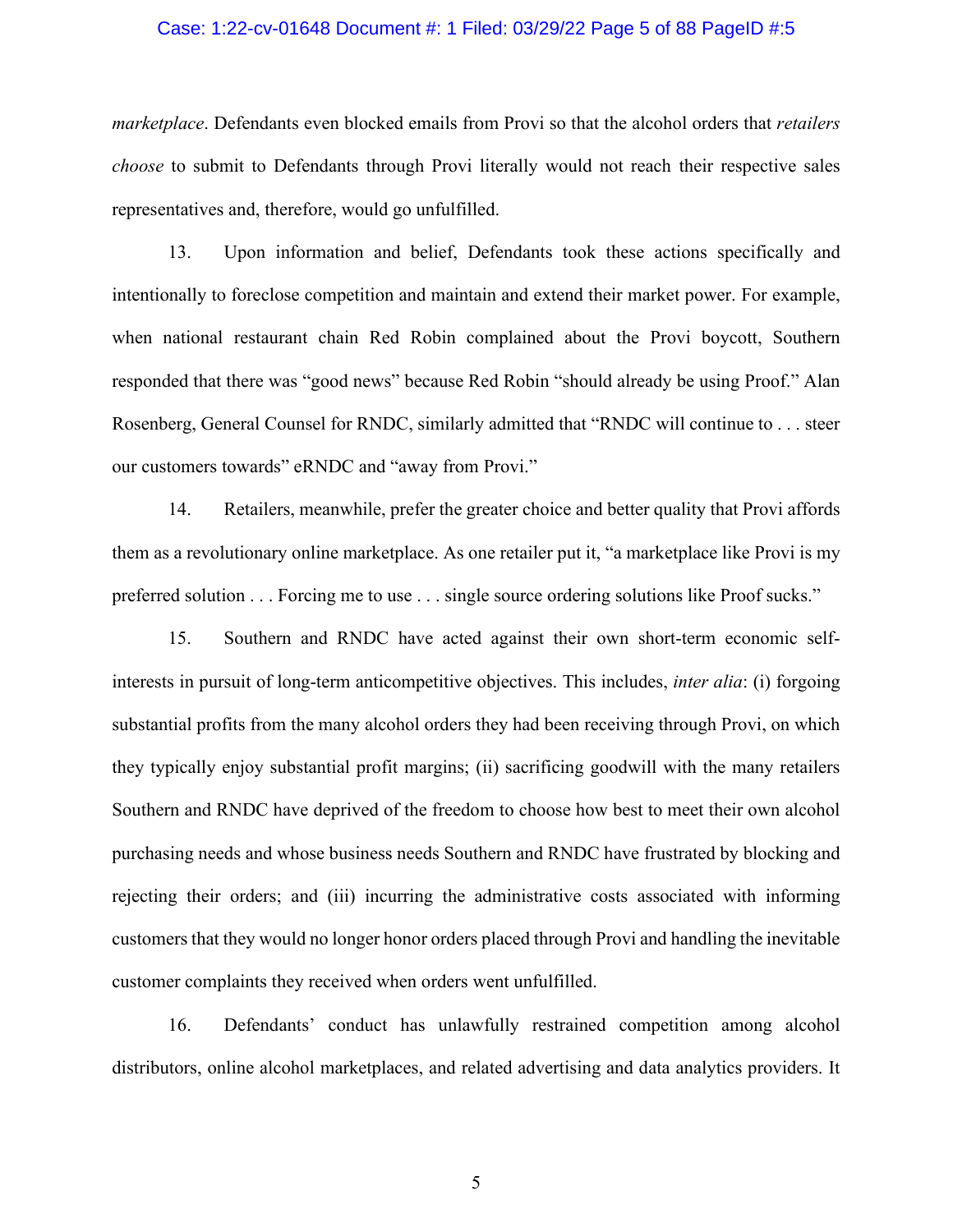*marketplace*. Defendants even blocked emails from Provi so that the alcohol orders that *retailers choose* to submit to Defendants through Provi literally would not reach their respective sales representatives and, therefore, would go unfulfilled.

13. Upon information and belief, Defendants took these actions specifically and intentionally to foreclose competition and maintain and extend their market power. For example, when national restaurant chain Red Robin complained about the Provi boycott, Southern responded that there was "good news" because Red Robin "should already be using Proof." Alan Rosenberg, General Counsel for RNDC, similarly admitted that "RNDC will continue to . . . steer our customers towards" eRNDC and "away from Provi."

14. Retailers, meanwhile, prefer the greater choice and better quality that Provi affords them as a revolutionary online marketplace. As one retailer put it, "a marketplace like Provi is my preferred solution . . . Forcing me to use . . . single source ordering solutions like Proof sucks."

15. Southern and RNDC have acted against their own short-term economic self-interests in pursuit of long-term anticompetitive objectives. This includes, *inter alia*: (i) forgoing substantial profits from the many alcohol orders they had been receiving through Provi, on which they typically enjoy substantial profit margins; (ii) sacrificing goodwill with the many retailers Southern and RNDC have deprived of the freedom to choose how best to meet their own alcohol purchasing needs and whose business needs Southern and RNDC have frustrated by blocking and rejecting their orders; and (iii) incurring the administrative costs associated with informing customers that they would no longer honor orders placed through Provi and handling the inevitable customer complaints they received when orders went unfulfilled.

16. Defendants' conduct has unlawfully restrained competition among alcohol distributors, online alcohol marketplaces, and related advertising and data analytics providers. It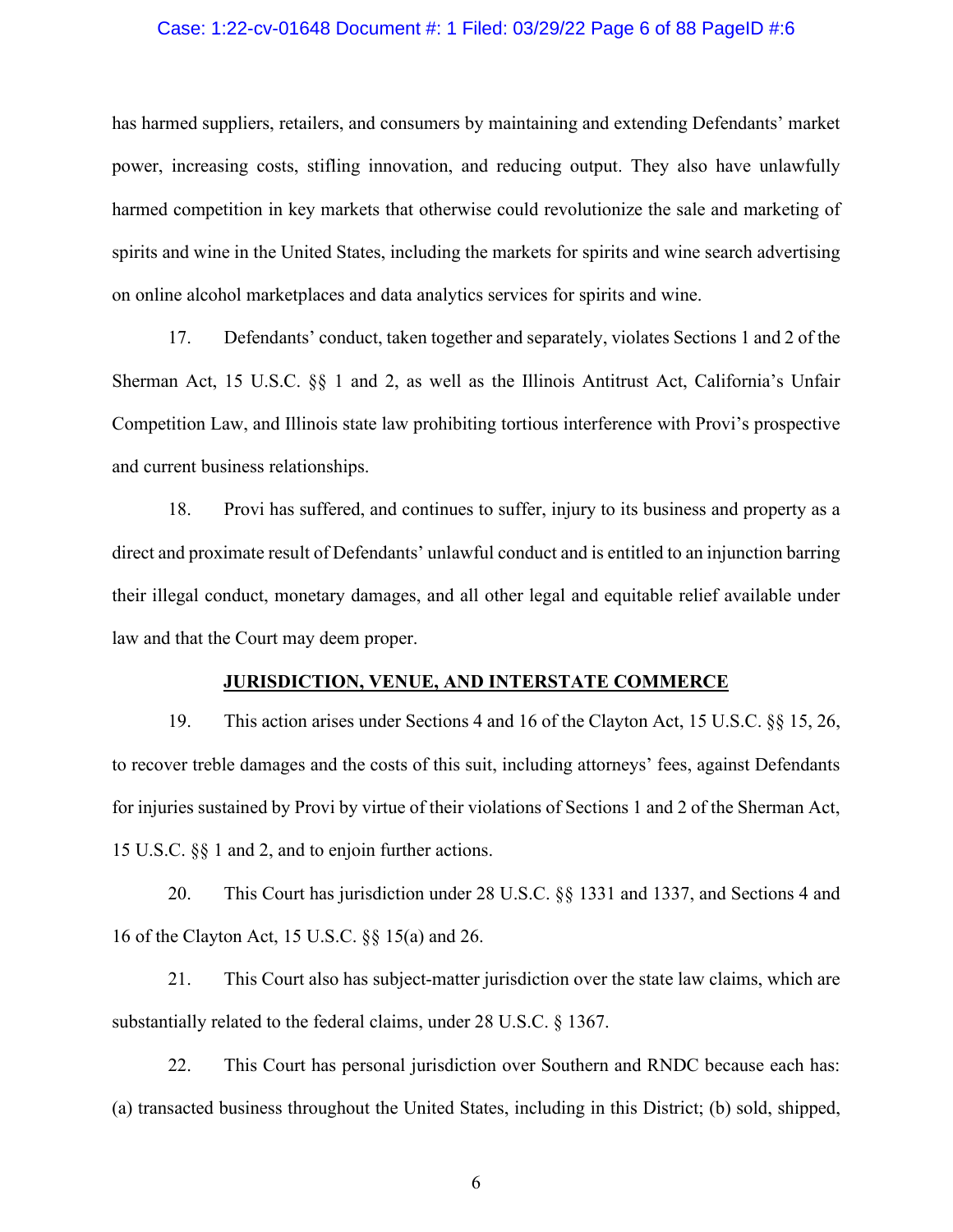has harmed suppliers, retailers, and consumers by maintaining and extending Defendants' market power, increasing costs, stifling innovation, and reducing output. They also have unlawfully harmed competition in key markets that otherwise could revolutionize the sale and marketing of spirits and wine in the United States, including the markets for spirits and wine search advertising on online alcohol marketplaces and data analytics services for spirits and wine.

17. Defendants' conduct, taken together and separately, violates Sections 1 and 2 of the Sherman Act, 15 U.S.C. §§ 1 and 2, as well as the Illinois Antitrust Act, California's Unfair Competition Law, and Illinois state law prohibiting tortious interference with Provi's prospective and current business relationships.

18. Provi has suffered, and continues to suffer, injury to its business and property as a direct and proximate result of Defendants' unlawful conduct and is entitled to an injunction barring their illegal conduct, monetary damages, and all other legal and equitable relief available under law and that the Court may deem proper.

## JURISDICTION, VENUE, AND INTERSTATE COMMERCE

19. This action arises under Sections 4 and 16 of the Clayton Act, 15 U.S.C. §§ 15, 26, to recover treble damages and the costs of this suit, including attorneys' fees, against Defendants for injuries sustained by Provi by virtue of their violations of Sections 1 and 2 of the Sherman Act, 15 U.S.C. §§ 1 and 2, and to enjoin further actions.

20. This Court has jurisdiction under 28 U.S.C. §§ 1331 and 1337, and Sections 4 and 16 of the Clayton Act, 15 U.S.C. §§ 15(a) and 26.

21. This Court also has subject-matter jurisdiction over the state law claims, which are substantially related to the federal claims, under 28 U.S.C. § 1367.

22. This Court has personal jurisdiction over Southern and RNDC because each has: (a) transacted business throughout the United States, including in this District; (b) sold, shipped,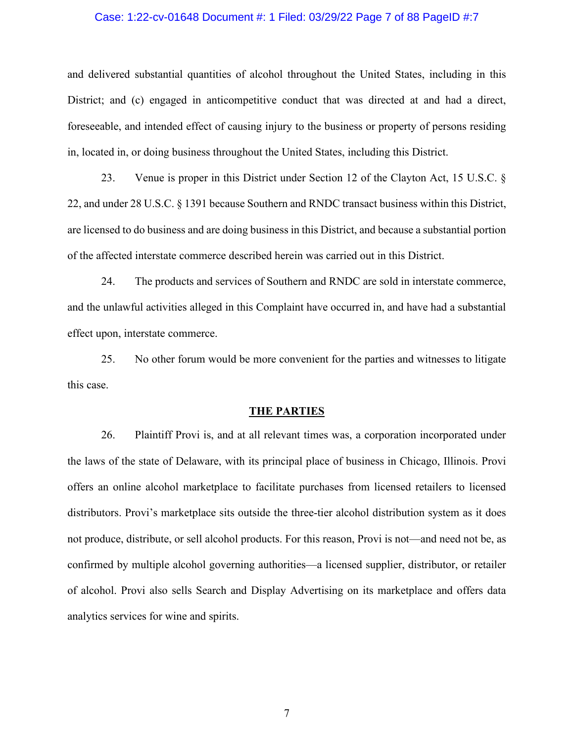and delivered substantial quantities of alcohol throughout the United States, including in this District; and (c) engaged in anticompetitive conduct that was directed at and had a direct, foreseeable, and intended effect of causing injury to the business or property of persons residing in, located in, or doing business throughout the United States, including this District.

23. Venue is proper in this District under Section 12 of the Clayton Act, 15 U.S.C. § 22, and under 28 U.S.C. § 1391 because Southern and RNDC transact business within this District, are licensed to do business and are doing business in this District, and because a substantial portion of the affected interstate commerce described herein was carried out in this District.

24. The products and services of Southern and RNDC are sold in interstate commerce, and the unlawful activities alleged in this Complaint have occurred in, and have had a substantial effect upon, interstate commerce.

25. No other forum would be more convenient for the parties and witnesses to litigate this case.

## **THE PARTIES**

26. Plaintiff Provi is, and at all relevant times was, a corporation incorporated under the laws of the state of Delaware, with its principal place of business in Chicago, Illinois. Provi offers an online alcohol marketplace to facilitate purchases from licensed retailers to licensed distributors. Provi's marketplace sits outside the three-tier alcohol distribution system as it does not produce, distribute, or sell alcohol products. For this reason, Provi is not—and need not be, as confirmed by multiple alcohol governing authorities—a licensed supplier, distributor, or retailer of alcohol. Provi also sells Search and Display Advertising on its marketplace and offers data analytics services for wine and spirits.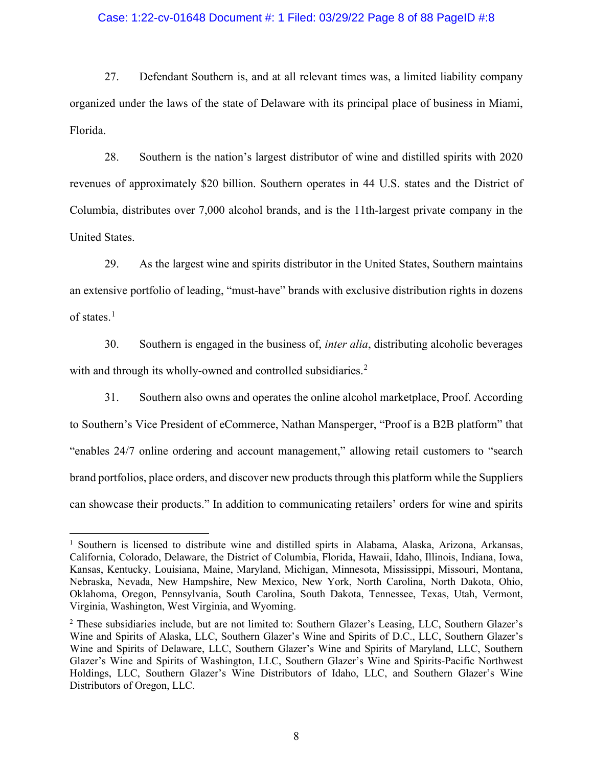27. Defendant Southern is, and at all relevant times was, a limited liability company organized under the laws of the state of Delaware with its principal place of business in Miami, Florida.

28. Southern is the nation's largest distributor of wine and distilled spirits with 2020 revenues of approximately $20 billion. Southern operates in 44 U.S. states and the District of Columbia, distributes over 7,000 alcohol brands, and is the 11th-largest private company in the United States.

29. As the largest wine and spirits distributor in the United States, Southern maintains an extensive portfolio of leading, "must-have" brands with exclusive distribution rights in dozens of states.[1]

30. Southern is engaged in the business of, *inter alia*, distributing alcoholic beverages with and through its wholly-owned and controlled subsidiaries.[2]

31. Southern also owns and operates the online alcohol marketplace, Proof. According to Southern's Vice President of eCommerce, Nathan Mansperger, "Proof is a B2B platform" that "enables 24/7 online ordering and account management," allowing retail customers to "search brand portfolios, place orders, and discover new products through this platform while the Suppliers can showcase their products." In addition to communicating retailers' orders for wine and spirits

---

[1] Southern is licensed to distribute wine and distilled spirts in Alabama, Alaska, Arizona, Arkansas, California, Colorado, Delaware, the District of Columbia, Florida, Hawaii, Idaho, Illinois, Indiana, Iowa, Kansas, Kentucky, Louisiana, Maine, Maryland, Michigan, Minnesota, Mississippi, Missouri, Montana, Nebraska, Nevada, New Hampshire, New Mexico, New York, North Carolina, North Dakota, Ohio, Oklahoma, Oregon, Pennsylvania, South Carolina, South Dakota, Tennessee, Texas, Utah, Vermont, Virginia, Washington, West Virginia, and Wyoming.

[2] These subsidiaries include, but are not limited to: Southern Glazer's Leasing, LLC, Southern Glazer's Wine and Spirits of Alaska, LLC, Southern Glazer's Wine and Spirits of D.C., LLC, Southern Glazer's Wine and Spirits of Delaware, LLC, Southern Glazer's Wine and Spirits of Maryland, LLC, Southern Glazer's Wine and Spirits of Washington, LLC, Southern Glazer's Wine and Spirits-Pacific Northwest Holdings, LLC, Southern Glazer's Wine Distributors of Idaho, LLC, and Southern Glazer's Wine Distributors of Oregon, LLC.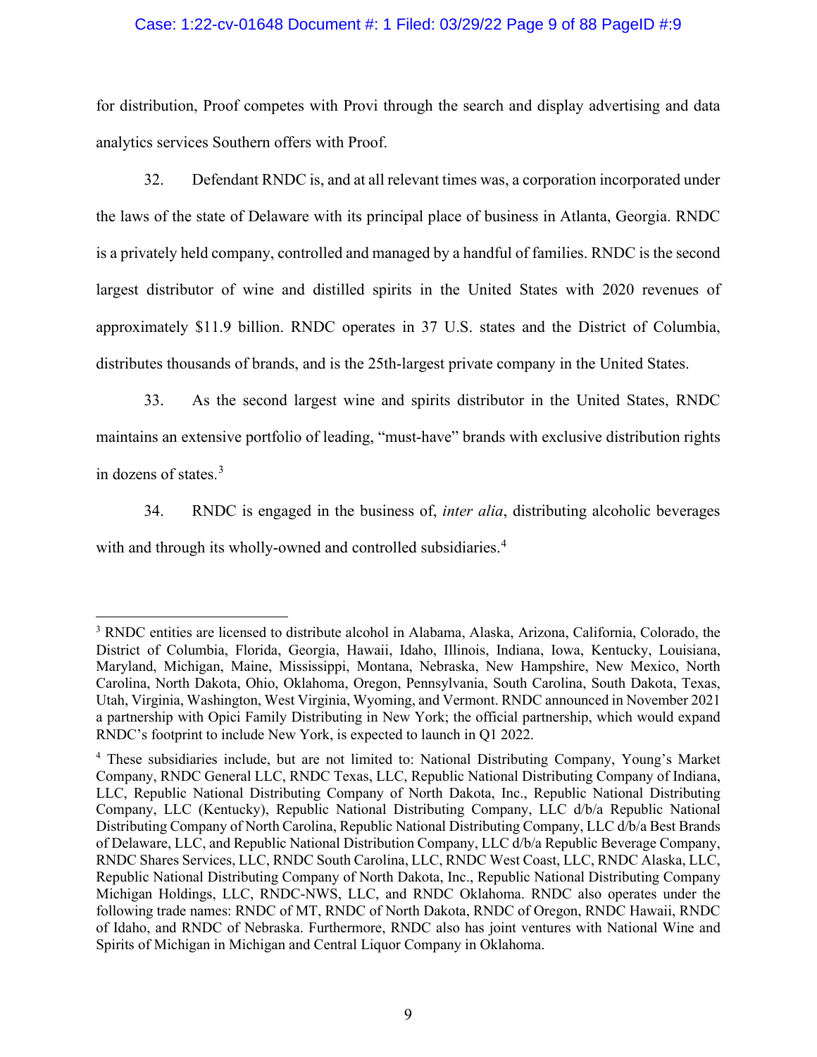for distribution, Proof competes with Provi through the search and display advertising and data analytics services Southern offers with Proof.

32. Defendant RNDC is, and at all relevant times was, a corporation incorporated under the laws of the state of Delaware with its principal place of business in Atlanta, Georgia. RNDC is a privately held company, controlled and managed by a handful of families. RNDC is the second largest distributor of wine and distilled spirits in the United States with 2020 revenues of approximately $11.9 billion. RNDC operates in 37 U.S. states and the District of Columbia, distributes thousands of brands, and is the 25th-largest private company in the United States.

33. As the second largest wine and spirits distributor in the United States, RNDC maintains an extensive portfolio of leading, "must-have" brands with exclusive distribution rights in dozens of states.[3]

34. RNDC is engaged in the business of, *inter alia*, distributing alcoholic beverages with and through its wholly-owned and controlled subsidiaries.[4]

---

[3] RNDC entities are licensed to distribute alcohol in Alabama, Alaska, Arizona, California, Colorado, the District of Columbia, Florida, Georgia, Hawaii, Idaho, Illinois, Indiana, Iowa, Kentucky, Louisiana, Maryland, Michigan, Maine, Mississippi, Montana, Nebraska, New Hampshire, New Mexico, North Carolina, North Dakota, Ohio, Oklahoma, Oregon, Pennsylvania, South Carolina, South Dakota, Texas, Utah, Virginia, Washington, West Virginia, Wyoming, and Vermont. RNDC announced in November 2021 a partnership with Opici Family Distributing in New York; the official partnership, which would expand RNDC's footprint to include New York, is expected to launch in Q1 2022.

[4] These subsidiaries include, but are not limited to: National Distributing Company, Young's Market Company, RNDC General LLC, RNDC Texas, LLC, Republic National Distributing Company of Indiana, LLC, Republic National Distributing Company of North Dakota, Inc., Republic National Distributing Company, LLC (Kentucky), Republic National Distributing Company, LLC d/b/a Republic National Distributing Company of North Carolina, Republic National Distributing Company, LLC d/b/a Best Brands of Delaware, LLC, and Republic National Distribution Company, LLC d/b/a Republic Beverage Company, RNDC Shares Services, LLC, RNDC South Carolina, LLC, RNDC West Coast, LLC, RNDC Alaska, LLC, Republic National Distributing Company of North Dakota, Inc., Republic National Distributing Company Michigan Holdings, LLC, RNDC-NWS, LLC, and RNDC Oklahoma. RNDC also operates under the following trade names: RNDC of MT, RNDC of North Dakota, RNDC of Oregon, RNDC Hawaii, RNDC of Idaho, and RNDC of Nebraska. Furthermore, RNDC also has joint ventures with National Wine and Spirits of Michigan in Michigan and Central Liquor Company in Oklahoma.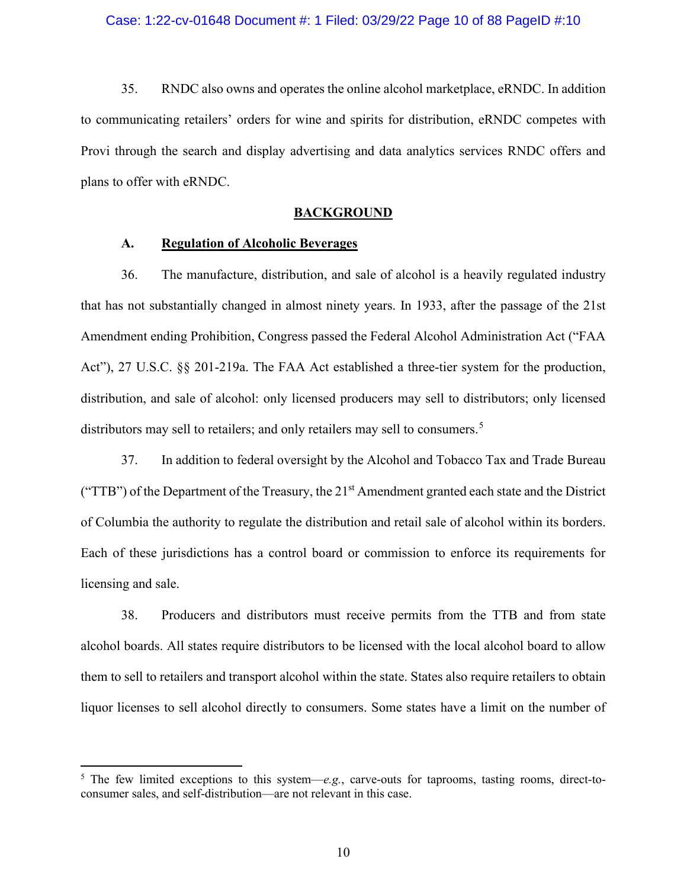35. RNDC also owns and operates the online alcohol marketplace, eRNDC. In addition to communicating retailers' orders for wine and spirits for distribution, eRNDC competes with Provi through the search and display advertising and data analytics services RNDC offers and plans to offer with eRNDC.

## BACKGROUND

### A. Regulation of Alcoholic Beverages

36. The manufacture, distribution, and sale of alcohol is a heavily regulated industry that has not substantially changed in almost ninety years. In 1933, after the passage of the 21st Amendment ending Prohibition, Congress passed the Federal Alcohol Administration Act ("FAA Act"), 27 U.S.C. §§ 201-219a. The FAA Act established a three-tier system for the production, distribution, and sale of alcohol: only licensed producers may sell to distributors; only licensed distributors may sell to retailers; and only retailers may sell to consumers.[5]

37. In addition to federal oversight by the Alcohol and Tobacco Tax and Trade Bureau ("TTB") of the Department of the Treasury, the 21st Amendment granted each state and the District of Columbia the authority to regulate the distribution and retail sale of alcohol within its borders. Each of these jurisdictions has a control board or commission to enforce its requirements for licensing and sale.

38. Producers and distributors must receive permits from the TTB and from state alcohol boards. All states require distributors to be licensed with the local alcohol board to allow them to sell to retailers and transport alcohol within the state. States also require retailers to obtain liquor licenses to sell alcohol directly to consumers. Some states have a limit on the number of

---

[5] The few limited exceptions to this system—*e.g.*, carve-outs for taprooms, tasting rooms, direct-to-consumer sales, and self-distribution—are not relevant in this case.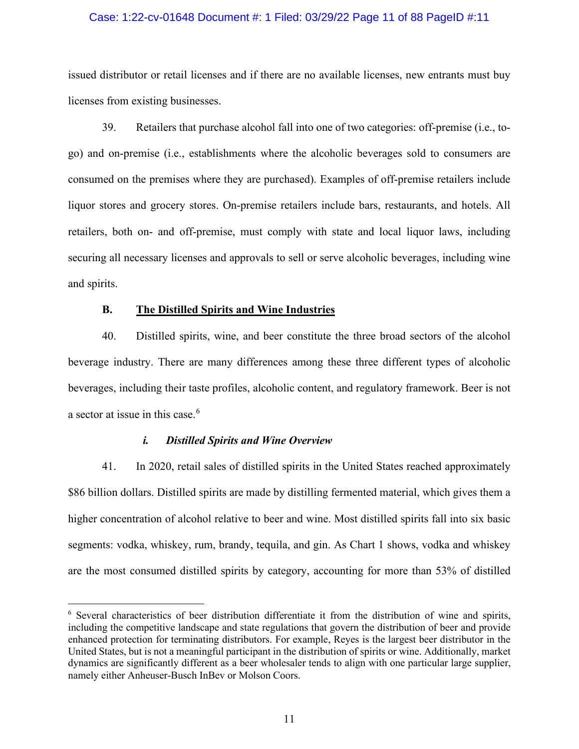issued distributor or retail licenses and if there are no available licenses, new entrants must buy licenses from existing businesses.

39. Retailers that purchase alcohol fall into one of two categories: off-premise (i.e., to-go) and on-premise (i.e., establishments where the alcoholic beverages sold to consumers are consumed on the premises where they are purchased). Examples of off-premise retailers include liquor stores and grocery stores. On-premise retailers include bars, restaurants, and hotels. All retailers, both on- and off-premise, must comply with state and local liquor laws, including securing all necessary licenses and approvals to sell or serve alcoholic beverages, including wine and spirits.

### B. <u>The Distilled Spirits and Wine Industries</u>

40. Distilled spirits, wine, and beer constitute the three broad sectors of the alcohol beverage industry. There are many differences among these three different types of alcoholic beverages, including their taste profiles, alcoholic content, and regulatory framework. Beer is not a sector at issue in this case.[6]

#### *i. Distilled Spirits and Wine Overview*

41. In 2020, retail sales of distilled spirits in the United States reached approximately $86 billion dollars. Distilled spirits are made by distilling fermented material, which gives them a higher concentration of alcohol relative to beer and wine. Most distilled spirits fall into six basic segments: vodka, whiskey, rum, brandy, tequila, and gin. As Chart 1 shows, vodka and whiskey are the most consumed distilled spirits by category, accounting for more than 53% of distilled

---

[6] Several characteristics of beer distribution differentiate it from the distribution of wine and spirits, including the competitive landscape and state regulations that govern the distribution of beer and provide enhanced protection for terminating distributors. For example, Reyes is the largest beer distributor in the United States, but is not a meaningful participant in the distribution of spirits or wine. Additionally, market dynamics are significantly different as a beer wholesaler tends to align with one particular large supplier, namely either Anheuser-Busch InBev or Molson Coors.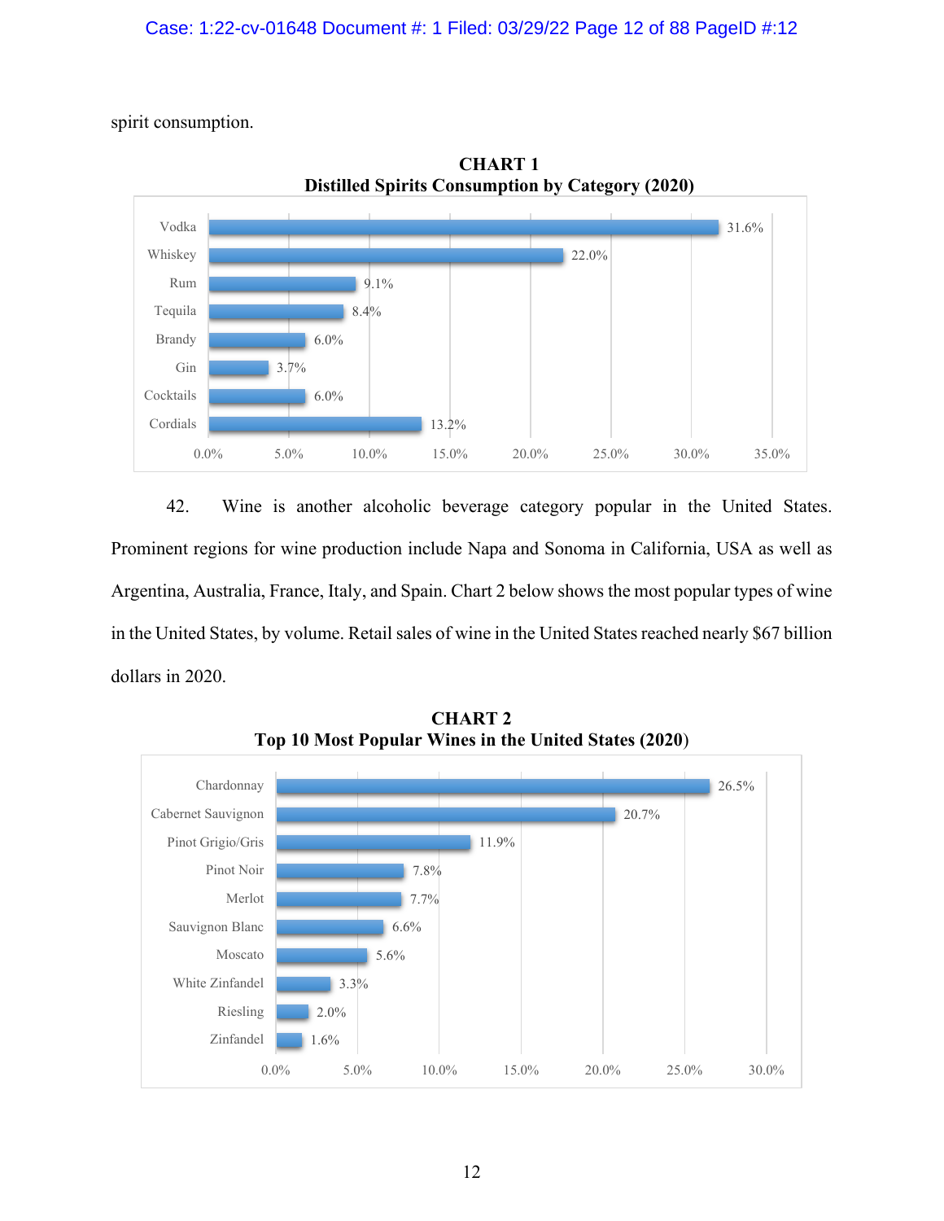spirit consumption.

**CHART 1**
**Distilled Spirits Consumption by Category (2020)**

| Category | Share |
| --- | --- |
| Vodka | 31.6% |
| Whiskey | 22.0% |
| Rum | 9.1% |
| Tequila | 8.4% |
| Brandy | 6.0% |
| Gin | 3.7% |
| Cocktails | 6.0% |
| Cordials | 13.2% |

42. Wine is another alcoholic beverage category popular in the United States. Prominent regions for wine production include Napa and Sonoma in California, USA as well as Argentina, Australia, France, Italy, and Spain. Chart 2 below shows the most popular types of wine in the United States, by volume. Retail sales of wine in the United States reached nearly $67 billion dollars in 2020.

**CHART 2**
**Top 10 Most Popular Wines in the United States (2020)**

| Wine | Share |
| --- | --- |
| Chardonnay | 26.5% |
| Cabernet Sauvignon | 20.7% |
| Pinot Grigio/Gris | 11.9% |
| Pinot Noir | 7.8% |
| Merlot | 7.7% |
| Sauvignon Blanc | 6.6% |
| Moscato | 5.6% |
| White Zinfandel | 3.3% |
| Riesling | 2.0% |
| Zinfandel | 1.6% |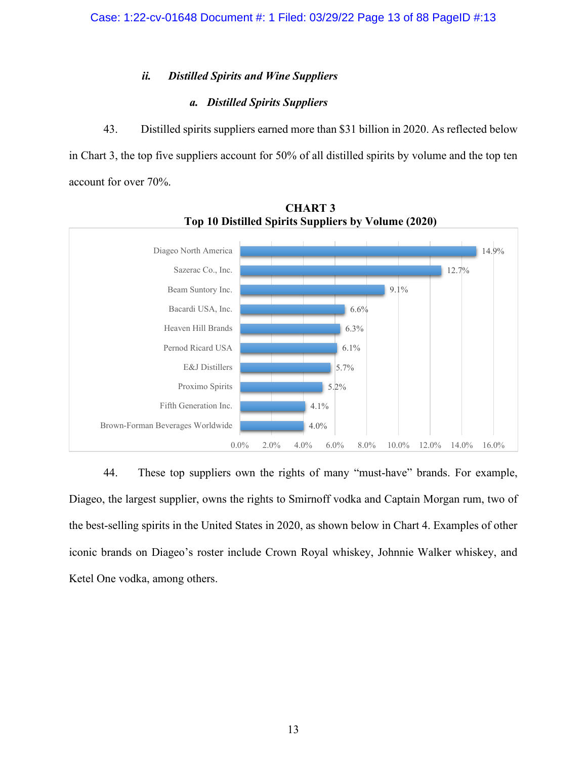### *ii. Distilled Spirits and Wine Suppliers*

#### *a. Distilled Spirits Suppliers*

43. Distilled spirits suppliers earned more than $31 billion in 2020. As reflected below in Chart 3, the top five suppliers account for 50% of all distilled spirits by volume and the top ten account for over 70%.

**CHART 3**
**Top 10 Distilled Spirits Suppliers by Volume (2020)**

| Supplier | Share by Volume |
| --- | --- |
| Diageo North America | 14.9% |
| Sazerac Co., Inc. | 12.7% |
| Beam Suntory Inc. | 9.1% |
| Bacardi USA, Inc. | 6.6% |
| Heaven Hill Brands | 6.3% |
| Pernod Ricard USA | 6.1% |
| E&J Distillers | 5.7% |
| Proximo Spirits | 5.2% |
| Fifth Generation Inc. | 4.1% |
| Brown-Forman Beverages Worldwide | 4.0% |

44. These top suppliers own the rights of many "must-have" brands. For example, Diageo, the largest supplier, owns the rights to Smirnoff vodka and Captain Morgan rum, two of the best-selling spirits in the United States in 2020, as shown below in Chart 4. Examples of other iconic brands on Diageo's roster include Crown Royal whiskey, Johnnie Walker whiskey, and Ketel One vodka, among others.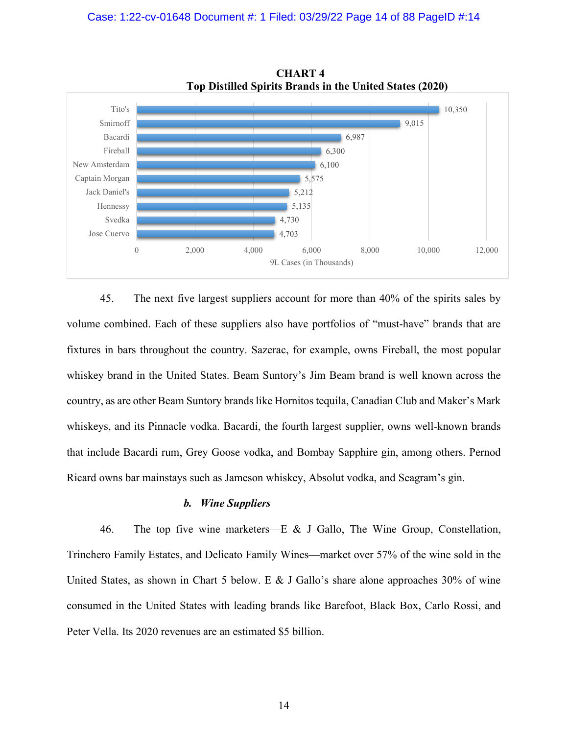**CHART 4**
**Top Distilled Spirits Brands in the United States (2020)**

| Brand | 9L Cases (in Thousands) |
|---|---|
| Tito's | 10,350 |
| Smirnoff | 9,015 |
| Bacardi | 6,987 |
| Fireball | 6,300 |
| New Amsterdam | 6,100 |
| Captain Morgan | 5,575 |
| Jack Daniel's | 5,212 |
| Hennessy | 5,135 |
| Svedka | 4,730 |
| Jose Cuervo | 4,703 |

45. The next five largest suppliers account for more than 40% of the spirits sales by volume combined. Each of these suppliers also have portfolios of "must-have" brands that are fixtures in bars throughout the country. Sazerac, for example, owns Fireball, the most popular whiskey brand in the United States. Beam Suntory's Jim Beam brand is well known across the country, as are other Beam Suntory brands like Hornitos tequila, Canadian Club and Maker's Mark whiskeys, and its Pinnacle vodka. Bacardi, the fourth largest supplier, owns well-known brands that include Bacardi rum, Grey Goose vodka, and Bombay Sapphire gin, among others. Pernod Ricard owns bar mainstays such as Jameson whiskey, Absolut vodka, and Seagram's gin.

### *b. Wine Suppliers*

46. The top five wine marketers—E & J Gallo, The Wine Group, Constellation, Trinchero Family Estates, and Delicato Family Wines—market over 57% of the wine sold in the United States, as shown in Chart 5 below. E & J Gallo's share alone approaches 30% of wine consumed in the United States with leading brands like Barefoot, Black Box, Carlo Rossi, and Peter Vella. Its 2020 revenues are an estimated $5 billion.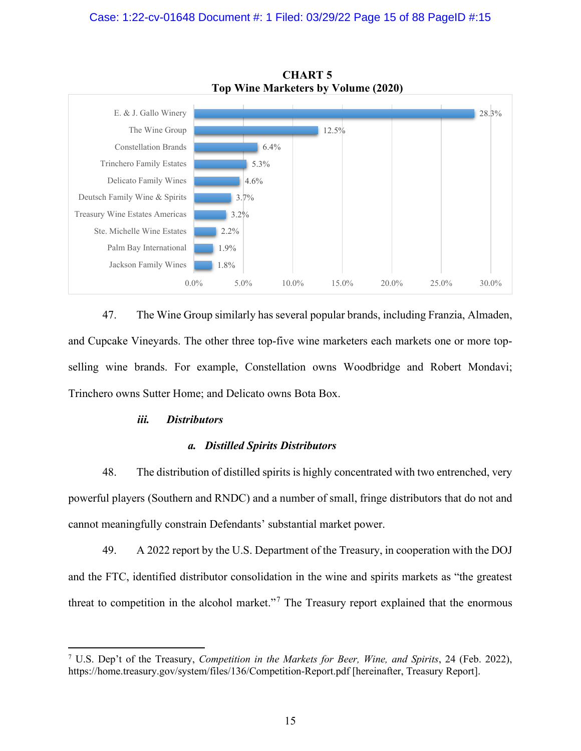**CHART 5**
**Top Wine Marketers by Volume (2020)**

| Wine Marketer | Share |
|---|---|
| E. & J. Gallo Winery | 28.3% |
| The Wine Group | 12.5% |
| Constellation Brands | 6.4% |
| Trinchero Family Estates | 5.3% |
| Delicato Family Wines | 4.6% |
| Deutsch Family Wine & Spirits | 3.7% |
| Treasury Wine Estates Americas | 3.2% |
| Ste. Michelle Wine Estates | 2.2% |
| Palm Bay International | 1.9% |
| Jackson Family Wines | 1.8% |

47. The Wine Group similarly has several popular brands, including Franzia, Almaden, and Cupcake Vineyards. The other three top-five wine marketers each markets one or more top-selling wine brands. For example, Constellation owns Woodbridge and Robert Mondavi; Trinchero owns Sutter Home; and Delicato owns Bota Box.

***iii. Distributors***

***a. Distilled Spirits Distributors***

48. The distribution of distilled spirits is highly concentrated with two entrenched, very powerful players (Southern and RNDC) and a number of small, fringe distributors that do not and cannot meaningfully constrain Defendants' substantial market power.

49. A 2022 report by the U.S. Department of the Treasury, in cooperation with the DOJ and the FTC, identified distributor consolidation in the wine and spirits markets as "the greatest threat to competition in the alcohol market."[7] The Treasury report explained that the enormous

[7] U.S. Dep't of the Treasury, *Competition in the Markets for Beer, Wine, and Spirits*, 24 (Feb. 2022), https://home.treasury.gov/system/files/136/Competition-Report.pdf [hereinafter, Treasury Report].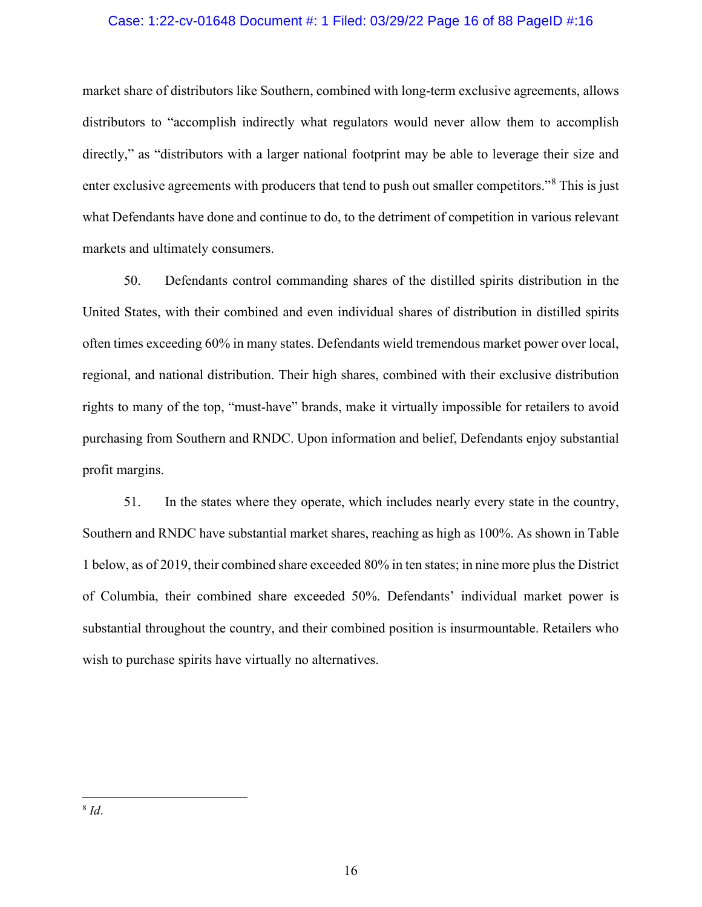market share of distributors like Southern, combined with long-term exclusive agreements, allows distributors to "accomplish indirectly what regulators would never allow them to accomplish directly," as "distributors with a larger national footprint may be able to leverage their size and enter exclusive agreements with producers that tend to push out smaller competitors."[8] This is just what Defendants have done and continue to do, to the detriment of competition in various relevant markets and ultimately consumers.

50. Defendants control commanding shares of the distilled spirits distribution in the United States, with their combined and even individual shares of distribution in distilled spirits often times exceeding 60% in many states. Defendants wield tremendous market power over local, regional, and national distribution. Their high shares, combined with their exclusive distribution rights to many of the top, "must-have" brands, make it virtually impossible for retailers to avoid purchasing from Southern and RNDC. Upon information and belief, Defendants enjoy substantial profit margins.

51. In the states where they operate, which includes nearly every state in the country, Southern and RNDC have substantial market shares, reaching as high as 100%. As shown in Table 1 below, as of 2019, their combined share exceeded 80% in ten states; in nine more plus the District of Columbia, their combined share exceeded 50%. Defendants' individual market power is substantial throughout the country, and their combined position is insurmountable. Retailers who wish to purchase spirits have virtually no alternatives.

---

[8] *Id*.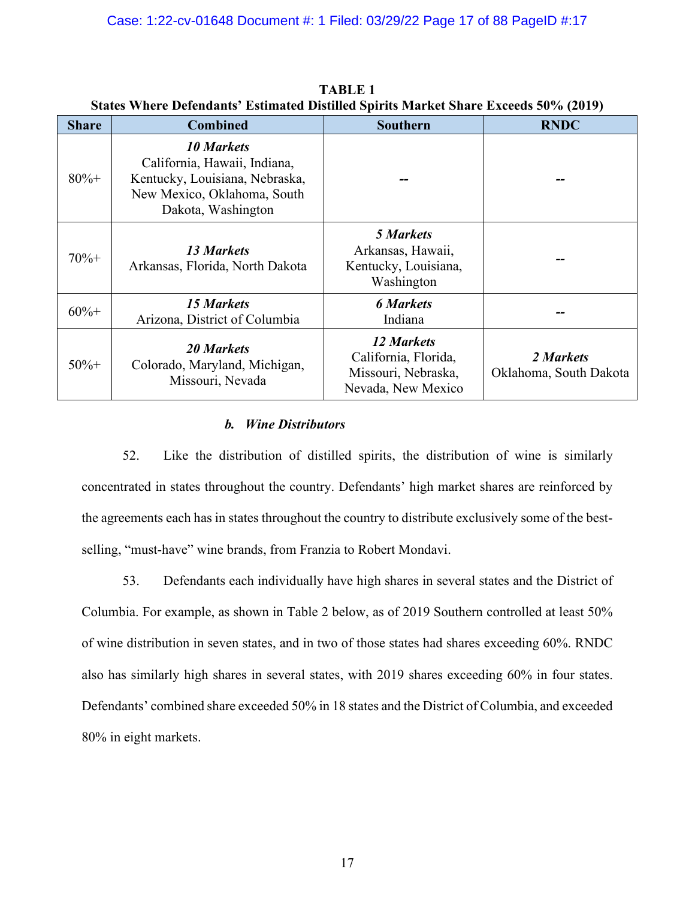**TABLE 1**
**States Where Defendants' Estimated Distilled Spirits Market Share Exceeds 50% (2019)**

| Share | Combined | Southern | RNDC |
|---|---|---|---|
| 80%+ | ***10 Markets*** California, Hawaii, Indiana, Kentucky, Louisiana, Nebraska, New Mexico, Oklahoma, South Dakota, Washington | -- | -- |
| 70%+ | ***13 Markets*** Arkansas, Florida, North Dakota | ***5 Markets*** Arkansas, Hawaii, Kentucky, Louisiana, Washington | -- |
| 60%+ | ***15 Markets*** Arizona, District of Columbia | ***6 Markets*** Indiana | -- |
| 50%+ | ***20 Markets*** Colorado, Maryland, Michigan, Missouri, Nevada | ***12 Markets*** California, Florida, Missouri, Nebraska, Nevada, New Mexico | ***2 Markets*** Oklahoma, South Dakota |

### *b. Wine Distributors*

52. Like the distribution of distilled spirits, the distribution of wine is similarly concentrated in states throughout the country. Defendants' high market shares are reinforced by the agreements each has in states throughout the country to distribute exclusively some of the best-selling, "must-have" wine brands, from Franzia to Robert Mondavi.

53. Defendants each individually have high shares in several states and the District of Columbia. For example, as shown in Table 2 below, as of 2019 Southern controlled at least 50% of wine distribution in seven states, and in two of those states had shares exceeding 60%. RNDC also has similarly high shares in several states, with 2019 shares exceeding 60% in four states. Defendants' combined share exceeded 50% in 18 states and the District of Columbia, and exceeded 80% in eight markets.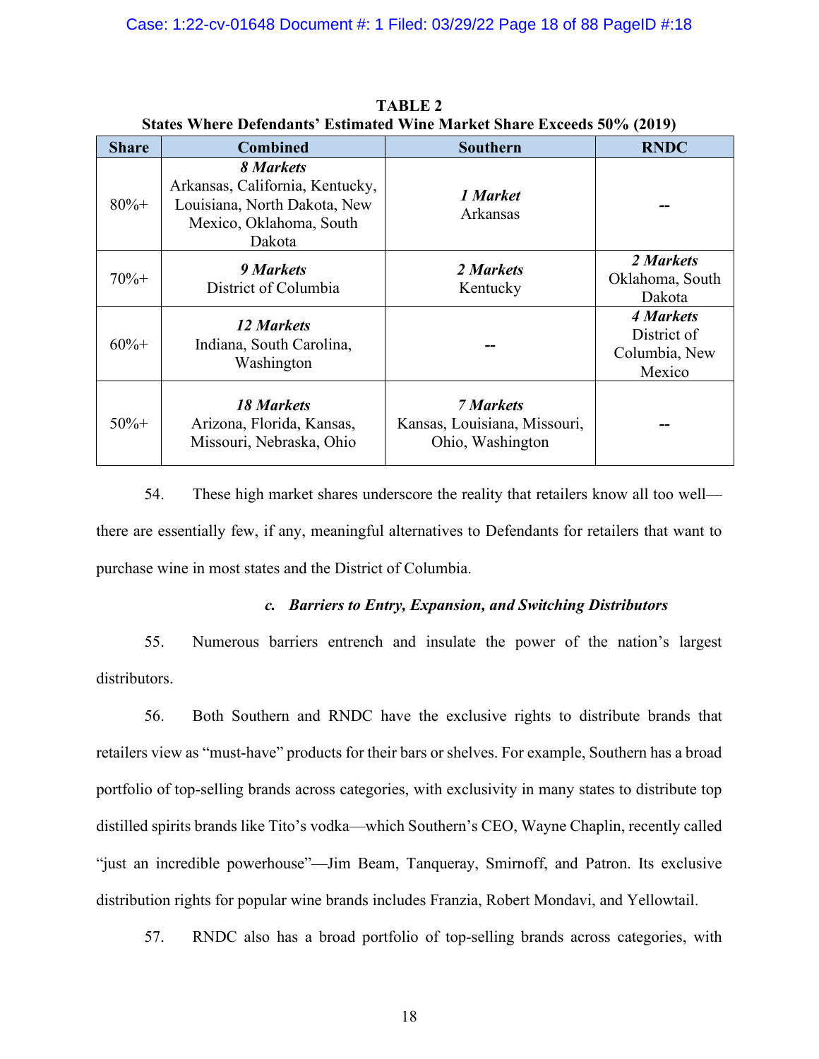**TABLE 2**
**States Where Defendants' Estimated Wine Market Share Exceeds 50% (2019)**

| Share | Combined | Southern | RNDC |
|---|---|---|---|
| 80%+ | ***8 Markets*** Arkansas, California, Kentucky, Louisiana, North Dakota, New Mexico, Oklahoma, South Dakota | ***1 Market*** Arkansas | -- |
| 70%+ | ***9 Markets*** District of Columbia | ***2 Markets*** Kentucky | ***2 Markets*** Oklahoma, South Dakota |
| 60%+ | ***12 Markets*** Indiana, South Carolina, Washington | -- | ***4 Markets*** District of Columbia, New Mexico |
| 50%+ | ***18 Markets*** Arizona, Florida, Kansas, Missouri, Nebraska, Ohio | ***7 Markets*** Kansas, Louisiana, Missouri, Ohio, Washington | -- |

54. These high market shares underscore the reality that retailers know all too well—there are essentially few, if any, meaningful alternatives to Defendants for retailers that want to purchase wine in most states and the District of Columbia.

*c. Barriers to Entry, Expansion, and Switching Distributors*

55. Numerous barriers entrench and insulate the power of the nation's largest distributors.

56. Both Southern and RNDC have the exclusive rights to distribute brands that retailers view as "must-have" products for their bars or shelves. For example, Southern has a broad portfolio of top-selling brands across categories, with exclusivity in many states to distribute top distilled spirits brands like Tito's vodka—which Southern's CEO, Wayne Chaplin, recently called "just an incredible powerhouse"—Jim Beam, Tanqueray, Smirnoff, and Patron. Its exclusive distribution rights for popular wine brands includes Franzia, Robert Mondavi, and Yellowtail.

57. RNDC also has a broad portfolio of top-selling brands across categories, with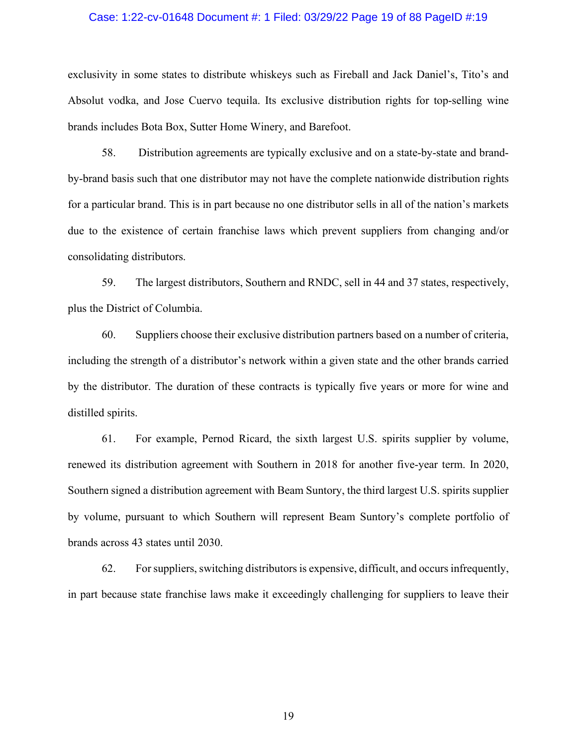exclusivity in some states to distribute whiskeys such as Fireball and Jack Daniel's, Tito's and Absolut vodka, and Jose Cuervo tequila. Its exclusive distribution rights for top-selling wine brands includes Bota Box, Sutter Home Winery, and Barefoot.

58. Distribution agreements are typically exclusive and on a state-by-state and brand-by-brand basis such that one distributor may not have the complete nationwide distribution rights for a particular brand. This is in part because no one distributor sells in all of the nation's markets due to the existence of certain franchise laws which prevent suppliers from changing and/or consolidating distributors.

59. The largest distributors, Southern and RNDC, sell in 44 and 37 states, respectively, plus the District of Columbia.

60. Suppliers choose their exclusive distribution partners based on a number of criteria, including the strength of a distributor's network within a given state and the other brands carried by the distributor. The duration of these contracts is typically five years or more for wine and distilled spirits.

61. For example, Pernod Ricard, the sixth largest U.S. spirits supplier by volume, renewed its distribution agreement with Southern in 2018 for another five-year term. In 2020, Southern signed a distribution agreement with Beam Suntory, the third largest U.S. spirits supplier by volume, pursuant to which Southern will represent Beam Suntory's complete portfolio of brands across 43 states until 2030.

62. For suppliers, switching distributors is expensive, difficult, and occurs infrequently, in part because state franchise laws make it exceedingly challenging for suppliers to leave their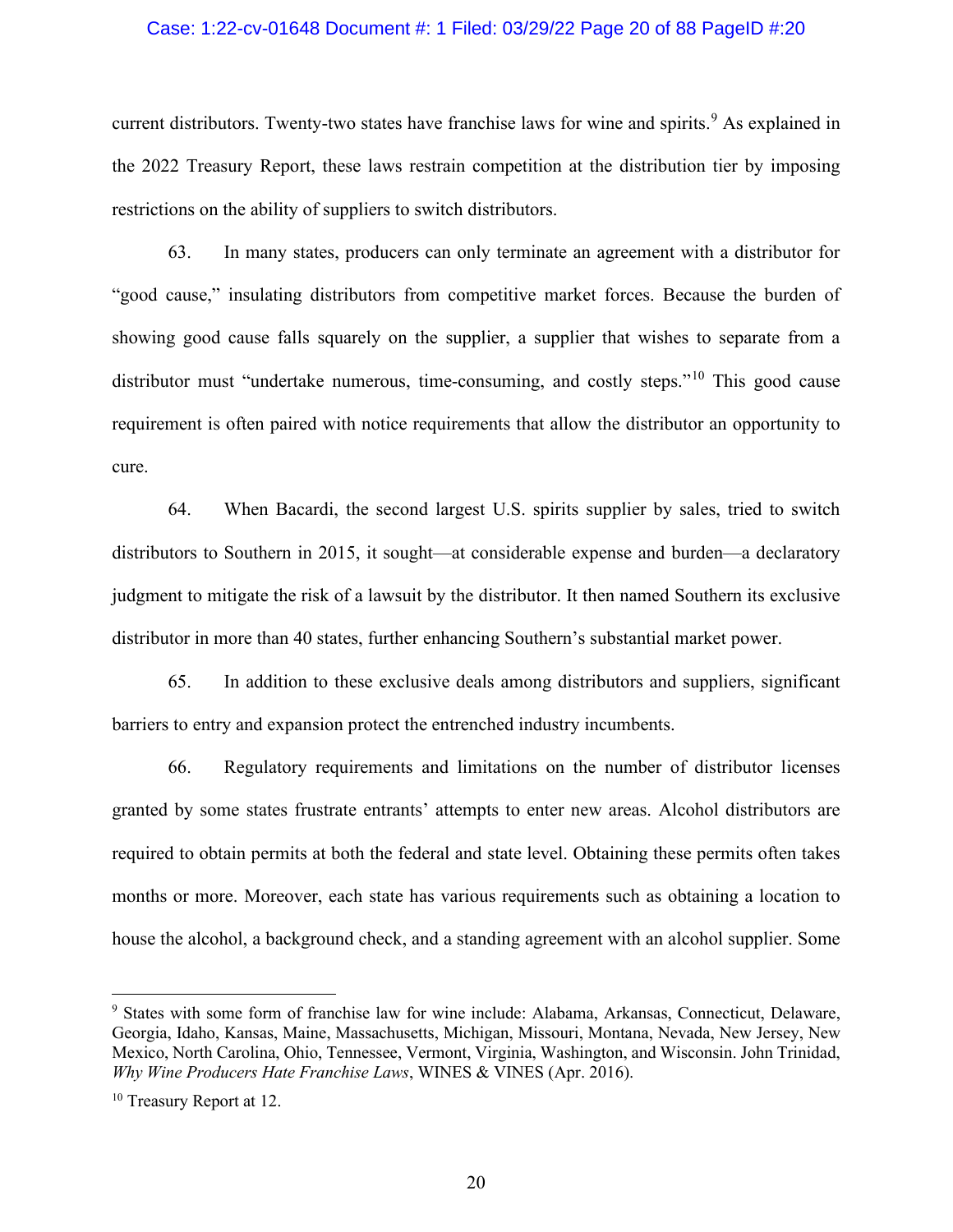current distributors. Twenty-two states have franchise laws for wine and spirits.[9] As explained in the 2022 Treasury Report, these laws restrain competition at the distribution tier by imposing restrictions on the ability of suppliers to switch distributors.

63. In many states, producers can only terminate an agreement with a distributor for "good cause," insulating distributors from competitive market forces. Because the burden of showing good cause falls squarely on the supplier, a supplier that wishes to separate from a distributor must "undertake numerous, time-consuming, and costly steps."[10] This good cause requirement is often paired with notice requirements that allow the distributor an opportunity to cure.

64. When Bacardi, the second largest U.S. spirits supplier by sales, tried to switch distributors to Southern in 2015, it sought—at considerable expense and burden—a declaratory judgment to mitigate the risk of a lawsuit by the distributor. It then named Southern its exclusive distributor in more than 40 states, further enhancing Southern's substantial market power.

65. In addition to these exclusive deals among distributors and suppliers, significant barriers to entry and expansion protect the entrenched industry incumbents.

66. Regulatory requirements and limitations on the number of distributor licenses granted by some states frustrate entrants' attempts to enter new areas. Alcohol distributors are required to obtain permits at both the federal and state level. Obtaining these permits often takes months or more. Moreover, each state has various requirements such as obtaining a location to house the alcohol, a background check, and a standing agreement with an alcohol supplier. Some

---

[9] States with some form of franchise law for wine include: Alabama, Arkansas, Connecticut, Delaware, Georgia, Idaho, Kansas, Maine, Massachusetts, Michigan, Missouri, Montana, Nevada, New Jersey, New Mexico, North Carolina, Ohio, Tennessee, Vermont, Virginia, Washington, and Wisconsin. John Trinidad, *Why Wine Producers Hate Franchise Laws*, WINES & VINES (Apr. 2016).

[10] Treasury Report at 12.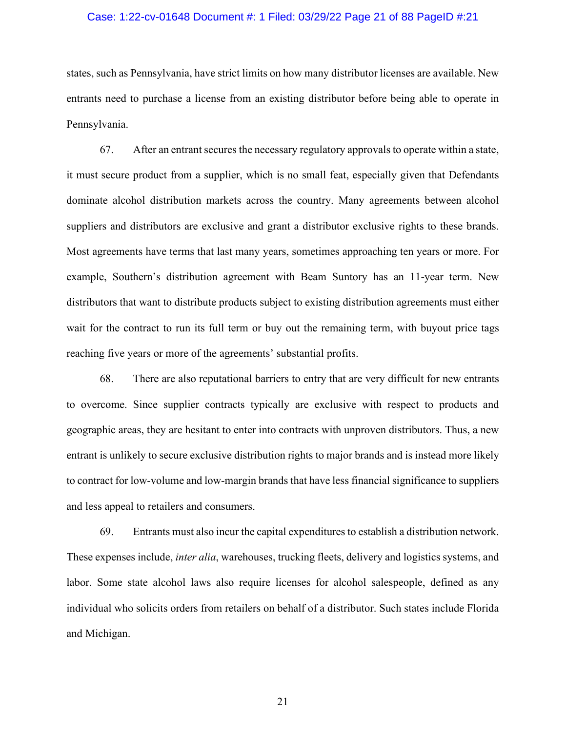states, such as Pennsylvania, have strict limits on how many distributor licenses are available. New entrants need to purchase a license from an existing distributor before being able to operate in Pennsylvania.

67. After an entrant secures the necessary regulatory approvals to operate within a state, it must secure product from a supplier, which is no small feat, especially given that Defendants dominate alcohol distribution markets across the country. Many agreements between alcohol suppliers and distributors are exclusive and grant a distributor exclusive rights to these brands. Most agreements have terms that last many years, sometimes approaching ten years or more. For example, Southern's distribution agreement with Beam Suntory has an 11-year term. New distributors that want to distribute products subject to existing distribution agreements must either wait for the contract to run its full term or buy out the remaining term, with buyout price tags reaching five years or more of the agreements' substantial profits.

68. There are also reputational barriers to entry that are very difficult for new entrants to overcome. Since supplier contracts typically are exclusive with respect to products and geographic areas, they are hesitant to enter into contracts with unproven distributors. Thus, a new entrant is unlikely to secure exclusive distribution rights to major brands and is instead more likely to contract for low-volume and low-margin brands that have less financial significance to suppliers and less appeal to retailers and consumers.

69. Entrants must also incur the capital expenditures to establish a distribution network. These expenses include, *inter alia*, warehouses, trucking fleets, delivery and logistics systems, and labor. Some state alcohol laws also require licenses for alcohol salespeople, defined as any individual who solicits orders from retailers on behalf of a distributor. Such states include Florida and Michigan.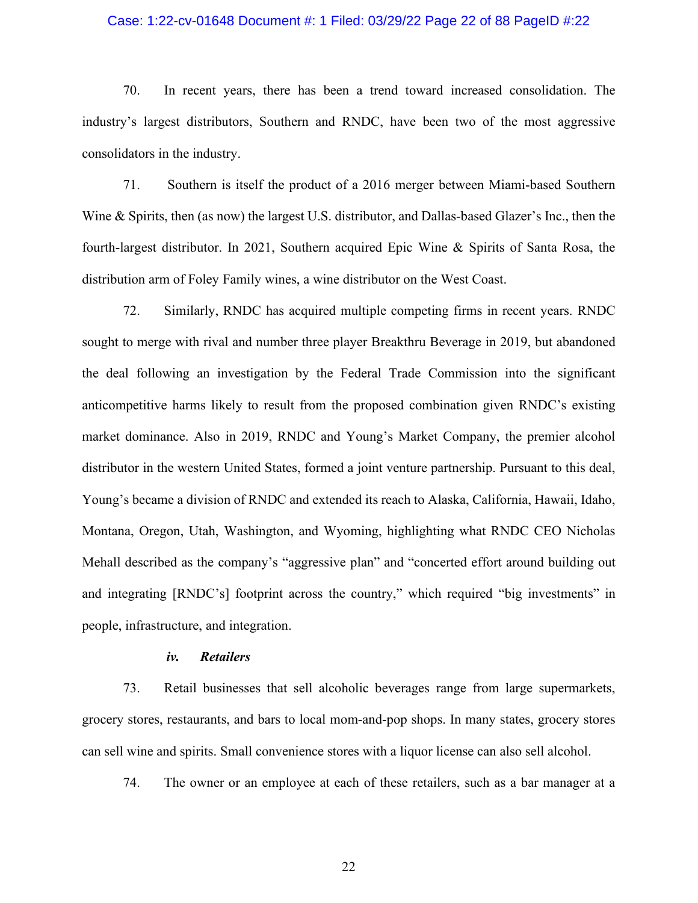70. In recent years, there has been a trend toward increased consolidation. The industry's largest distributors, Southern and RNDC, have been two of the most aggressive consolidators in the industry.

71. Southern is itself the product of a 2016 merger between Miami-based Southern Wine & Spirits, then (as now) the largest U.S. distributor, and Dallas-based Glazer's Inc., then the fourth-largest distributor. In 2021, Southern acquired Epic Wine & Spirits of Santa Rosa, the distribution arm of Foley Family wines, a wine distributor on the West Coast.

72. Similarly, RNDC has acquired multiple competing firms in recent years. RNDC sought to merge with rival and number three player Breakthru Beverage in 2019, but abandoned the deal following an investigation by the Federal Trade Commission into the significant anticompetitive harms likely to result from the proposed combination given RNDC's existing market dominance. Also in 2019, RNDC and Young's Market Company, the premier alcohol distributor in the western United States, formed a joint venture partnership. Pursuant to this deal, Young's became a division of RNDC and extended its reach to Alaska, California, Hawaii, Idaho, Montana, Oregon, Utah, Washington, and Wyoming, highlighting what RNDC CEO Nicholas Mehall described as the company's "aggressive plan" and "concerted effort around building out and integrating [RNDC's] footprint across the country," which required "big investments" in people, infrastructure, and integration.

#### *iv. Retailers*

73. Retail businesses that sell alcoholic beverages range from large supermarkets, grocery stores, restaurants, and bars to local mom-and-pop shops. In many states, grocery stores can sell wine and spirits. Small convenience stores with a liquor license can also sell alcohol.

74. The owner or an employee at each of these retailers, such as a bar manager at a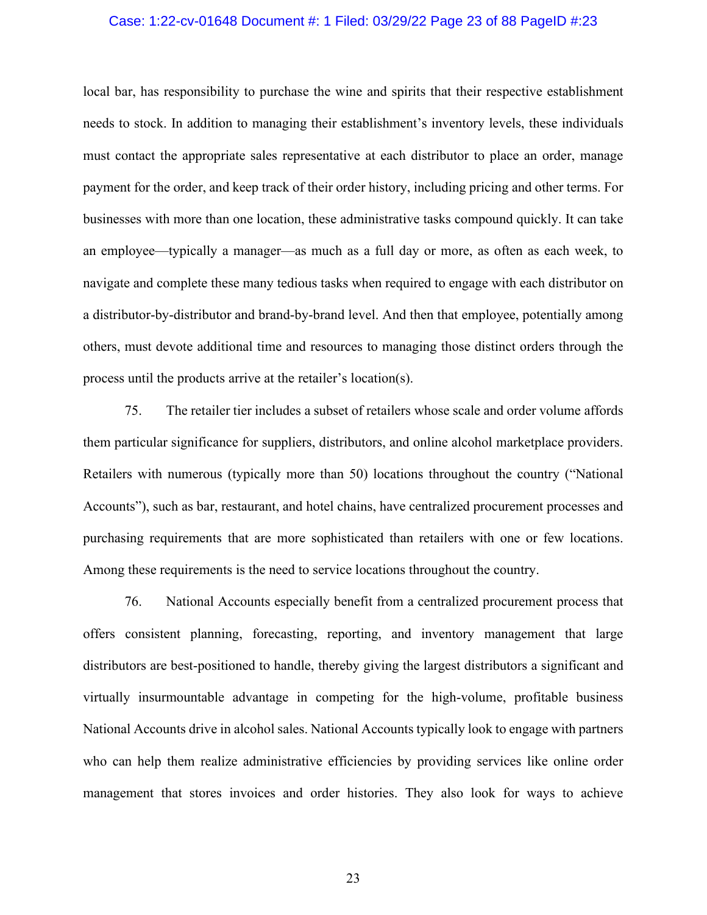local bar, has responsibility to purchase the wine and spirits that their respective establishment needs to stock. In addition to managing their establishment's inventory levels, these individuals must contact the appropriate sales representative at each distributor to place an order, manage payment for the order, and keep track of their order history, including pricing and other terms. For businesses with more than one location, these administrative tasks compound quickly. It can take an employee—typically a manager—as much as a full day or more, as often as each week, to navigate and complete these many tedious tasks when required to engage with each distributor on a distributor-by-distributor and brand-by-brand level. And then that employee, potentially among others, must devote additional time and resources to managing those distinct orders through the process until the products arrive at the retailer's location(s).

75. The retailer tier includes a subset of retailers whose scale and order volume affords them particular significance for suppliers, distributors, and online alcohol marketplace providers. Retailers with numerous (typically more than 50) locations throughout the country ("National Accounts"), such as bar, restaurant, and hotel chains, have centralized procurement processes and purchasing requirements that are more sophisticated than retailers with one or few locations. Among these requirements is the need to service locations throughout the country.

76. National Accounts especially benefit from a centralized procurement process that offers consistent planning, forecasting, reporting, and inventory management that large distributors are best-positioned to handle, thereby giving the largest distributors a significant and virtually insurmountable advantage in competing for the high-volume, profitable business National Accounts drive in alcohol sales. National Accounts typically look to engage with partners who can help them realize administrative efficiencies by providing services like online order management that stores invoices and order histories. They also look for ways to achieve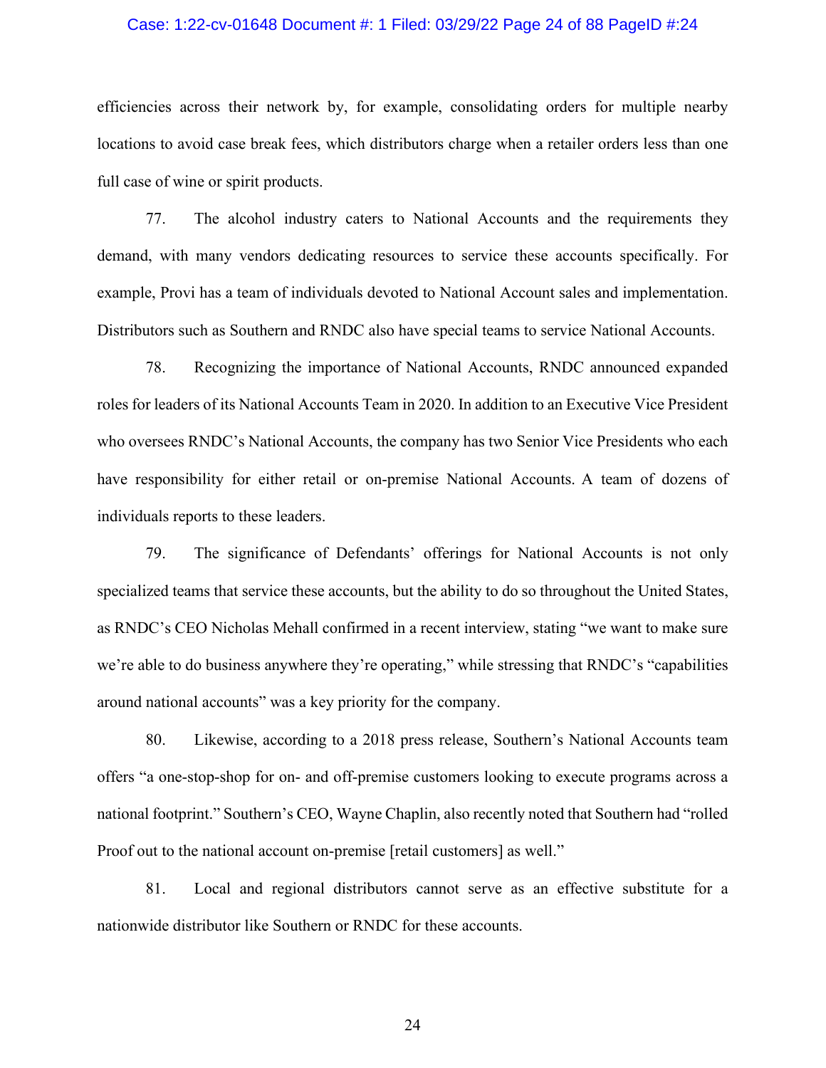efficiencies across their network by, for example, consolidating orders for multiple nearby locations to avoid case break fees, which distributors charge when a retailer orders less than one full case of wine or spirit products.

77. The alcohol industry caters to National Accounts and the requirements they demand, with many vendors dedicating resources to service these accounts specifically. For example, Provi has a team of individuals devoted to National Account sales and implementation. Distributors such as Southern and RNDC also have special teams to service National Accounts.

78. Recognizing the importance of National Accounts, RNDC announced expanded roles for leaders of its National Accounts Team in 2020. In addition to an Executive Vice President who oversees RNDC's National Accounts, the company has two Senior Vice Presidents who each have responsibility for either retail or on-premise National Accounts. A team of dozens of individuals reports to these leaders.

79. The significance of Defendants' offerings for National Accounts is not only specialized teams that service these accounts, but the ability to do so throughout the United States, as RNDC's CEO Nicholas Mehall confirmed in a recent interview, stating "we want to make sure we're able to do business anywhere they're operating," while stressing that RNDC's "capabilities around national accounts" was a key priority for the company.

80. Likewise, according to a 2018 press release, Southern's National Accounts team offers "a one-stop-shop for on- and off-premise customers looking to execute programs across a national footprint." Southern's CEO, Wayne Chaplin, also recently noted that Southern had "rolled Proof out to the national account on-premise [retail customers] as well."

81. Local and regional distributors cannot serve as an effective substitute for a nationwide distributor like Southern or RNDC for these accounts.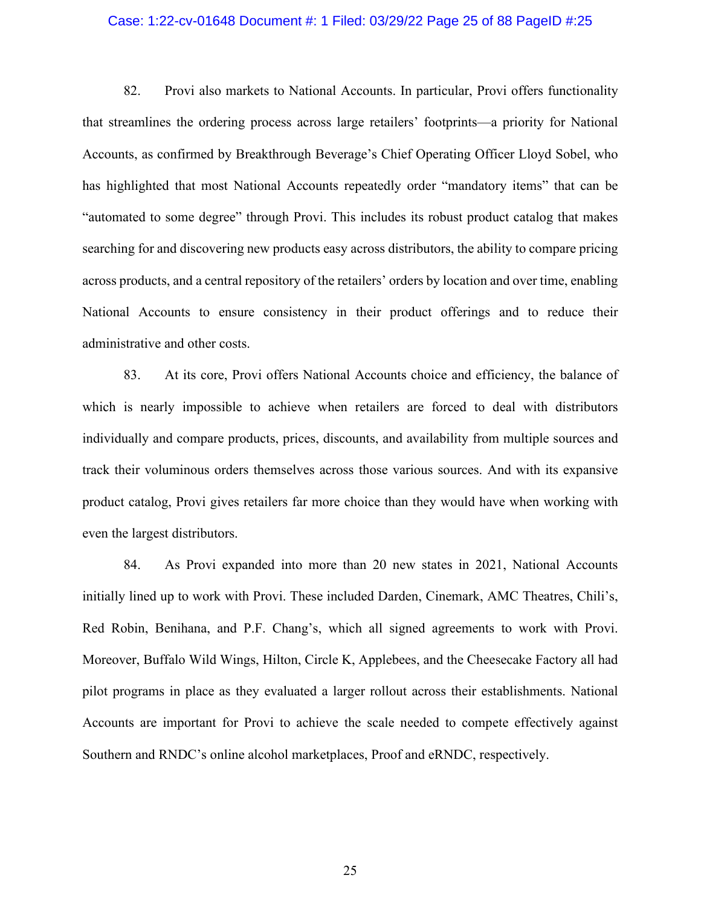82. Provi also markets to National Accounts. In particular, Provi offers functionality that streamlines the ordering process across large retailers' footprints—a priority for National Accounts, as confirmed by Breakthrough Beverage's Chief Operating Officer Lloyd Sobel, who has highlighted that most National Accounts repeatedly order "mandatory items" that can be "automated to some degree" through Provi. This includes its robust product catalog that makes searching for and discovering new products easy across distributors, the ability to compare pricing across products, and a central repository of the retailers' orders by location and over time, enabling National Accounts to ensure consistency in their product offerings and to reduce their administrative and other costs.

83. At its core, Provi offers National Accounts choice and efficiency, the balance of which is nearly impossible to achieve when retailers are forced to deal with distributors individually and compare products, prices, discounts, and availability from multiple sources and track their voluminous orders themselves across those various sources. And with its expansive product catalog, Provi gives retailers far more choice than they would have when working with even the largest distributors.

84. As Provi expanded into more than 20 new states in 2021, National Accounts initially lined up to work with Provi. These included Darden, Cinemark, AMC Theatres, Chili's, Red Robin, Benihana, and P.F. Chang's, which all signed agreements to work with Provi. Moreover, Buffalo Wild Wings, Hilton, Circle K, Applebees, and the Cheesecake Factory all had pilot programs in place as they evaluated a larger rollout across their establishments. National Accounts are important for Provi to achieve the scale needed to compete effectively against Southern and RNDC's online alcohol marketplaces, Proof and eRNDC, respectively.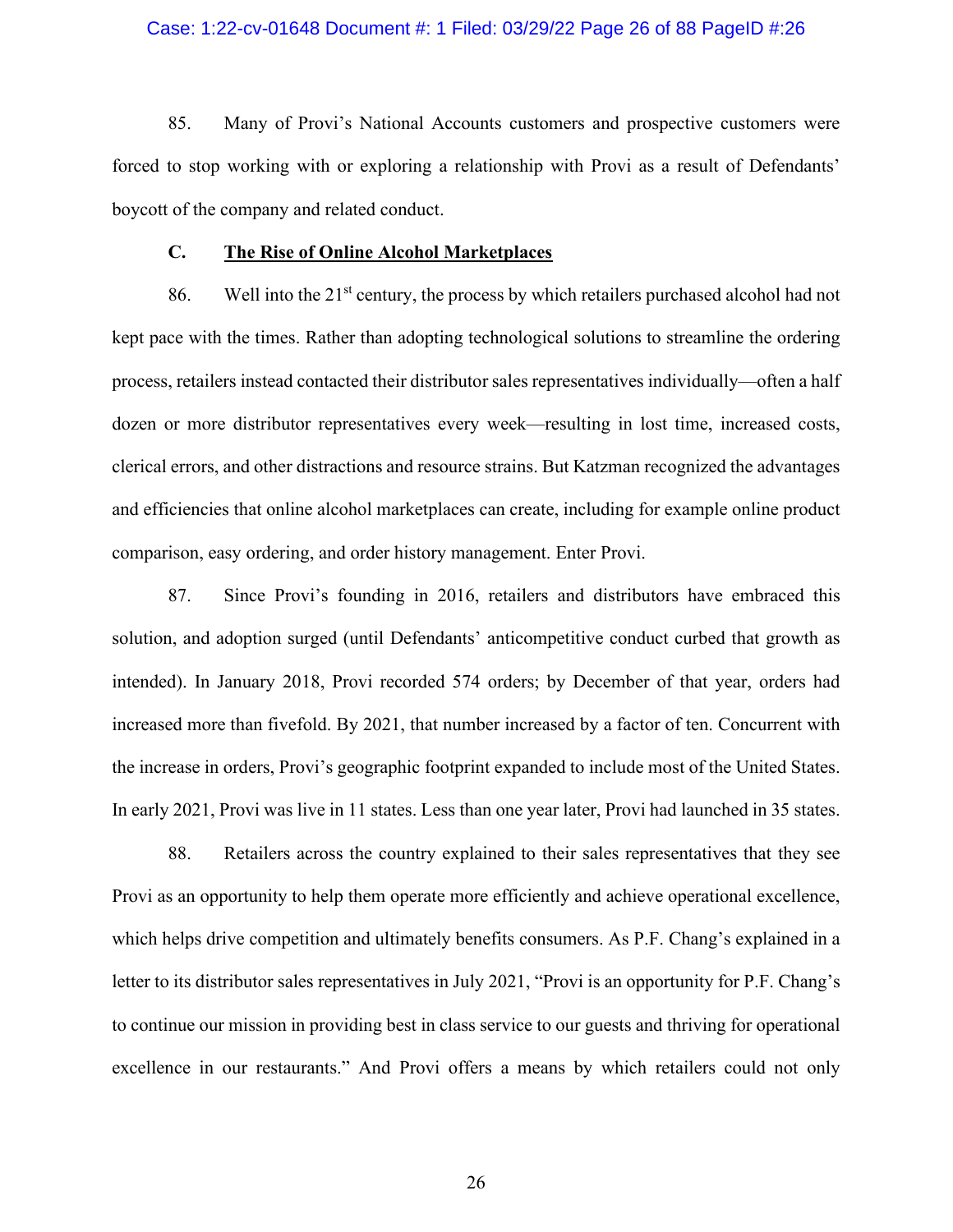85. Many of Provi's National Accounts customers and prospective customers were forced to stop working with or exploring a relationship with Provi as a result of Defendants' boycott of the company and related conduct.

### C. <u>The Rise of Online Alcohol Marketplaces</u>

86. Well into the 21st century, the process by which retailers purchased alcohol had not kept pace with the times. Rather than adopting technological solutions to streamline the ordering process, retailers instead contacted their distributor sales representatives individually—often a half dozen or more distributor representatives every week—resulting in lost time, increased costs, clerical errors, and other distractions and resource strains. But Katzman recognized the advantages and efficiencies that online alcohol marketplaces can create, including for example online product comparison, easy ordering, and order history management. Enter Provi.

87. Since Provi's founding in 2016, retailers and distributors have embraced this solution, and adoption surged (until Defendants' anticompetitive conduct curbed that growth as intended). In January 2018, Provi recorded 574 orders; by December of that year, orders had increased more than fivefold. By 2021, that number increased by a factor of ten. Concurrent with the increase in orders, Provi's geographic footprint expanded to include most of the United States. In early 2021, Provi was live in 11 states. Less than one year later, Provi had launched in 35 states.

88. Retailers across the country explained to their sales representatives that they see Provi as an opportunity to help them operate more efficiently and achieve operational excellence, which helps drive competition and ultimately benefits consumers. As P.F. Chang's explained in a letter to its distributor sales representatives in July 2021, "Provi is an opportunity for P.F. Chang's to continue our mission in providing best in class service to our guests and thriving for operational excellence in our restaurants." And Provi offers a means by which retailers could not only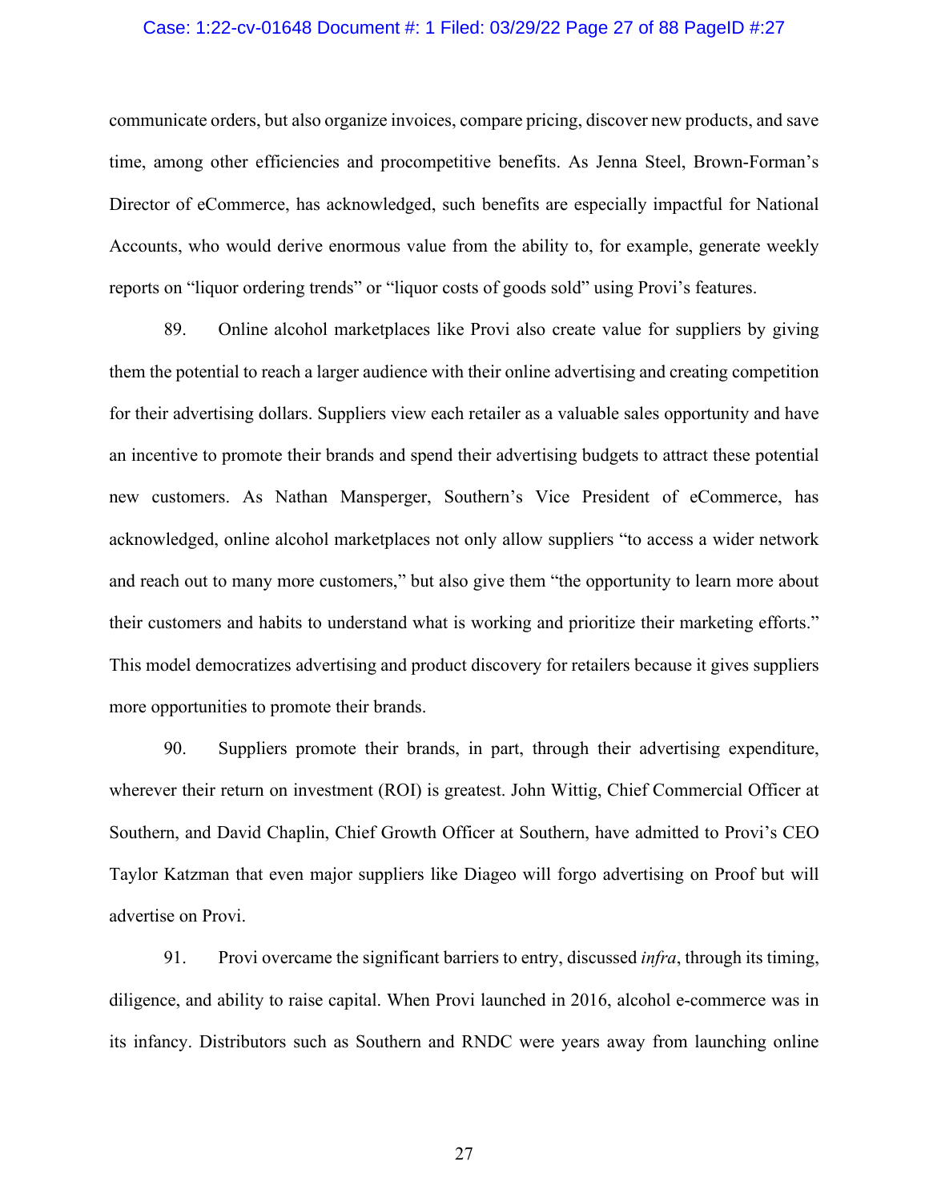communicate orders, but also organize invoices, compare pricing, discover new products, and save time, among other efficiencies and procompetitive benefits. As Jenna Steel, Brown-Forman's Director of eCommerce, has acknowledged, such benefits are especially impactful for National Accounts, who would derive enormous value from the ability to, for example, generate weekly reports on "liquor ordering trends" or "liquor costs of goods sold" using Provi's features.

89. Online alcohol marketplaces like Provi also create value for suppliers by giving them the potential to reach a larger audience with their online advertising and creating competition for their advertising dollars. Suppliers view each retailer as a valuable sales opportunity and have an incentive to promote their brands and spend their advertising budgets to attract these potential new customers. As Nathan Mansperger, Southern's Vice President of eCommerce, has acknowledged, online alcohol marketplaces not only allow suppliers "to access a wider network and reach out to many more customers," but also give them "the opportunity to learn more about their customers and habits to understand what is working and prioritize their marketing efforts." This model democratizes advertising and product discovery for retailers because it gives suppliers more opportunities to promote their brands.

90. Suppliers promote their brands, in part, through their advertising expenditure, wherever their return on investment (ROI) is greatest. John Wittig, Chief Commercial Officer at Southern, and David Chaplin, Chief Growth Officer at Southern, have admitted to Provi's CEO Taylor Katzman that even major suppliers like Diageo will forgo advertising on Proof but will advertise on Provi.

91. Provi overcame the significant barriers to entry, discussed *infra*, through its timing, diligence, and ability to raise capital. When Provi launched in 2016, alcohol e-commerce was in its infancy. Distributors such as Southern and RNDC were years away from launching online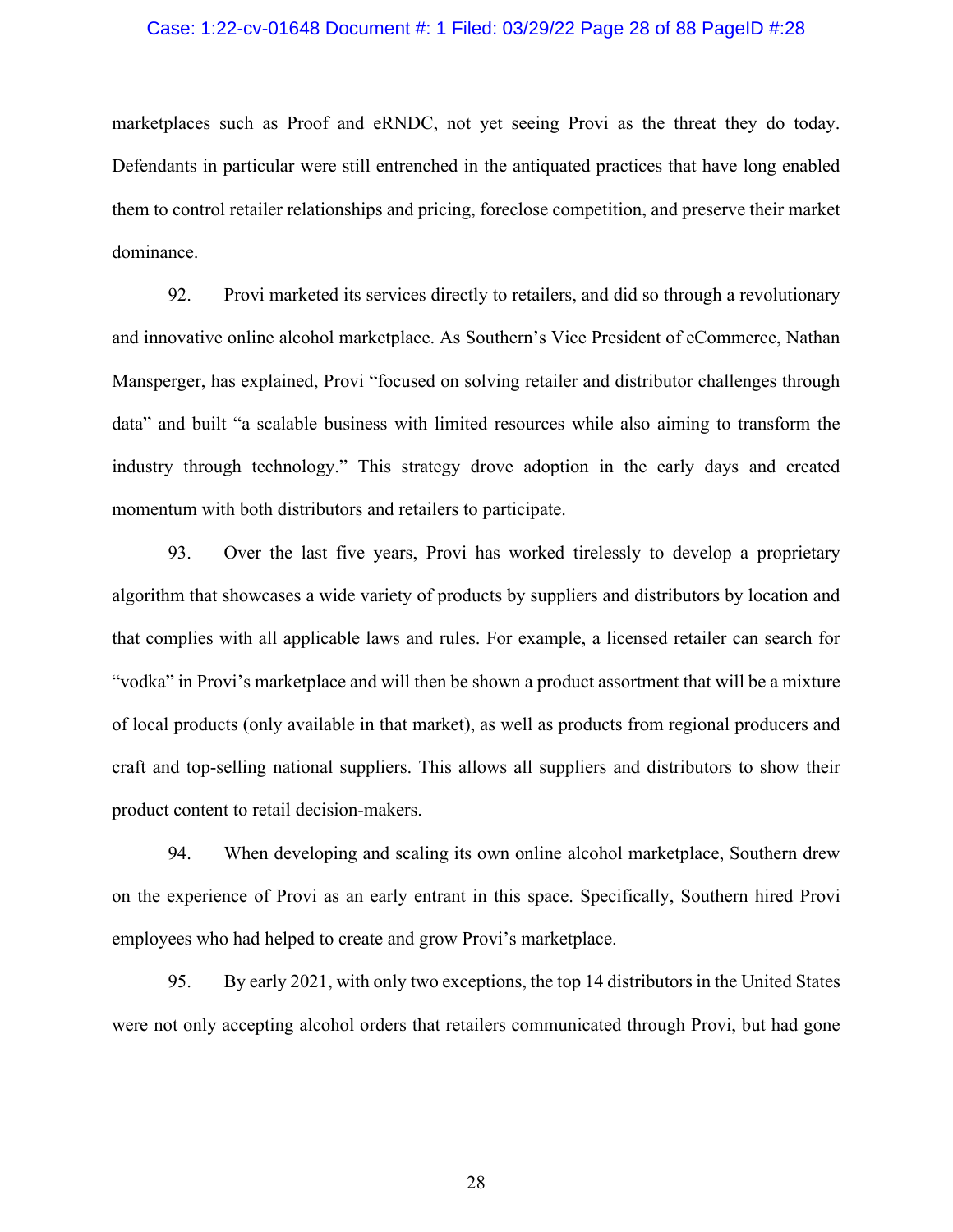marketplaces such as Proof and eRNDC, not yet seeing Provi as the threat they do today. Defendants in particular were still entrenched in the antiquated practices that have long enabled them to control retailer relationships and pricing, foreclose competition, and preserve their market dominance.

92. Provi marketed its services directly to retailers, and did so through a revolutionary and innovative online alcohol marketplace. As Southern's Vice President of eCommerce, Nathan Mansperger, has explained, Provi "focused on solving retailer and distributor challenges through data" and built "a scalable business with limited resources while also aiming to transform the industry through technology." This strategy drove adoption in the early days and created momentum with both distributors and retailers to participate.

93. Over the last five years, Provi has worked tirelessly to develop a proprietary algorithm that showcases a wide variety of products by suppliers and distributors by location and that complies with all applicable laws and rules. For example, a licensed retailer can search for "vodka" in Provi's marketplace and will then be shown a product assortment that will be a mixture of local products (only available in that market), as well as products from regional producers and craft and top-selling national suppliers. This allows all suppliers and distributors to show their product content to retail decision-makers.

94. When developing and scaling its own online alcohol marketplace, Southern drew on the experience of Provi as an early entrant in this space. Specifically, Southern hired Provi employees who had helped to create and grow Provi's marketplace.

95. By early 2021, with only two exceptions, the top 14 distributors in the United States were not only accepting alcohol orders that retailers communicated through Provi, but had gone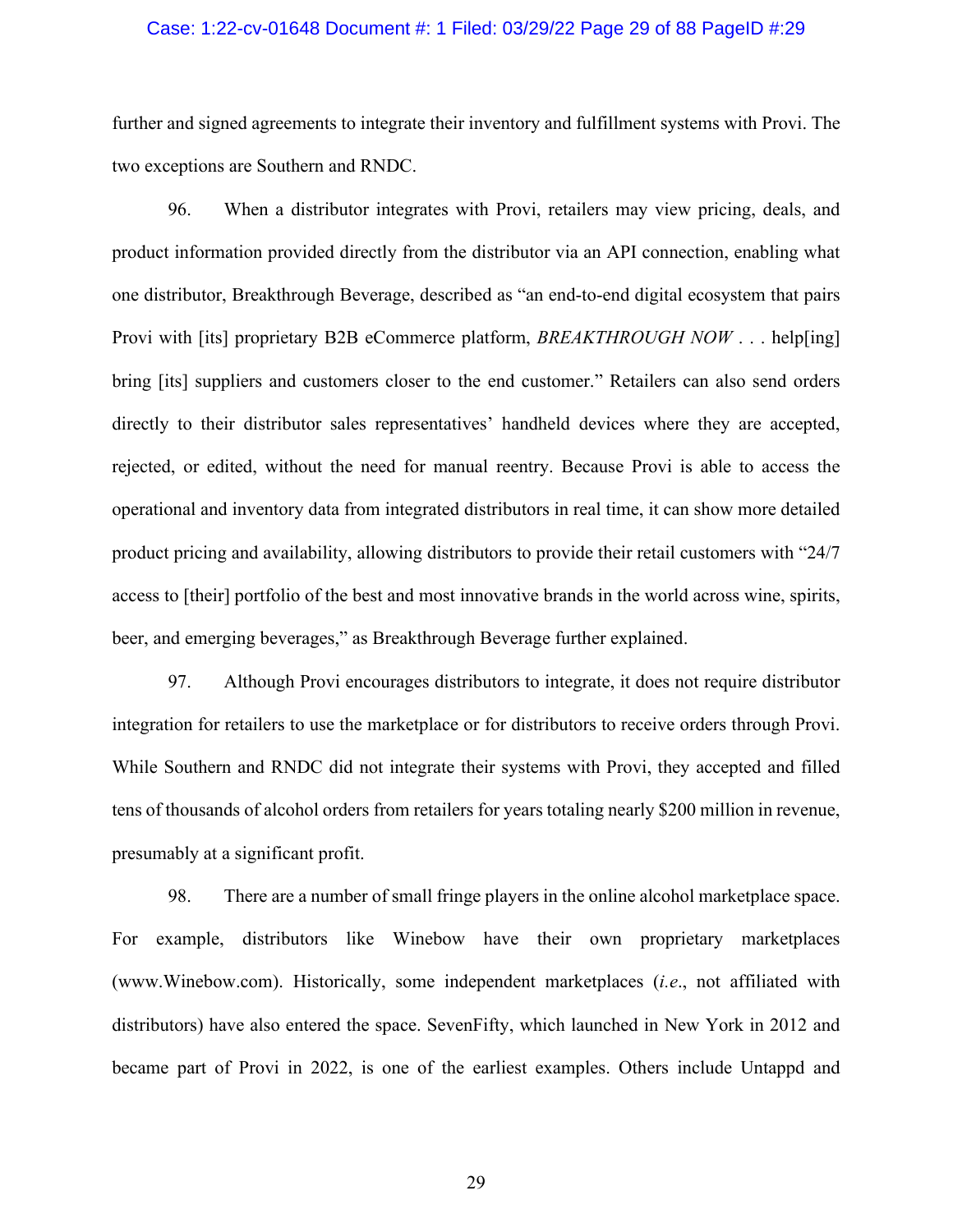further and signed agreements to integrate their inventory and fulfillment systems with Provi. The two exceptions are Southern and RNDC.

96. When a distributor integrates with Provi, retailers may view pricing, deals, and product information provided directly from the distributor via an API connection, enabling what one distributor, Breakthrough Beverage, described as "an end-to-end digital ecosystem that pairs Provi with [its] proprietary B2B eCommerce platform, *BREAKTHROUGH NOW* . . . help[ing] bring [its] suppliers and customers closer to the end customer." Retailers can also send orders directly to their distributor sales representatives' handheld devices where they are accepted, rejected, or edited, without the need for manual reentry. Because Provi is able to access the operational and inventory data from integrated distributors in real time, it can show more detailed product pricing and availability, allowing distributors to provide their retail customers with "24/7 access to [their] portfolio of the best and most innovative brands in the world across wine, spirits, beer, and emerging beverages," as Breakthrough Beverage further explained.

97. Although Provi encourages distributors to integrate, it does not require distributor integration for retailers to use the marketplace or for distributors to receive orders through Provi. While Southern and RNDC did not integrate their systems with Provi, they accepted and filled tens of thousands of alcohol orders from retailers for years totaling nearly $200 million in revenue, presumably at a significant profit.

98. There are a number of small fringe players in the online alcohol marketplace space. For example, distributors like Winebow have their own proprietary marketplaces (www.Winebow.com). Historically, some independent marketplaces (*i.e.*, not affiliated with distributors) have also entered the space. SevenFifty, which launched in New York in 2012 and became part of Provi in 2022, is one of the earliest examples. Others include Untappd and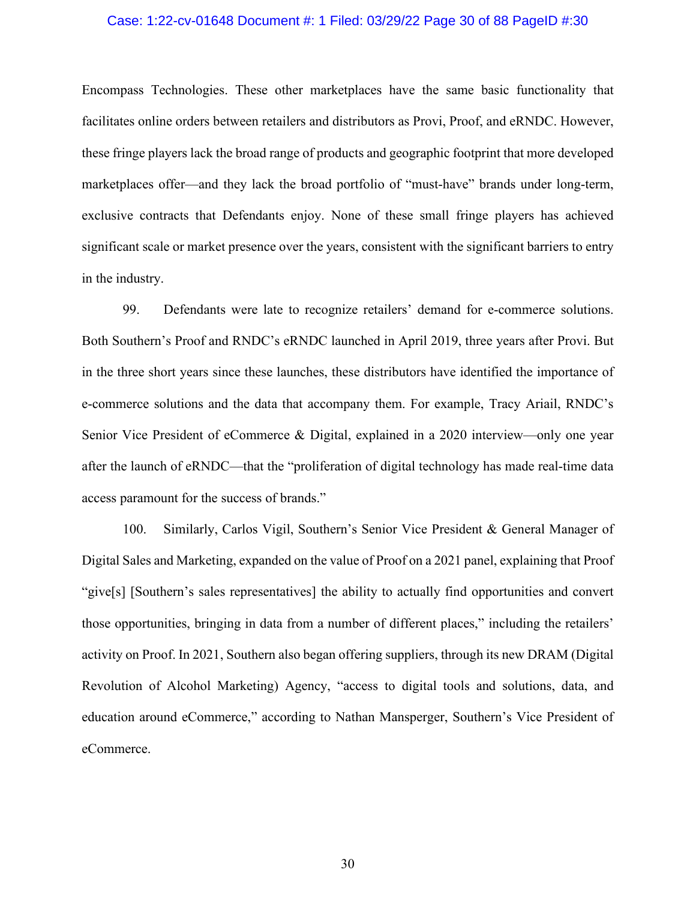Encompass Technologies. These other marketplaces have the same basic functionality that facilitates online orders between retailers and distributors as Provi, Proof, and eRNDC. However, these fringe players lack the broad range of products and geographic footprint that more developed marketplaces offer—and they lack the broad portfolio of "must-have" brands under long-term, exclusive contracts that Defendants enjoy. None of these small fringe players has achieved significant scale or market presence over the years, consistent with the significant barriers to entry in the industry.

99. Defendants were late to recognize retailers' demand for e-commerce solutions. Both Southern's Proof and RNDC's eRNDC launched in April 2019, three years after Provi. But in the three short years since these launches, these distributors have identified the importance of e-commerce solutions and the data that accompany them. For example, Tracy Ariail, RNDC's Senior Vice President of eCommerce & Digital, explained in a 2020 interview—only one year after the launch of eRNDC—that the "proliferation of digital technology has made real-time data access paramount for the success of brands."

100. Similarly, Carlos Vigil, Southern's Senior Vice President & General Manager of Digital Sales and Marketing, expanded on the value of Proof on a 2021 panel, explaining that Proof "give[s] [Southern's sales representatives] the ability to actually find opportunities and convert those opportunities, bringing in data from a number of different places," including the retailers' activity on Proof. In 2021, Southern also began offering suppliers, through its new DRAM (Digital Revolution of Alcohol Marketing) Agency, "access to digital tools and solutions, data, and education around eCommerce," according to Nathan Mansperger, Southern's Vice President of eCommerce.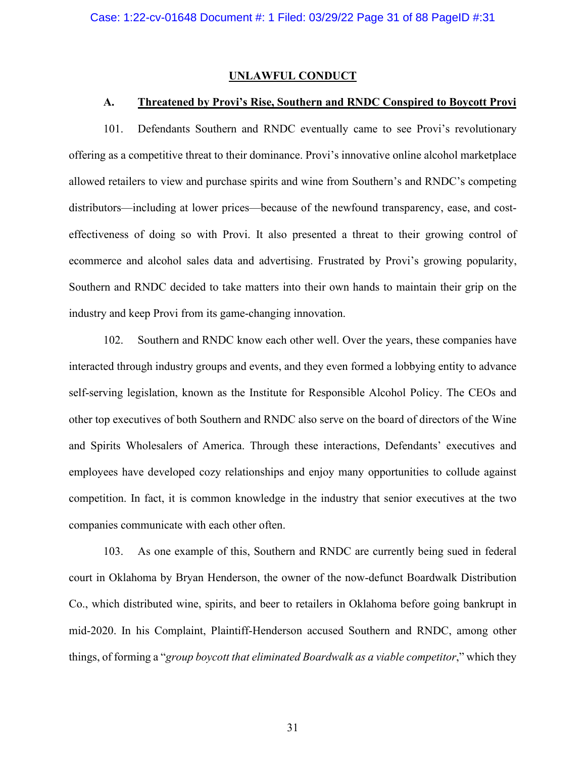## UNLAWFUL CONDUCT

### A. Threatened by Provi's Rise, Southern and RNDC Conspired to Boycott Provi

101. Defendants Southern and RNDC eventually came to see Provi's revolutionary offering as a competitive threat to their dominance. Provi's innovative online alcohol marketplace allowed retailers to view and purchase spirits and wine from Southern's and RNDC's competing distributors—including at lower prices—because of the newfound transparency, ease, and cost-effectiveness of doing so with Provi. It also presented a threat to their growing control of ecommerce and alcohol sales data and advertising. Frustrated by Provi's growing popularity, Southern and RNDC decided to take matters into their own hands to maintain their grip on the industry and keep Provi from its game-changing innovation.

102. Southern and RNDC know each other well. Over the years, these companies have interacted through industry groups and events, and they even formed a lobbying entity to advance self-serving legislation, known as the Institute for Responsible Alcohol Policy. The CEOs and other top executives of both Southern and RNDC also serve on the board of directors of the Wine and Spirits Wholesalers of America. Through these interactions, Defendants' executives and employees have developed cozy relationships and enjoy many opportunities to collude against competition. In fact, it is common knowledge in the industry that senior executives at the two companies communicate with each other often.

103. As one example of this, Southern and RNDC are currently being sued in federal court in Oklahoma by Bryan Henderson, the owner of the now-defunct Boardwalk Distribution Co., which distributed wine, spirits, and beer to retailers in Oklahoma before going bankrupt in mid-2020. In his Complaint, Plaintiff-Henderson accused Southern and RNDC, among other things, of forming a "*group boycott that eliminated Boardwalk as a viable competitor*," which they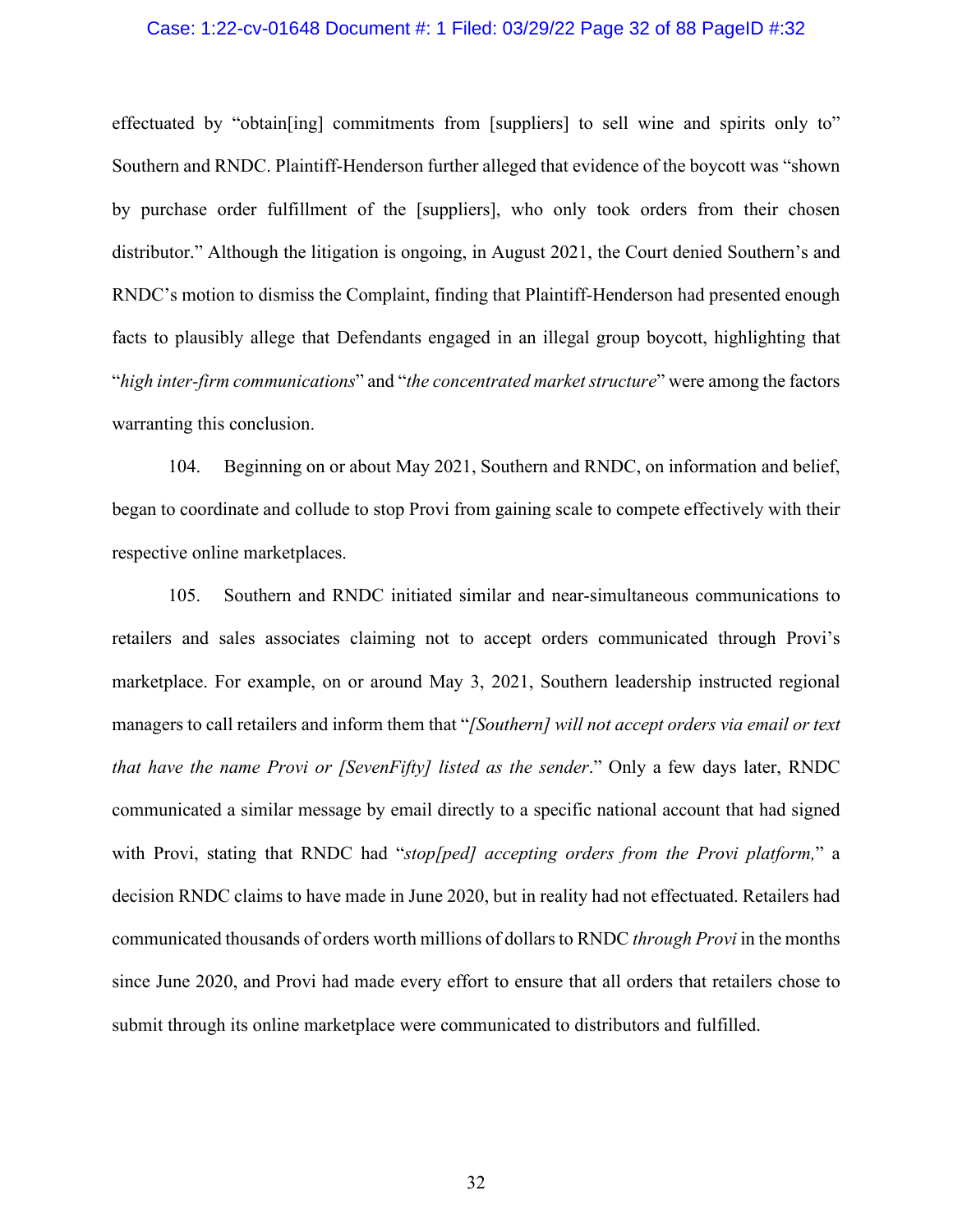effectuated by "obtain[ing] commitments from [suppliers] to sell wine and spirits only to" Southern and RNDC. Plaintiff-Henderson further alleged that evidence of the boycott was "shown by purchase order fulfillment of the [suppliers], who only took orders from their chosen distributor." Although the litigation is ongoing, in August 2021, the Court denied Southern's and RNDC's motion to dismiss the Complaint, finding that Plaintiff-Henderson had presented enough facts to plausibly allege that Defendants engaged in an illegal group boycott, highlighting that "*high inter-firm communications*" and "*the concentrated market structure*" were among the factors warranting this conclusion.

104. Beginning on or about May 2021, Southern and RNDC, on information and belief, began to coordinate and collude to stop Provi from gaining scale to compete effectively with their respective online marketplaces.

105. Southern and RNDC initiated similar and near-simultaneous communications to retailers and sales associates claiming not to accept orders communicated through Provi's marketplace. For example, on or around May 3, 2021, Southern leadership instructed regional managers to call retailers and inform them that "*[Southern] will not accept orders via email or text that have the name Provi or [SevenFifty] listed as the sender*." Only a few days later, RNDC communicated a similar message by email directly to a specific national account that had signed with Provi, stating that RNDC had "*stop[ped] accepting orders from the Provi platform,*" a decision RNDC claims to have made in June 2020, but in reality had not effectuated. Retailers had communicated thousands of orders worth millions of dollars to RNDC *through Provi* in the months since June 2020, and Provi had made every effort to ensure that all orders that retailers chose to submit through its online marketplace were communicated to distributors and fulfilled.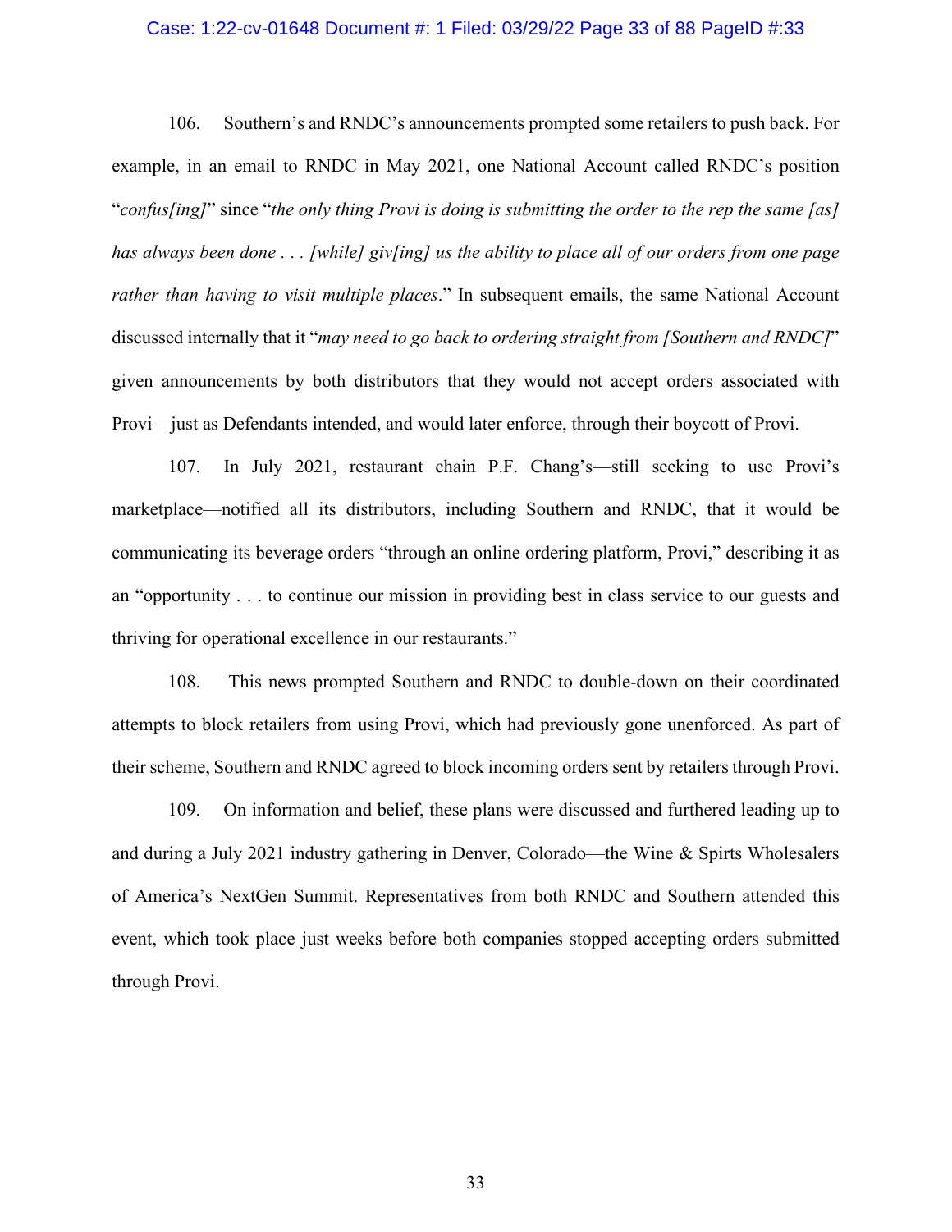106. Southern's and RNDC's announcements prompted some retailers to push back. For example, in an email to RNDC in May 2021, one National Account called RNDC's position "*confus[ing]*" since "*the only thing Provi is doing is submitting the order to the rep the same [as] has always been done . . . [while] giv[ing] us the ability to place all of our orders from one page rather than having to visit multiple places*." In subsequent emails, the same National Account discussed internally that it "*may need to go back to ordering straight from [Southern and RNDC]*" given announcements by both distributors that they would not accept orders associated with Provi—just as Defendants intended, and would later enforce, through their boycott of Provi.

107. In July 2021, restaurant chain P.F. Chang's—still seeking to use Provi's marketplace—notified all its distributors, including Southern and RNDC, that it would be communicating its beverage orders "through an online ordering platform, Provi," describing it as an "opportunity . . . to continue our mission in providing best in class service to our guests and thriving for operational excellence in our restaurants."

108. This news prompted Southern and RNDC to double-down on their coordinated attempts to block retailers from using Provi, which had previously gone unenforced. As part of their scheme, Southern and RNDC agreed to block incoming orders sent by retailers through Provi.

109. On information and belief, these plans were discussed and furthered leading up to and during a July 2021 industry gathering in Denver, Colorado—the Wine & Spirts Wholesalers of America's NextGen Summit. Representatives from both RNDC and Southern attended this event, which took place just weeks before both companies stopped accepting orders submitted through Provi.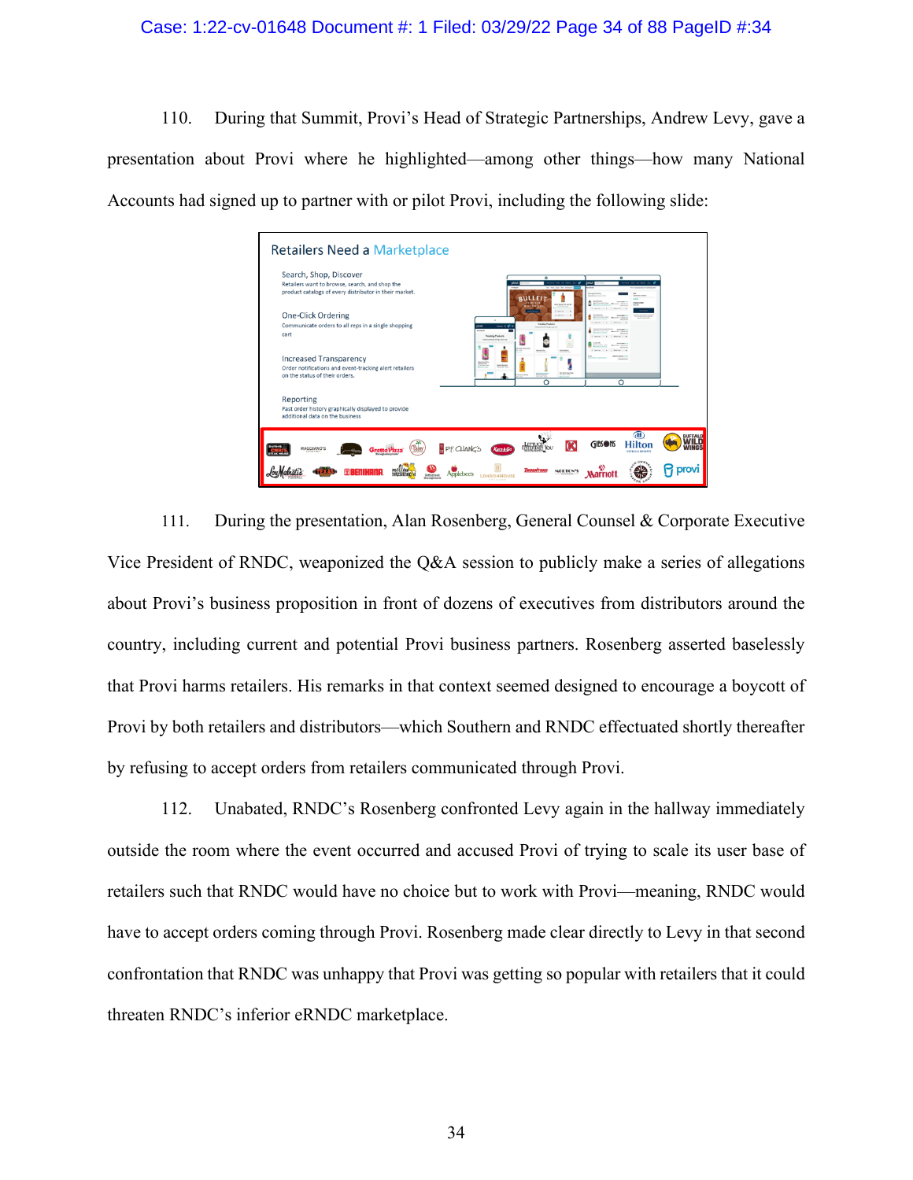110. During that Summit, Provi's Head of Strategic Partnerships, Andrew Levy, gave a presentation about Provi where he highlighted—among other things—how many National Accounts had signed up to partner with or pilot Provi, including the following slide:

111. During the presentation, Alan Rosenberg, General Counsel & Corporate Executive Vice President of RNDC, weaponized the Q&A session to publicly make a series of allegations about Provi's business proposition in front of dozens of executives from distributors around the country, including current and potential Provi business partners. Rosenberg asserted baselessly that Provi harms retailers. His remarks in that context seemed designed to encourage a boycott of Provi by both retailers and distributors—which Southern and RNDC effectuated shortly thereafter by refusing to accept orders from retailers communicated through Provi.

112. Unabated, RNDC's Rosenberg confronted Levy again in the hallway immediately outside the room where the event occurred and accused Provi of trying to scale its user base of retailers such that RNDC would have no choice but to work with Provi—meaning, RNDC would have to accept orders coming through Provi. Rosenberg made clear directly to Levy in that second confrontation that RNDC was unhappy that Provi was getting so popular with retailers that it could threaten RNDC's inferior eRNDC marketplace.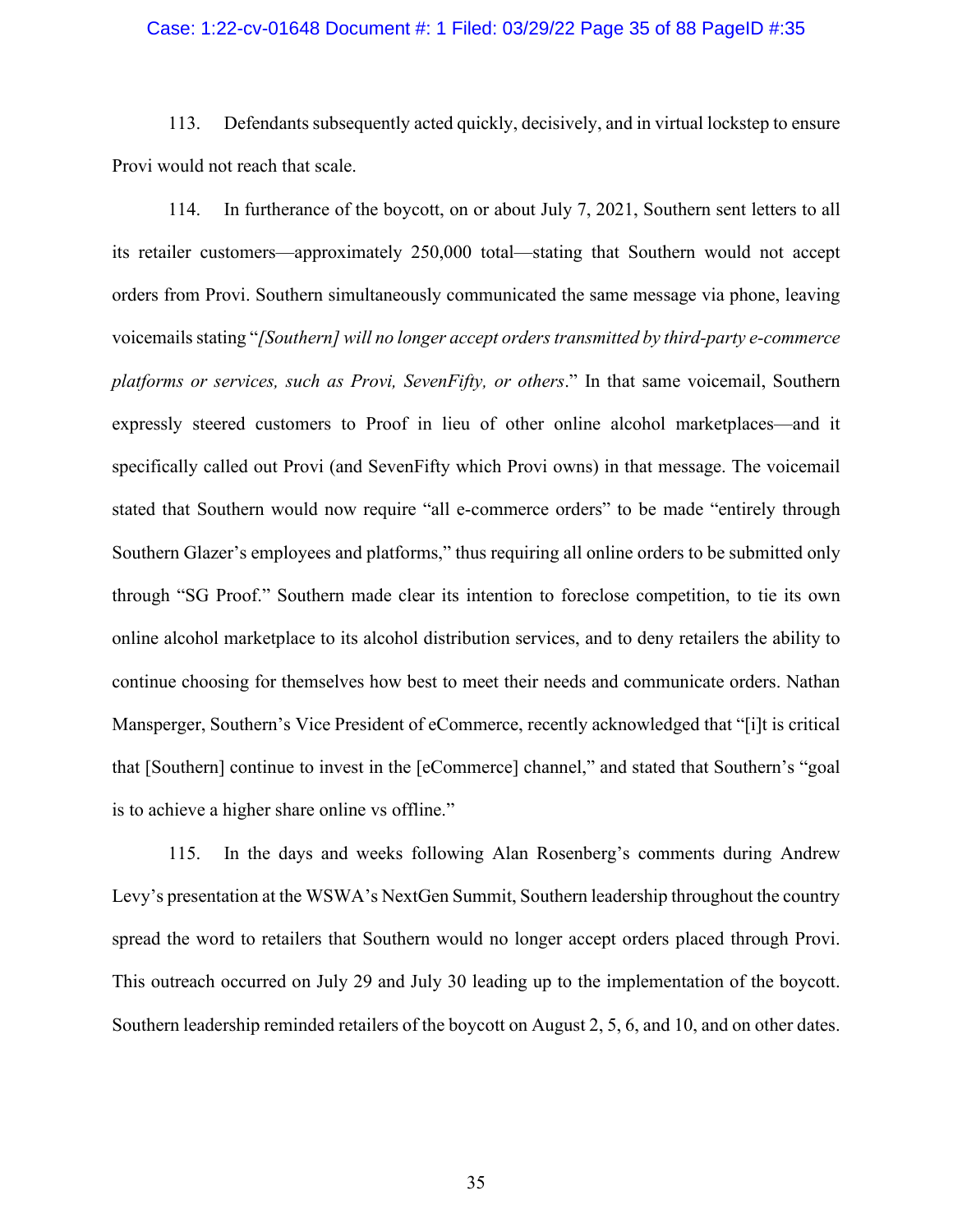113. Defendants subsequently acted quickly, decisively, and in virtual lockstep to ensure Provi would not reach that scale.

114. In furtherance of the boycott, on or about July 7, 2021, Southern sent letters to all its retailer customers—approximately 250,000 total—stating that Southern would not accept orders from Provi. Southern simultaneously communicated the same message via phone, leaving voicemails stating "*[Southern] will no longer accept orders transmitted by third-party e-commerce platforms or services, such as Provi, SevenFifty, or others*." In that same voicemail, Southern expressly steered customers to Proof in lieu of other online alcohol marketplaces—and it specifically called out Provi (and SevenFifty which Provi owns) in that message. The voicemail stated that Southern would now require "all e-commerce orders" to be made "entirely through Southern Glazer's employees and platforms," thus requiring all online orders to be submitted only through "SG Proof." Southern made clear its intention to foreclose competition, to tie its own online alcohol marketplace to its alcohol distribution services, and to deny retailers the ability to continue choosing for themselves how best to meet their needs and communicate orders. Nathan Mansperger, Southern's Vice President of eCommerce, recently acknowledged that "[i]t is critical that [Southern] continue to invest in the [eCommerce] channel," and stated that Southern's "goal is to achieve a higher share online vs offline."

115. In the days and weeks following Alan Rosenberg's comments during Andrew Levy's presentation at the WSWA's NextGen Summit, Southern leadership throughout the country spread the word to retailers that Southern would no longer accept orders placed through Provi. This outreach occurred on July 29 and July 30 leading up to the implementation of the boycott. Southern leadership reminded retailers of the boycott on August 2, 5, 6, and 10, and on other dates.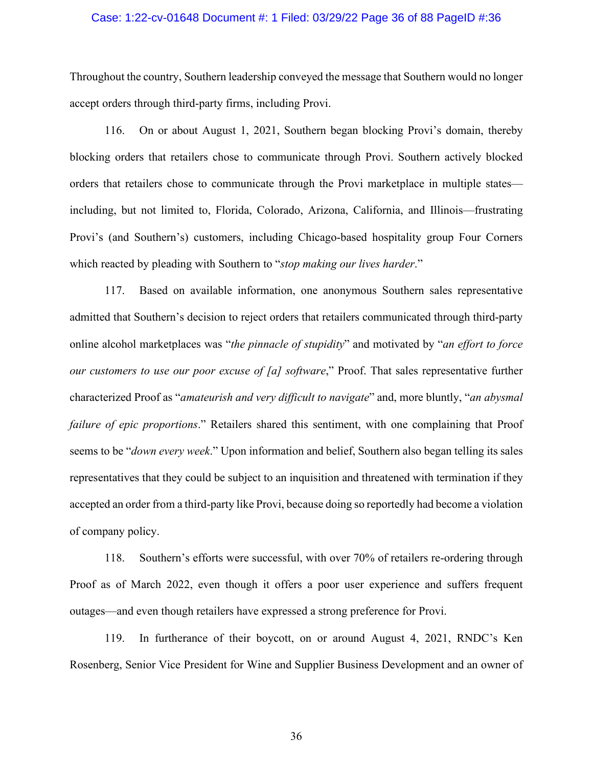Throughout the country, Southern leadership conveyed the message that Southern would no longer accept orders through third-party firms, including Provi.

116. On or about August 1, 2021, Southern began blocking Provi's domain, thereby blocking orders that retailers chose to communicate through Provi. Southern actively blocked orders that retailers chose to communicate through the Provi marketplace in multiple states—including, but not limited to, Florida, Colorado, Arizona, California, and Illinois—frustrating Provi's (and Southern's) customers, including Chicago-based hospitality group Four Corners which reacted by pleading with Southern to "*stop making our lives harder*."

117. Based on available information, one anonymous Southern sales representative admitted that Southern's decision to reject orders that retailers communicated through third-party online alcohol marketplaces was "*the pinnacle of stupidity*" and motivated by "*an effort to force our customers to use our poor excuse of [a] software*," Proof. That sales representative further characterized Proof as "*amateurish and very difficult to navigate*" and, more bluntly, "*an abysmal failure of epic proportions*." Retailers shared this sentiment, with one complaining that Proof seems to be "*down every week*." Upon information and belief, Southern also began telling its sales representatives that they could be subject to an inquisition and threatened with termination if they accepted an order from a third-party like Provi, because doing so reportedly had become a violation of company policy.

118. Southern's efforts were successful, with over 70% of retailers re-ordering through Proof as of March 2022, even though it offers a poor user experience and suffers frequent outages—and even though retailers have expressed a strong preference for Provi.

119. In furtherance of their boycott, on or around August 4, 2021, RNDC's Ken Rosenberg, Senior Vice President for Wine and Supplier Business Development and an owner of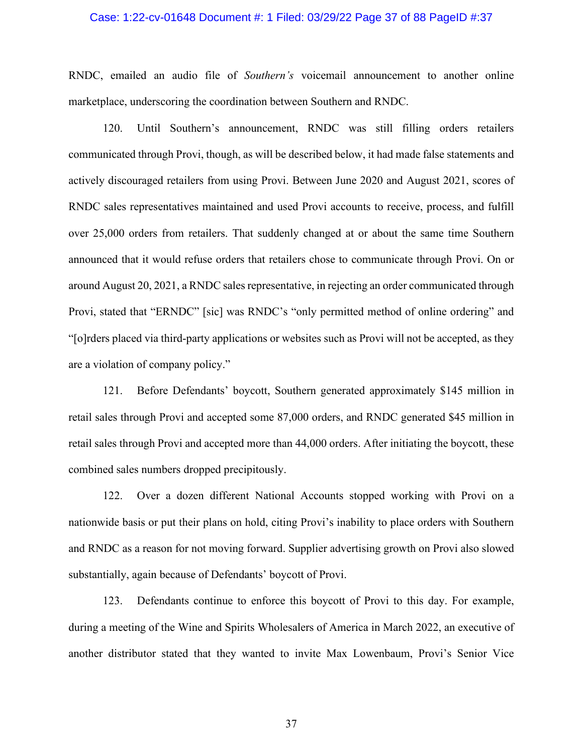RNDC, emailed an audio file of *Southern's* voicemail announcement to another online marketplace, underscoring the coordination between Southern and RNDC.

120. Until Southern's announcement, RNDC was still filling orders retailers communicated through Provi, though, as will be described below, it had made false statements and actively discouraged retailers from using Provi. Between June 2020 and August 2021, scores of RNDC sales representatives maintained and used Provi accounts to receive, process, and fulfill over 25,000 orders from retailers. That suddenly changed at or about the same time Southern announced that it would refuse orders that retailers chose to communicate through Provi. On or around August 20, 2021, a RNDC sales representative, in rejecting an order communicated through Provi, stated that "ERNDC" [sic] was RNDC's "only permitted method of online ordering" and "[o]rders placed via third-party applications or websites such as Provi will not be accepted, as they are a violation of company policy."

121. Before Defendants' boycott, Southern generated approximately $145 million in retail sales through Provi and accepted some 87,000 orders, and RNDC generated $45 million in retail sales through Provi and accepted more than 44,000 orders. After initiating the boycott, these combined sales numbers dropped precipitously.

122. Over a dozen different National Accounts stopped working with Provi on a nationwide basis or put their plans on hold, citing Provi's inability to place orders with Southern and RNDC as a reason for not moving forward. Supplier advertising growth on Provi also slowed substantially, again because of Defendants' boycott of Provi.

123. Defendants continue to enforce this boycott of Provi to this day. For example, during a meeting of the Wine and Spirits Wholesalers of America in March 2022, an executive of another distributor stated that they wanted to invite Max Lowenbaum, Provi's Senior Vice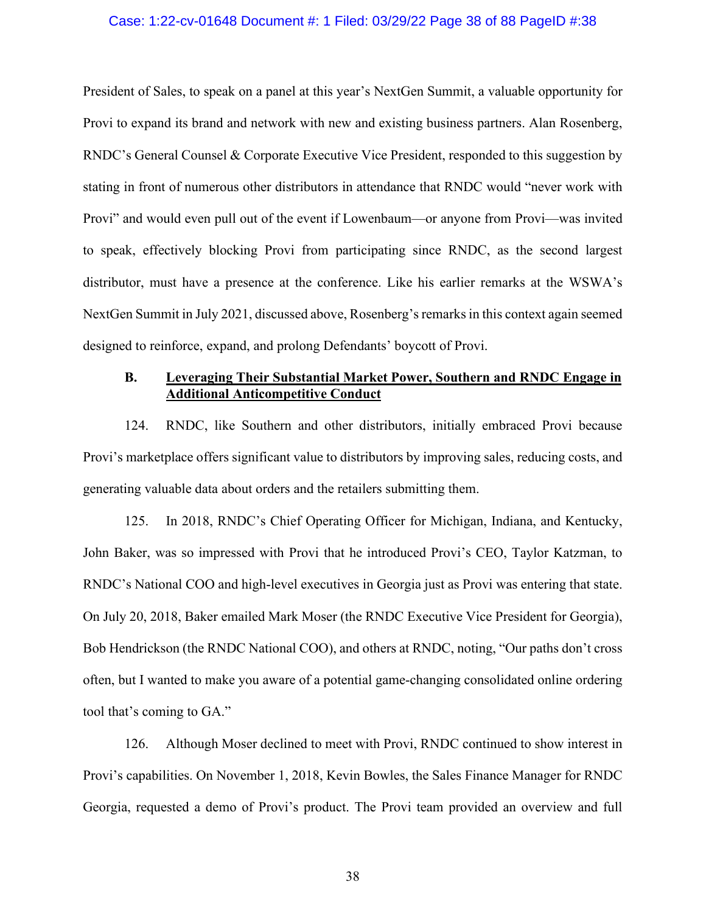President of Sales, to speak on a panel at this year's NextGen Summit, a valuable opportunity for Provi to expand its brand and network with new and existing business partners. Alan Rosenberg, RNDC's General Counsel & Corporate Executive Vice President, responded to this suggestion by stating in front of numerous other distributors in attendance that RNDC would "never work with Provi" and would even pull out of the event if Lowenbaum—or anyone from Provi—was invited to speak, effectively blocking Provi from participating since RNDC, as the second largest distributor, must have a presence at the conference. Like his earlier remarks at the WSWA's NextGen Summit in July 2021, discussed above, Rosenberg's remarks in this context again seemed designed to reinforce, expand, and prolong Defendants' boycott of Provi.

### B. <u>Leveraging Their Substantial Market Power, Southern and RNDC Engage in Additional Anticompetitive Conduct</u>

124. RNDC, like Southern and other distributors, initially embraced Provi because Provi's marketplace offers significant value to distributors by improving sales, reducing costs, and generating valuable data about orders and the retailers submitting them.

125. In 2018, RNDC's Chief Operating Officer for Michigan, Indiana, and Kentucky, John Baker, was so impressed with Provi that he introduced Provi's CEO, Taylor Katzman, to RNDC's National COO and high-level executives in Georgia just as Provi was entering that state. On July 20, 2018, Baker emailed Mark Moser (the RNDC Executive Vice President for Georgia), Bob Hendrickson (the RNDC National COO), and others at RNDC, noting, "Our paths don't cross often, but I wanted to make you aware of a potential game-changing consolidated online ordering tool that's coming to GA."

126. Although Moser declined to meet with Provi, RNDC continued to show interest in Provi's capabilities. On November 1, 2018, Kevin Bowles, the Sales Finance Manager for RNDC Georgia, requested a demo of Provi's product. The Provi team provided an overview and full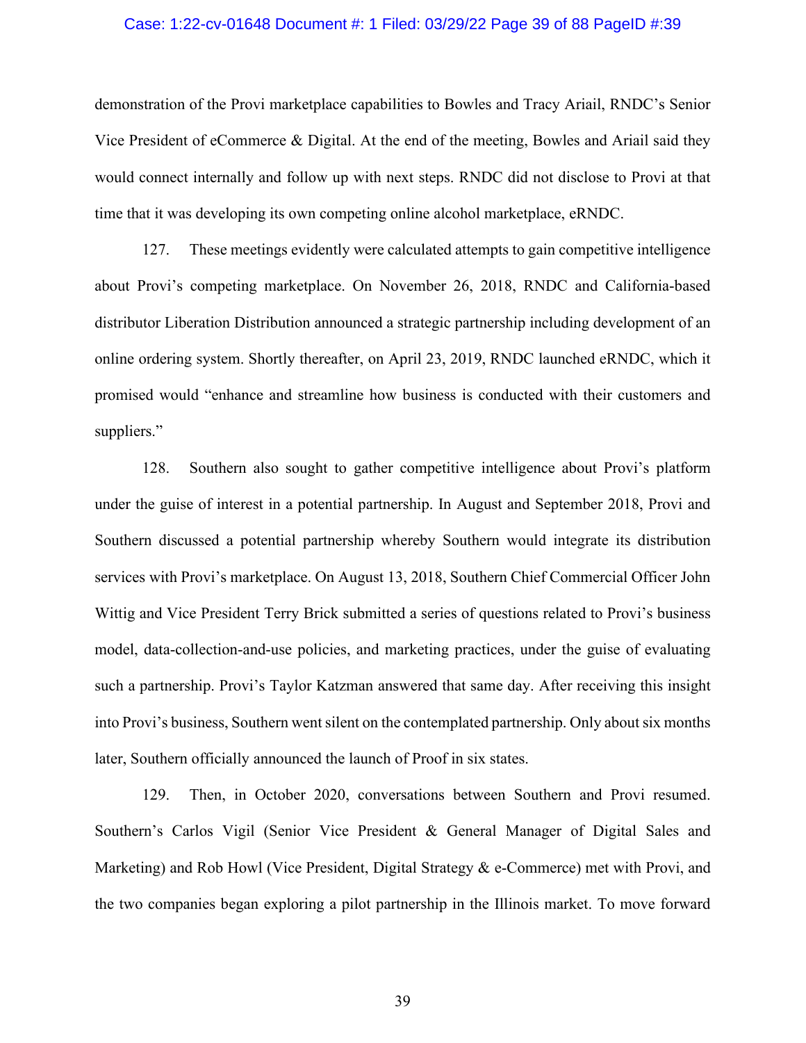demonstration of the Provi marketplace capabilities to Bowles and Tracy Ariail, RNDC's Senior Vice President of eCommerce & Digital. At the end of the meeting, Bowles and Ariail said they would connect internally and follow up with next steps. RNDC did not disclose to Provi at that time that it was developing its own competing online alcohol marketplace, eRNDC.

127. These meetings evidently were calculated attempts to gain competitive intelligence about Provi's competing marketplace. On November 26, 2018, RNDC and California-based distributor Liberation Distribution announced a strategic partnership including development of an online ordering system. Shortly thereafter, on April 23, 2019, RNDC launched eRNDC, which it promised would "enhance and streamline how business is conducted with their customers and suppliers."

128. Southern also sought to gather competitive intelligence about Provi's platform under the guise of interest in a potential partnership. In August and September 2018, Provi and Southern discussed a potential partnership whereby Southern would integrate its distribution services with Provi's marketplace. On August 13, 2018, Southern Chief Commercial Officer John Wittig and Vice President Terry Brick submitted a series of questions related to Provi's business model, data-collection-and-use policies, and marketing practices, under the guise of evaluating such a partnership. Provi's Taylor Katzman answered that same day. After receiving this insight into Provi's business, Southern went silent on the contemplated partnership. Only about six months later, Southern officially announced the launch of Proof in six states.

129. Then, in October 2020, conversations between Southern and Provi resumed. Southern's Carlos Vigil (Senior Vice President & General Manager of Digital Sales and Marketing) and Rob Howl (Vice President, Digital Strategy & e-Commerce) met with Provi, and the two companies began exploring a pilot partnership in the Illinois market. To move forward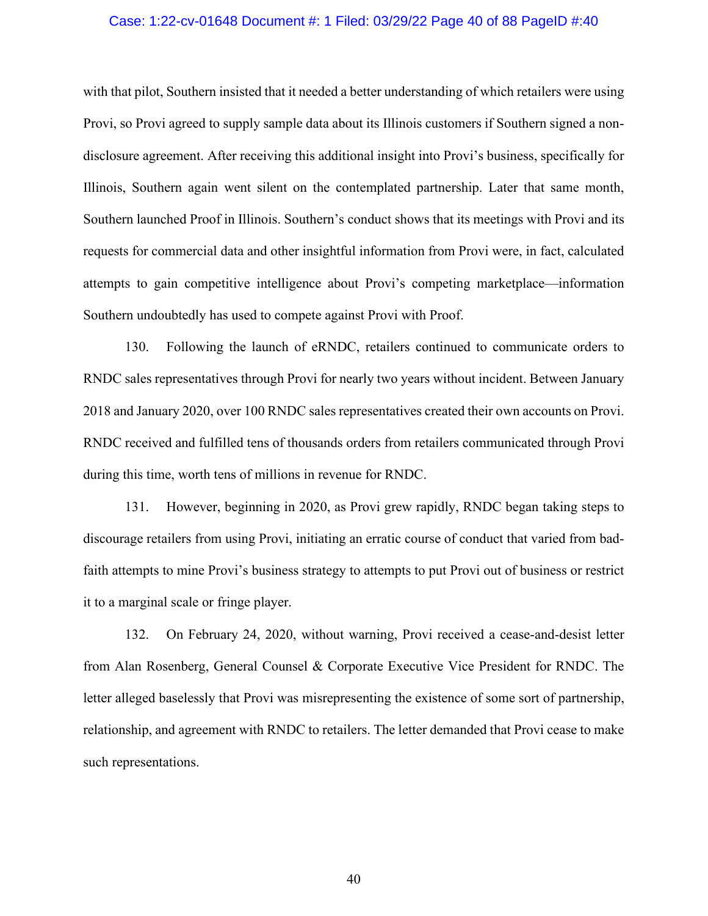with that pilot, Southern insisted that it needed a better understanding of which retailers were using Provi, so Provi agreed to supply sample data about its Illinois customers if Southern signed a non-disclosure agreement. After receiving this additional insight into Provi's business, specifically for Illinois, Southern again went silent on the contemplated partnership. Later that same month, Southern launched Proof in Illinois. Southern's conduct shows that its meetings with Provi and its requests for commercial data and other insightful information from Provi were, in fact, calculated attempts to gain competitive intelligence about Provi's competing marketplace—information Southern undoubtedly has used to compete against Provi with Proof.

130. Following the launch of eRNDC, retailers continued to communicate orders to RNDC sales representatives through Provi for nearly two years without incident. Between January 2018 and January 2020, over 100 RNDC sales representatives created their own accounts on Provi. RNDC received and fulfilled tens of thousands orders from retailers communicated through Provi during this time, worth tens of millions in revenue for RNDC.

131. However, beginning in 2020, as Provi grew rapidly, RNDC began taking steps to discourage retailers from using Provi, initiating an erratic course of conduct that varied from bad-faith attempts to mine Provi's business strategy to attempts to put Provi out of business or restrict it to a marginal scale or fringe player.

132. On February 24, 2020, without warning, Provi received a cease-and-desist letter from Alan Rosenberg, General Counsel & Corporate Executive Vice President for RNDC. The letter alleged baselessly that Provi was misrepresenting the existence of some sort of partnership, relationship, and agreement with RNDC to retailers. The letter demanded that Provi cease to make such representations.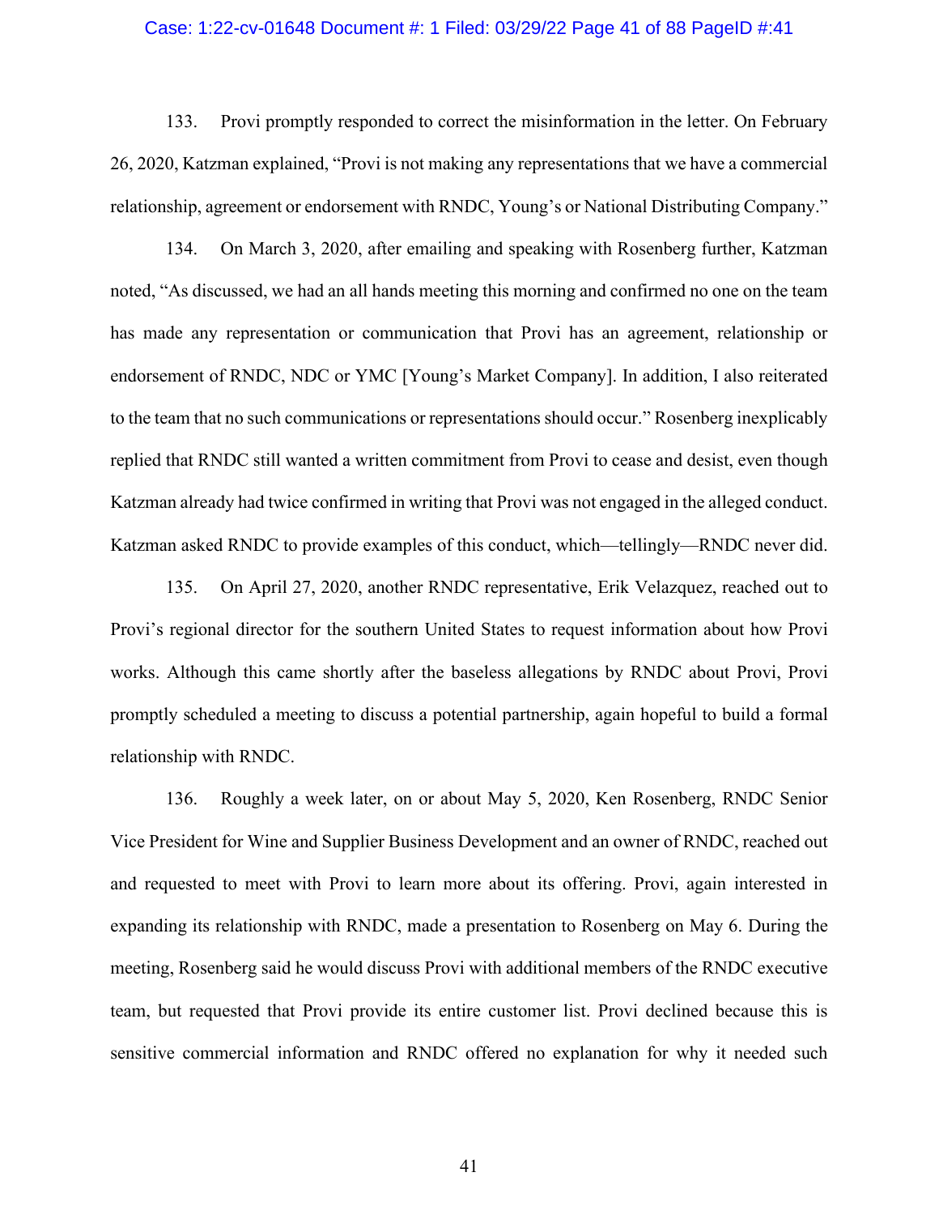133. Provi promptly responded to correct the misinformation in the letter. On February 26, 2020, Katzman explained, "Provi is not making any representations that we have a commercial relationship, agreement or endorsement with RNDC, Young's or National Distributing Company."

134. On March 3, 2020, after emailing and speaking with Rosenberg further, Katzman noted, "As discussed, we had an all hands meeting this morning and confirmed no one on the team has made any representation or communication that Provi has an agreement, relationship or endorsement of RNDC, NDC or YMC [Young's Market Company]. In addition, I also reiterated to the team that no such communications or representations should occur." Rosenberg inexplicably replied that RNDC still wanted a written commitment from Provi to cease and desist, even though Katzman already had twice confirmed in writing that Provi was not engaged in the alleged conduct. Katzman asked RNDC to provide examples of this conduct, which—tellingly—RNDC never did.

135. On April 27, 2020, another RNDC representative, Erik Velazquez, reached out to Provi's regional director for the southern United States to request information about how Provi works. Although this came shortly after the baseless allegations by RNDC about Provi, Provi promptly scheduled a meeting to discuss a potential partnership, again hopeful to build a formal relationship with RNDC.

136. Roughly a week later, on or about May 5, 2020, Ken Rosenberg, RNDC Senior Vice President for Wine and Supplier Business Development and an owner of RNDC, reached out and requested to meet with Provi to learn more about its offering. Provi, again interested in expanding its relationship with RNDC, made a presentation to Rosenberg on May 6. During the meeting, Rosenberg said he would discuss Provi with additional members of the RNDC executive team, but requested that Provi provide its entire customer list. Provi declined because this is sensitive commercial information and RNDC offered no explanation for why it needed such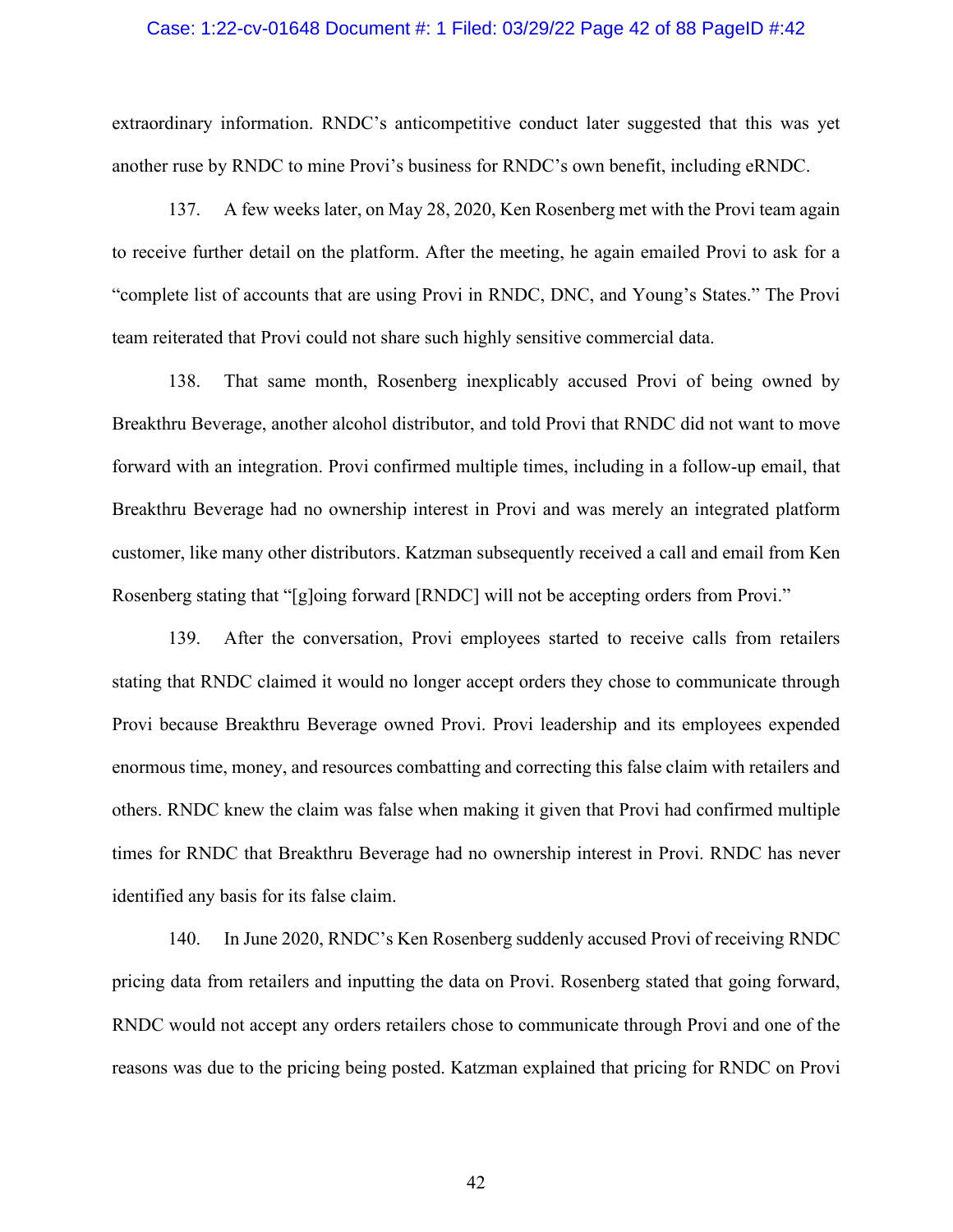extraordinary information. RNDC's anticompetitive conduct later suggested that this was yet another ruse by RNDC to mine Provi's business for RNDC's own benefit, including eRNDC.

137. A few weeks later, on May 28, 2020, Ken Rosenberg met with the Provi team again to receive further detail on the platform. After the meeting, he again emailed Provi to ask for a "complete list of accounts that are using Provi in RNDC, DNC, and Young's States." The Provi team reiterated that Provi could not share such highly sensitive commercial data.

138. That same month, Rosenberg inexplicably accused Provi of being owned by Breakthru Beverage, another alcohol distributor, and told Provi that RNDC did not want to move forward with an integration. Provi confirmed multiple times, including in a follow-up email, that Breakthru Beverage had no ownership interest in Provi and was merely an integrated platform customer, like many other distributors. Katzman subsequently received a call and email from Ken Rosenberg stating that "[g]oing forward [RNDC] will not be accepting orders from Provi."

139. After the conversation, Provi employees started to receive calls from retailers stating that RNDC claimed it would no longer accept orders they chose to communicate through Provi because Breakthru Beverage owned Provi. Provi leadership and its employees expended enormous time, money, and resources combatting and correcting this false claim with retailers and others. RNDC knew the claim was false when making it given that Provi had confirmed multiple times for RNDC that Breakthru Beverage had no ownership interest in Provi. RNDC has never identified any basis for its false claim.

140. In June 2020, RNDC's Ken Rosenberg suddenly accused Provi of receiving RNDC pricing data from retailers and inputting the data on Provi. Rosenberg stated that going forward, RNDC would not accept any orders retailers chose to communicate through Provi and one of the reasons was due to the pricing being posted. Katzman explained that pricing for RNDC on Provi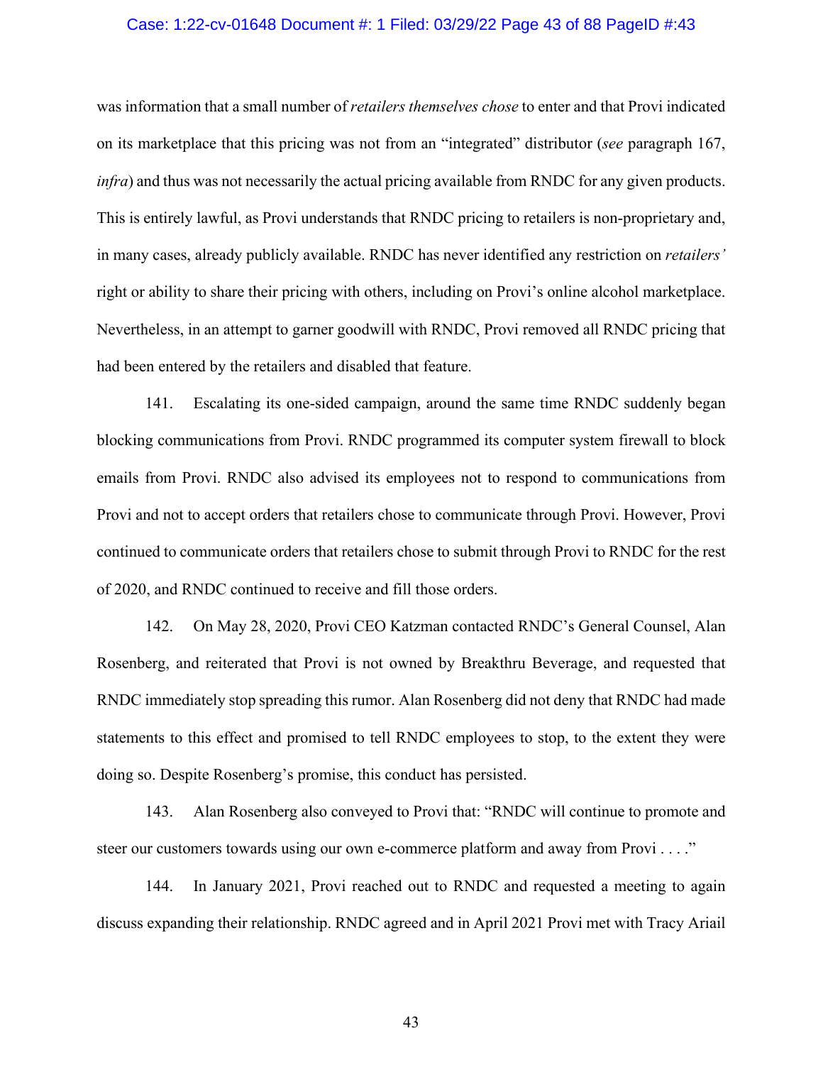was information that a small number of *retailers themselves chose* to enter and that Provi indicated on its marketplace that this pricing was not from an "integrated" distributor (*see* paragraph 167, *infra*) and thus was not necessarily the actual pricing available from RNDC for any given products. This is entirely lawful, as Provi understands that RNDC pricing to retailers is non-proprietary and, in many cases, already publicly available. RNDC has never identified any restriction on *retailers'* right or ability to share their pricing with others, including on Provi's online alcohol marketplace. Nevertheless, in an attempt to garner goodwill with RNDC, Provi removed all RNDC pricing that had been entered by the retailers and disabled that feature.

141. Escalating its one-sided campaign, around the same time RNDC suddenly began blocking communications from Provi. RNDC programmed its computer system firewall to block emails from Provi. RNDC also advised its employees not to respond to communications from Provi and not to accept orders that retailers chose to communicate through Provi. However, Provi continued to communicate orders that retailers chose to submit through Provi to RNDC for the rest of 2020, and RNDC continued to receive and fill those orders.

142. On May 28, 2020, Provi CEO Katzman contacted RNDC's General Counsel, Alan Rosenberg, and reiterated that Provi is not owned by Breakthru Beverage, and requested that RNDC immediately stop spreading this rumor. Alan Rosenberg did not deny that RNDC had made statements to this effect and promised to tell RNDC employees to stop, to the extent they were doing so. Despite Rosenberg's promise, this conduct has persisted.

143. Alan Rosenberg also conveyed to Provi that: "RNDC will continue to promote and steer our customers towards using our own e-commerce platform and away from Provi . . . ."

144. In January 2021, Provi reached out to RNDC and requested a meeting to again discuss expanding their relationship. RNDC agreed and in April 2021 Provi met with Tracy Ariail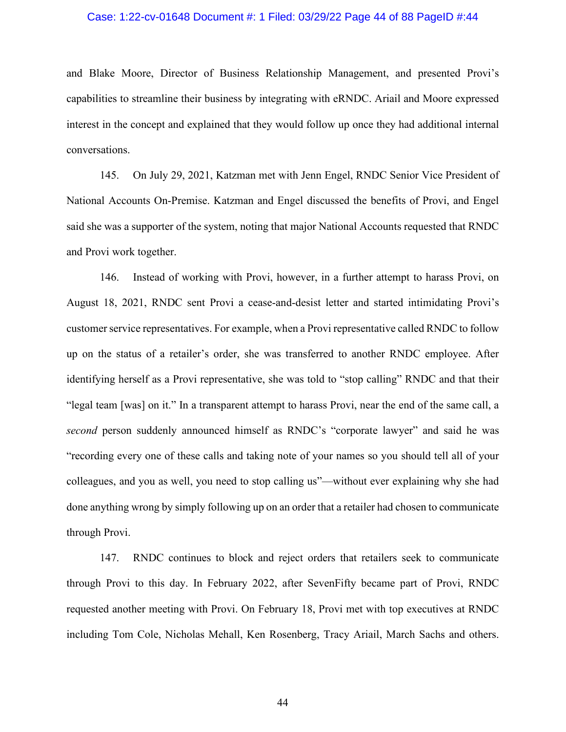and Blake Moore, Director of Business Relationship Management, and presented Provi's capabilities to streamline their business by integrating with eRNDC. Ariail and Moore expressed interest in the concept and explained that they would follow up once they had additional internal conversations.

145. On July 29, 2021, Katzman met with Jenn Engel, RNDC Senior Vice President of National Accounts On-Premise. Katzman and Engel discussed the benefits of Provi, and Engel said she was a supporter of the system, noting that major National Accounts requested that RNDC and Provi work together.

146. Instead of working with Provi, however, in a further attempt to harass Provi, on August 18, 2021, RNDC sent Provi a cease-and-desist letter and started intimidating Provi's customer service representatives. For example, when a Provi representative called RNDC to follow up on the status of a retailer's order, she was transferred to another RNDC employee. After identifying herself as a Provi representative, she was told to "stop calling" RNDC and that their "legal team [was] on it." In a transparent attempt to harass Provi, near the end of the same call, a *second* person suddenly announced himself as RNDC's "corporate lawyer" and said he was "recording every one of these calls and taking note of your names so you should tell all of your colleagues, and you as well, you need to stop calling us"—without ever explaining why she had done anything wrong by simply following up on an order that a retailer had chosen to communicate through Provi.

147. RNDC continues to block and reject orders that retailers seek to communicate through Provi to this day. In February 2022, after SevenFifty became part of Provi, RNDC requested another meeting with Provi. On February 18, Provi met with top executives at RNDC including Tom Cole, Nicholas Mehall, Ken Rosenberg, Tracy Ariail, March Sachs and others.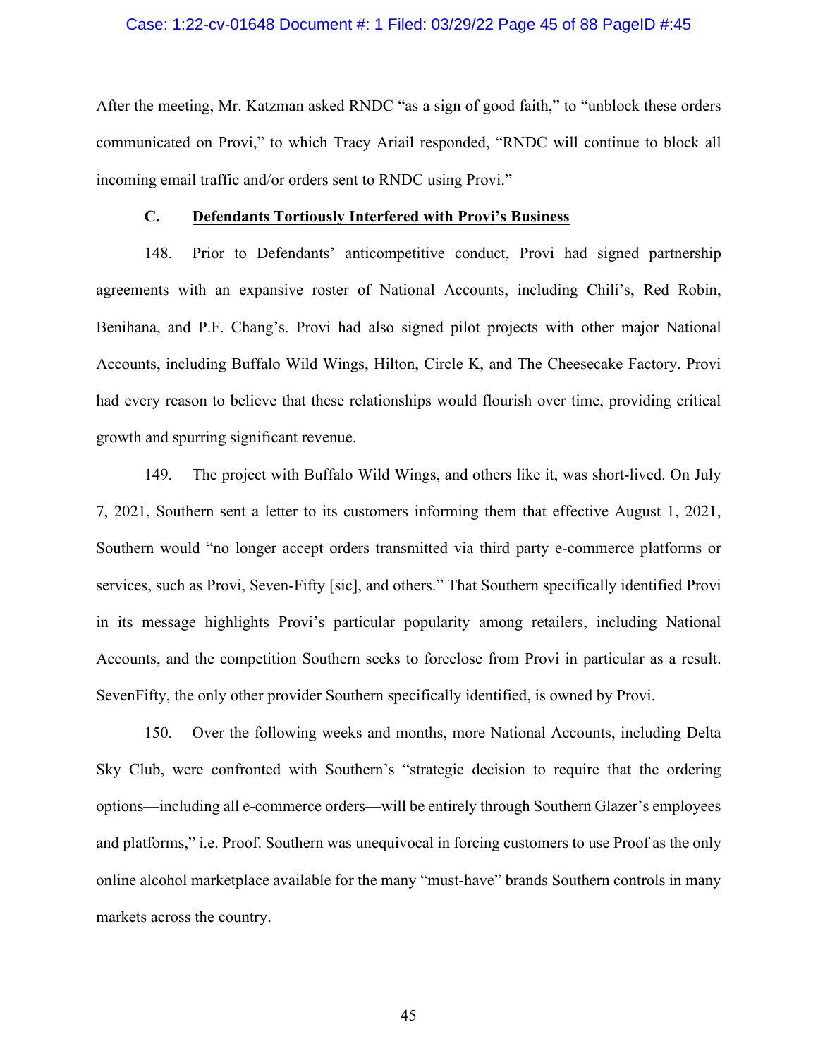After the meeting, Mr. Katzman asked RNDC "as a sign of good faith," to "unblock these orders communicated on Provi," to which Tracy Ariail responded, "RNDC will continue to block all incoming email traffic and/or orders sent to RNDC using Provi."

### C. Defendants Tortiously Interfered with Provi's Business

148. Prior to Defendants' anticompetitive conduct, Provi had signed partnership agreements with an expansive roster of National Accounts, including Chili's, Red Robin, Benihana, and P.F. Chang's. Provi had also signed pilot projects with other major National Accounts, including Buffalo Wild Wings, Hilton, Circle K, and The Cheesecake Factory. Provi had every reason to believe that these relationships would flourish over time, providing critical growth and spurring significant revenue.

149. The project with Buffalo Wild Wings, and others like it, was short-lived. On July 7, 2021, Southern sent a letter to its customers informing them that effective August 1, 2021, Southern would "no longer accept orders transmitted via third party e-commerce platforms or services, such as Provi, Seven-Fifty [sic], and others." That Southern specifically identified Provi in its message highlights Provi's particular popularity among retailers, including National Accounts, and the competition Southern seeks to foreclose from Provi in particular as a result. SevenFifty, the only other provider Southern specifically identified, is owned by Provi.

150. Over the following weeks and months, more National Accounts, including Delta Sky Club, were confronted with Southern's "strategic decision to require that the ordering options—including all e-commerce orders—will be entirely through Southern Glazer's employees and platforms," i.e. Proof. Southern was unequivocal in forcing customers to use Proof as the only online alcohol marketplace available for the many "must-have" brands Southern controls in many markets across the country.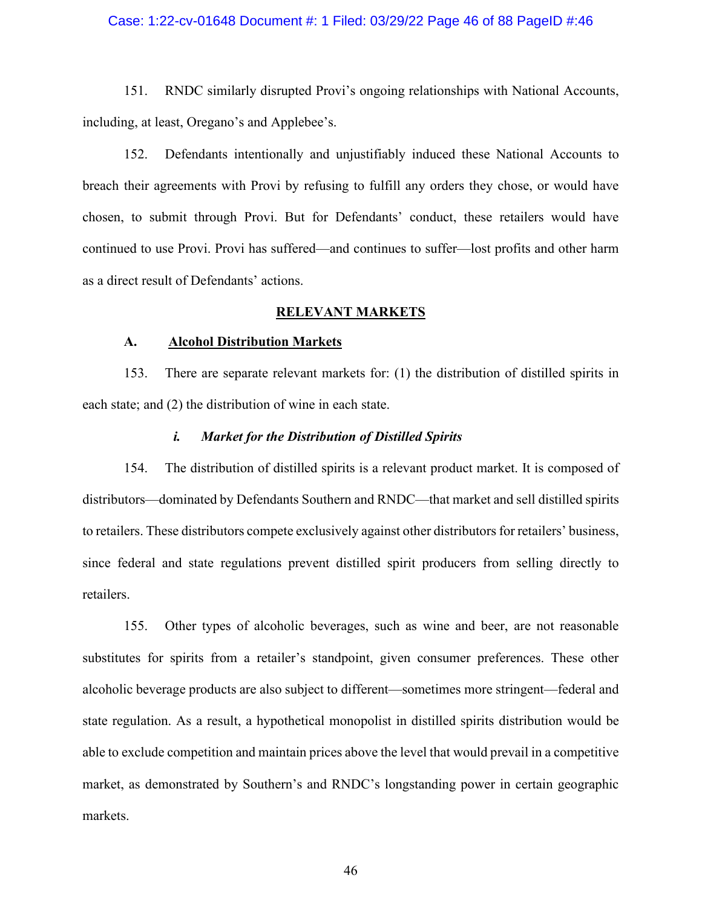151. RNDC similarly disrupted Provi's ongoing relationships with National Accounts, including, at least, Oregano's and Applebee's.

152. Defendants intentionally and unjustifiably induced these National Accounts to breach their agreements with Provi by refusing to fulfill any orders they chose, or would have chosen, to submit through Provi. But for Defendants' conduct, these retailers would have continued to use Provi. Provi has suffered—and continues to suffer—lost profits and other harm as a direct result of Defendants' actions.

## RELEVANT MARKETS

### A. Alcohol Distribution Markets

153. There are separate relevant markets for: (1) the distribution of distilled spirits in each state; and (2) the distribution of wine in each state.

#### *i. Market for the Distribution of Distilled Spirits*

154. The distribution of distilled spirits is a relevant product market. It is composed of distributors—dominated by Defendants Southern and RNDC—that market and sell distilled spirits to retailers. These distributors compete exclusively against other distributors for retailers' business, since federal and state regulations prevent distilled spirit producers from selling directly to retailers.

155. Other types of alcoholic beverages, such as wine and beer, are not reasonable substitutes for spirits from a retailer's standpoint, given consumer preferences. These other alcoholic beverage products are also subject to different—sometimes more stringent—federal and state regulation. As a result, a hypothetical monopolist in distilled spirits distribution would be able to exclude competition and maintain prices above the level that would prevail in a competitive market, as demonstrated by Southern's and RNDC's longstanding power in certain geographic markets.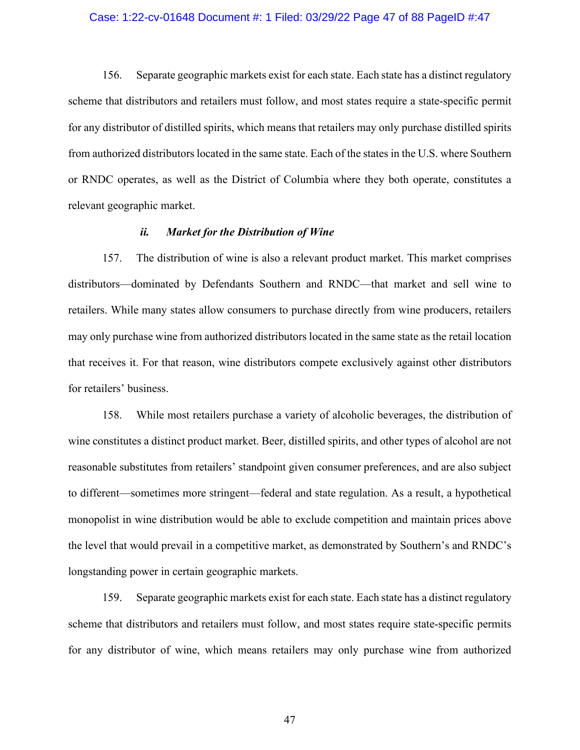156. Separate geographic markets exist for each state. Each state has a distinct regulatory scheme that distributors and retailers must follow, and most states require a state-specific permit for any distributor of distilled spirits, which means that retailers may only purchase distilled spirits from authorized distributors located in the same state. Each of the states in the U.S. where Southern or RNDC operates, as well as the District of Columbia where they both operate, constitutes a relevant geographic market.

#### *ii. Market for the Distribution of Wine*

157. The distribution of wine is also a relevant product market. This market comprises distributors—dominated by Defendants Southern and RNDC—that market and sell wine to retailers. While many states allow consumers to purchase directly from wine producers, retailers may only purchase wine from authorized distributors located in the same state as the retail location that receives it. For that reason, wine distributors compete exclusively against other distributors for retailers' business.

158. While most retailers purchase a variety of alcoholic beverages, the distribution of wine constitutes a distinct product market. Beer, distilled spirits, and other types of alcohol are not reasonable substitutes from retailers' standpoint given consumer preferences, and are also subject to different—sometimes more stringent—federal and state regulation. As a result, a hypothetical monopolist in wine distribution would be able to exclude competition and maintain prices above the level that would prevail in a competitive market, as demonstrated by Southern's and RNDC's longstanding power in certain geographic markets.

159. Separate geographic markets exist for each state. Each state has a distinct regulatory scheme that distributors and retailers must follow, and most states require state-specific permits for any distributor of wine, which means retailers may only purchase wine from authorized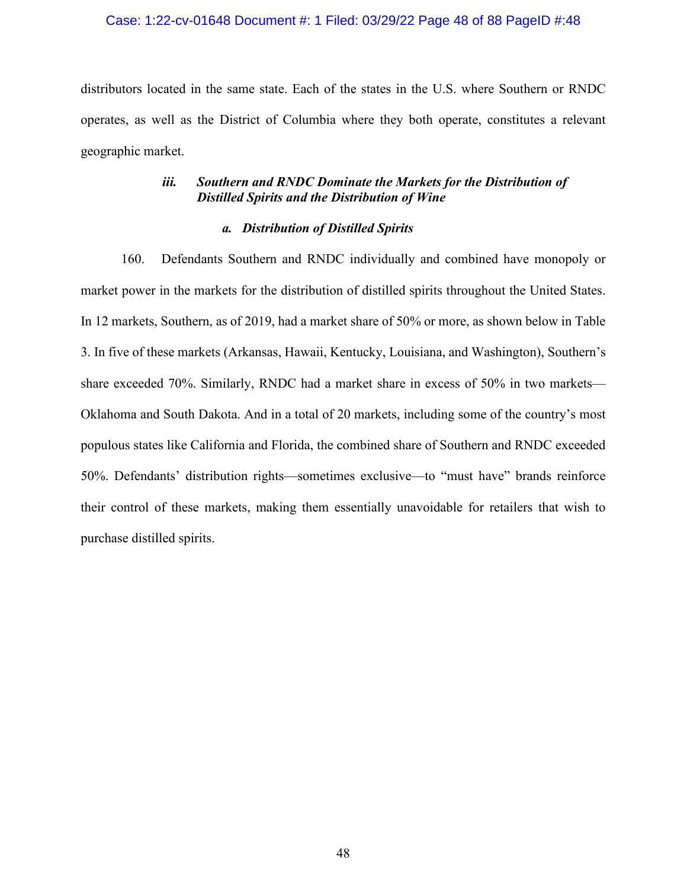distributors located in the same state. Each of the states in the U.S. where Southern or RNDC operates, as well as the District of Columbia where they both operate, constitutes a relevant geographic market.

### *iii. Southern and RNDC Dominate the Markets for the Distribution of Distilled Spirits and the Distribution of Wine*

#### *a. Distribution of Distilled Spirits*

160. Defendants Southern and RNDC individually and combined have monopoly or market power in the markets for the distribution of distilled spirits throughout the United States. In 12 markets, Southern, as of 2019, had a market share of 50% or more, as shown below in Table 3. In five of these markets (Arkansas, Hawaii, Kentucky, Louisiana, and Washington), Southern's share exceeded 70%. Similarly, RNDC had a market share in excess of 50% in two markets—Oklahoma and South Dakota. And in a total of 20 markets, including some of the country's most populous states like California and Florida, the combined share of Southern and RNDC exceeded 50%. Defendants' distribution rights—sometimes exclusive—to "must have" brands reinforce their control of these markets, making them essentially unavoidable for retailers that wish to purchase distilled spirits.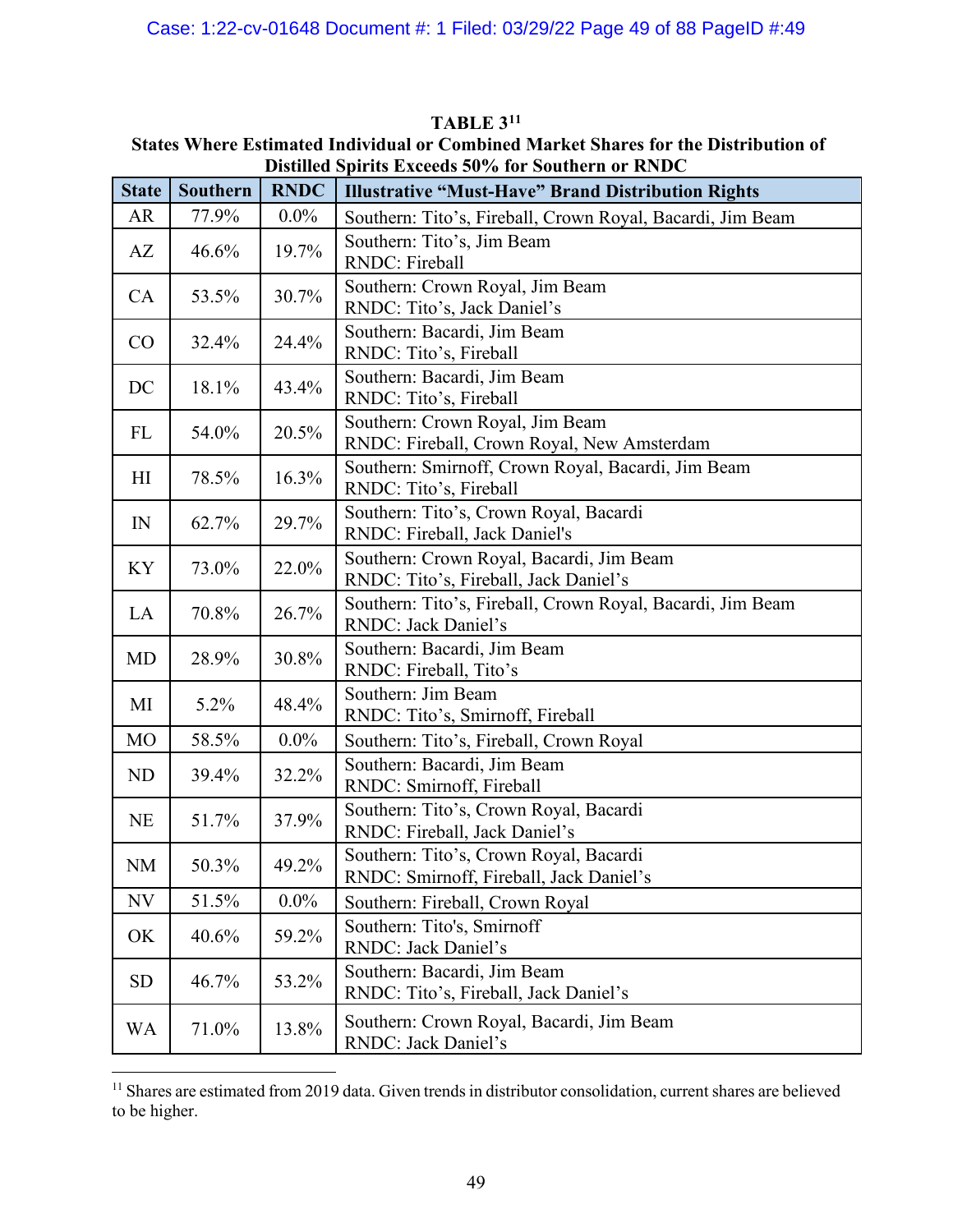**TABLE 3[11]**

**States Where Estimated Individual or Combined Market Shares for the Distribution of Distilled Spirits Exceeds 50% for Southern or RNDC**

| State | Southern | RNDC | Illustrative "Must-Have" Brand Distribution Rights |
|---|---|---|---|
| AR | 77.9% | 0.0% | Southern: Tito's, Fireball, Crown Royal, Bacardi, Jim Beam |
| AZ | 46.6% | 19.7% | Southern: Tito's, Jim Beam<br>RNDC: Fireball |
| CA | 53.5% | 30.7% | Southern: Crown Royal, Jim Beam<br>RNDC: Tito's, Jack Daniel's |
| CO | 32.4% | 24.4% | Southern: Bacardi, Jim Beam<br>RNDC: Tito's, Fireball |
| DC | 18.1% | 43.4% | Southern: Bacardi, Jim Beam<br>RNDC: Tito's, Fireball |
| FL | 54.0% | 20.5% | Southern: Crown Royal, Jim Beam<br>RNDC: Fireball, Crown Royal, New Amsterdam |
| HI | 78.5% | 16.3% | Southern: Smirnoff, Crown Royal, Bacardi, Jim Beam<br>RNDC: Tito's, Fireball |
| IN | 62.7% | 29.7% | Southern: Tito's, Crown Royal, Bacardi<br>RNDC: Fireball, Jack Daniel's |
| KY | 73.0% | 22.0% | Southern: Crown Royal, Bacardi, Jim Beam<br>RNDC: Tito's, Fireball, Jack Daniel's |
| LA | 70.8% | 26.7% | Southern: Tito's, Fireball, Crown Royal, Bacardi, Jim Beam<br>RNDC: Jack Daniel's |
| MD | 28.9% | 30.8% | Southern: Bacardi, Jim Beam<br>RNDC: Fireball, Tito's |
| MI | 5.2% | 48.4% | Southern: Jim Beam<br>RNDC: Tito's, Smirnoff, Fireball |
| MO | 58.5% | 0.0% | Southern: Tito's, Fireball, Crown Royal |
| ND | 39.4% | 32.2% | Southern: Bacardi, Jim Beam<br>RNDC: Smirnoff, Fireball |
| NE | 51.7% | 37.9% | Southern: Tito's, Crown Royal, Bacardi<br>RNDC: Fireball, Jack Daniel's |
| NM | 50.3% | 49.2% | Southern: Tito's, Crown Royal, Bacardi<br>RNDC: Smirnoff, Fireball, Jack Daniel's |
| NV | 51.5% | 0.0% | Southern: Fireball, Crown Royal |
| OK | 40.6% | 59.2% | Southern: Tito's, Smirnoff<br>RNDC: Jack Daniel's |
| SD | 46.7% | 53.2% | Southern: Bacardi, Jim Beam<br>RNDC: Tito's, Fireball, Jack Daniel's |
| WA | 71.0% | 13.8% | Southern: Crown Royal, Bacardi, Jim Beam<br>RNDC: Jack Daniel's |

[11] Shares are estimated from 2019 data. Given trends in distributor consolidation, current shares are believed to be higher.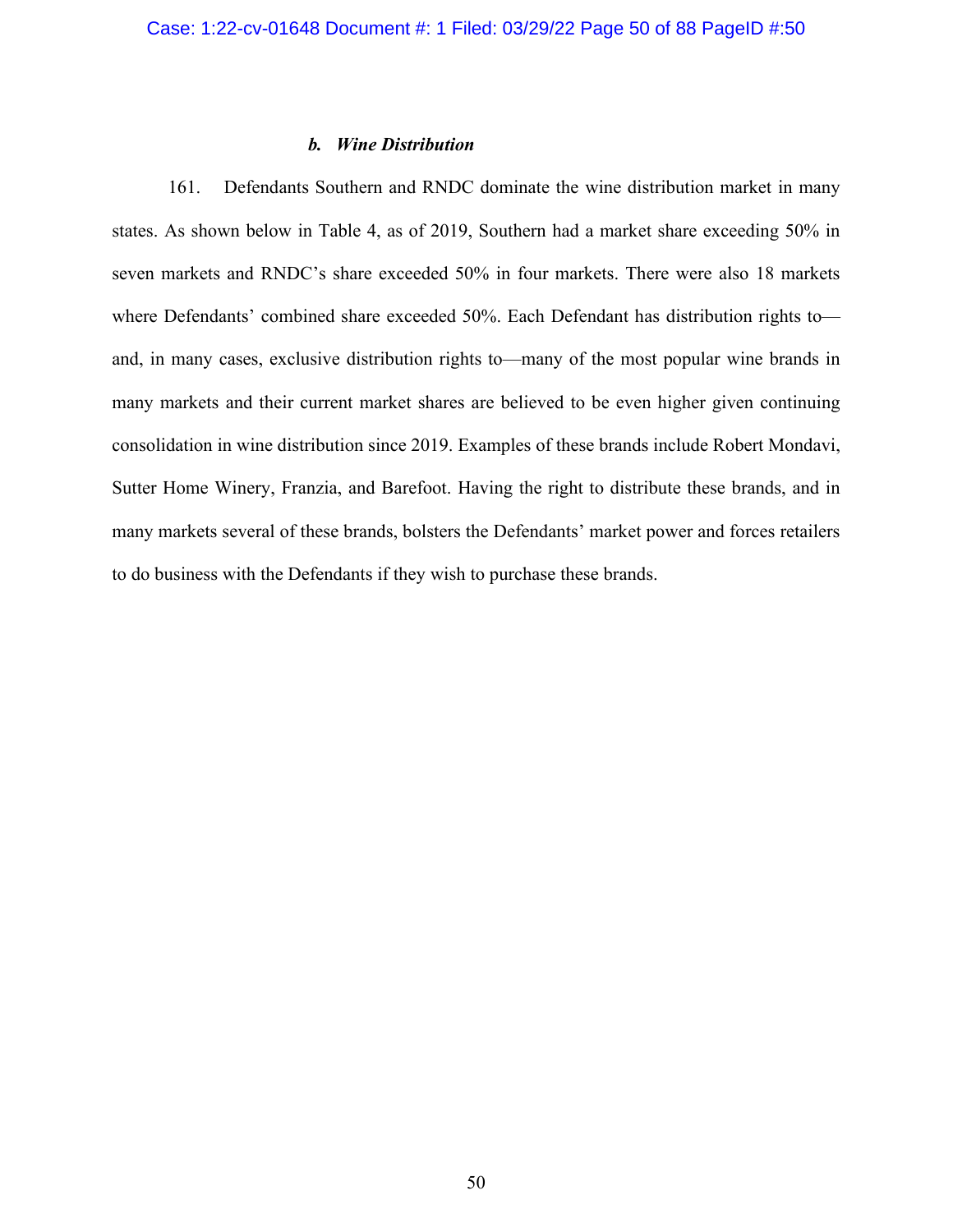### *b. Wine Distribution*

161. Defendants Southern and RNDC dominate the wine distribution market in many states. As shown below in Table 4, as of 2019, Southern had a market share exceeding 50% in seven markets and RNDC's share exceeded 50% in four markets. There were also 18 markets where Defendants' combined share exceeded 50%. Each Defendant has distribution rights to—and, in many cases, exclusive distribution rights to—many of the most popular wine brands in many markets and their current market shares are believed to be even higher given continuing consolidation in wine distribution since 2019. Examples of these brands include Robert Mondavi, Sutter Home Winery, Franzia, and Barefoot. Having the right to distribute these brands, and in many markets several of these brands, bolsters the Defendants' market power and forces retailers to do business with the Defendants if they wish to purchase these brands.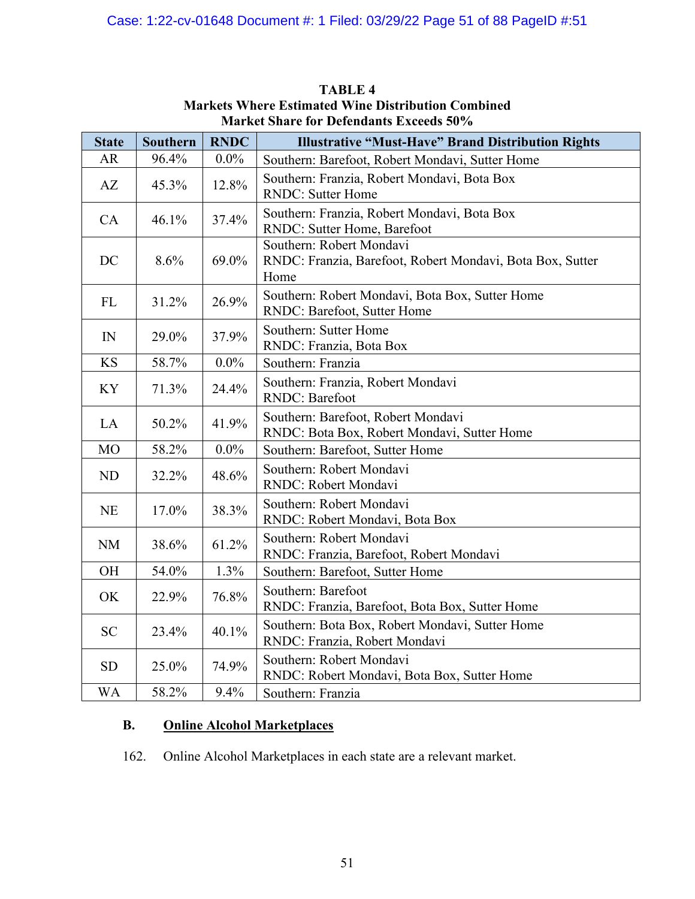**TABLE 4**
**Markets Where Estimated Wine Distribution Combined Market Share for Defendants Exceeds 50%**

| State | Southern | RNDC | Illustrative "Must-Have" Brand Distribution Rights |
|---|---|---|---|
| AR | 96.4% | 0.0% | Southern: Barefoot, Robert Mondavi, Sutter Home |
| AZ | 45.3% | 12.8% | Southern: Franzia, Robert Mondavi, Bota Box<br>RNDC: Sutter Home |
| CA | 46.1% | 37.4% | Southern: Franzia, Robert Mondavi, Bota Box<br>RNDC: Sutter Home, Barefoot |
| DC | 8.6% | 69.0% | Southern: Robert Mondavi<br>RNDC: Franzia, Barefoot, Robert Mondavi, Bota Box, Sutter Home |
| FL | 31.2% | 26.9% | Southern: Robert Mondavi, Bota Box, Sutter Home<br>RNDC: Barefoot, Sutter Home |
| IN | 29.0% | 37.9% | Southern: Sutter Home<br>RNDC: Franzia, Bota Box |
| KS | 58.7% | 0.0% | Southern: Franzia |
| KY | 71.3% | 24.4% | Southern: Franzia, Robert Mondavi<br>RNDC: Barefoot |
| LA | 50.2% | 41.9% | Southern: Barefoot, Robert Mondavi<br>RNDC: Bota Box, Robert Mondavi, Sutter Home |
| MO | 58.2% | 0.0% | Southern: Barefoot, Sutter Home |
| ND | 32.2% | 48.6% | Southern: Robert Mondavi<br>RNDC: Robert Mondavi |
| NE | 17.0% | 38.3% | Southern: Robert Mondavi<br>RNDC: Robert Mondavi, Bota Box |
| NM | 38.6% | 61.2% | Southern: Robert Mondavi<br>RNDC: Franzia, Barefoot, Robert Mondavi |
| OH | 54.0% | 1.3% | Southern: Barefoot, Sutter Home |
| OK | 22.9% | 76.8% | Southern: Barefoot<br>RNDC: Franzia, Barefoot, Bota Box, Sutter Home |
| SC | 23.4% | 40.1% | Southern: Bota Box, Robert Mondavi, Sutter Home<br>RNDC: Franzia, Robert Mondavi |
| SD | 25.0% | 74.9% | Southern: Robert Mondavi<br>RNDC: Robert Mondavi, Bota Box, Sutter Home |
| WA | 58.2% | 9.4% | Southern: Franzia |

### B. Online Alcohol Marketplaces

162. Online Alcohol Marketplaces in each state are a relevant market.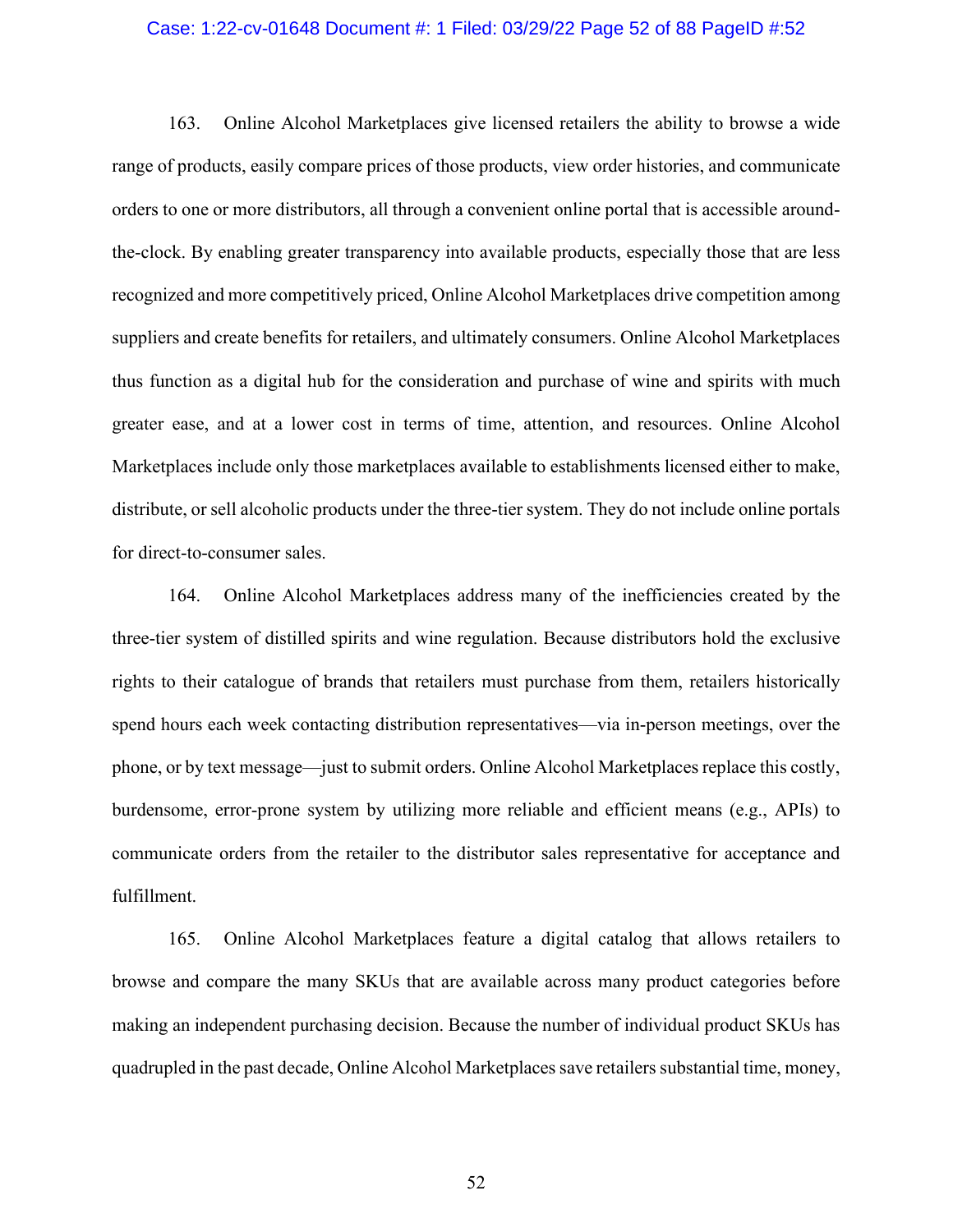163. Online Alcohol Marketplaces give licensed retailers the ability to browse a wide range of products, easily compare prices of those products, view order histories, and communicate orders to one or more distributors, all through a convenient online portal that is accessible around-the-clock. By enabling greater transparency into available products, especially those that are less recognized and more competitively priced, Online Alcohol Marketplaces drive competition among suppliers and create benefits for retailers, and ultimately consumers. Online Alcohol Marketplaces thus function as a digital hub for the consideration and purchase of wine and spirits with much greater ease, and at a lower cost in terms of time, attention, and resources. Online Alcohol Marketplaces include only those marketplaces available to establishments licensed either to make, distribute, or sell alcoholic products under the three-tier system. They do not include online portals for direct-to-consumer sales.

164. Online Alcohol Marketplaces address many of the inefficiencies created by the three-tier system of distilled spirits and wine regulation. Because distributors hold the exclusive rights to their catalogue of brands that retailers must purchase from them, retailers historically spend hours each week contacting distribution representatives—via in-person meetings, over the phone, or by text message—just to submit orders. Online Alcohol Marketplaces replace this costly, burdensome, error-prone system by utilizing more reliable and efficient means (e.g., APIs) to communicate orders from the retailer to the distributor sales representative for acceptance and fulfillment.

165. Online Alcohol Marketplaces feature a digital catalog that allows retailers to browse and compare the many SKUs that are available across many product categories before making an independent purchasing decision. Because the number of individual product SKUs has quadrupled in the past decade, Online Alcohol Marketplaces save retailers substantial time, money,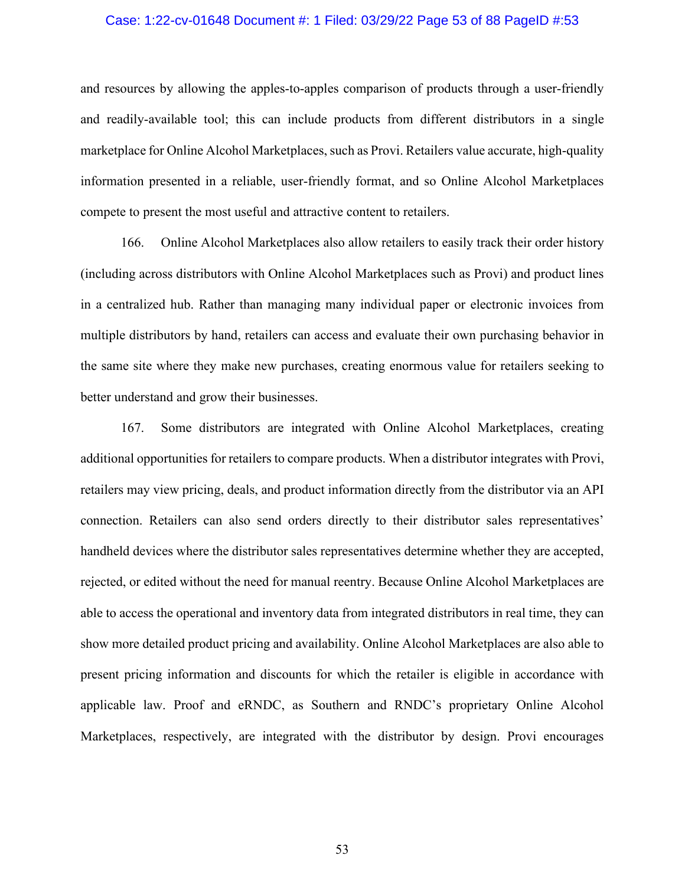and resources by allowing the apples-to-apples comparison of products through a user-friendly and readily-available tool; this can include products from different distributors in a single marketplace for Online Alcohol Marketplaces, such as Provi. Retailers value accurate, high-quality information presented in a reliable, user-friendly format, and so Online Alcohol Marketplaces compete to present the most useful and attractive content to retailers.

166. Online Alcohol Marketplaces also allow retailers to easily track their order history (including across distributors with Online Alcohol Marketplaces such as Provi) and product lines in a centralized hub. Rather than managing many individual paper or electronic invoices from multiple distributors by hand, retailers can access and evaluate their own purchasing behavior in the same site where they make new purchases, creating enormous value for retailers seeking to better understand and grow their businesses.

167. Some distributors are integrated with Online Alcohol Marketplaces, creating additional opportunities for retailers to compare products. When a distributor integrates with Provi, retailers may view pricing, deals, and product information directly from the distributor via an API connection. Retailers can also send orders directly to their distributor sales representatives' handheld devices where the distributor sales representatives determine whether they are accepted, rejected, or edited without the need for manual reentry. Because Online Alcohol Marketplaces are able to access the operational and inventory data from integrated distributors in real time, they can show more detailed product pricing and availability. Online Alcohol Marketplaces are also able to present pricing information and discounts for which the retailer is eligible in accordance with applicable law. Proof and eRNDC, as Southern and RNDC's proprietary Online Alcohol Marketplaces, respectively, are integrated with the distributor by design. Provi encourages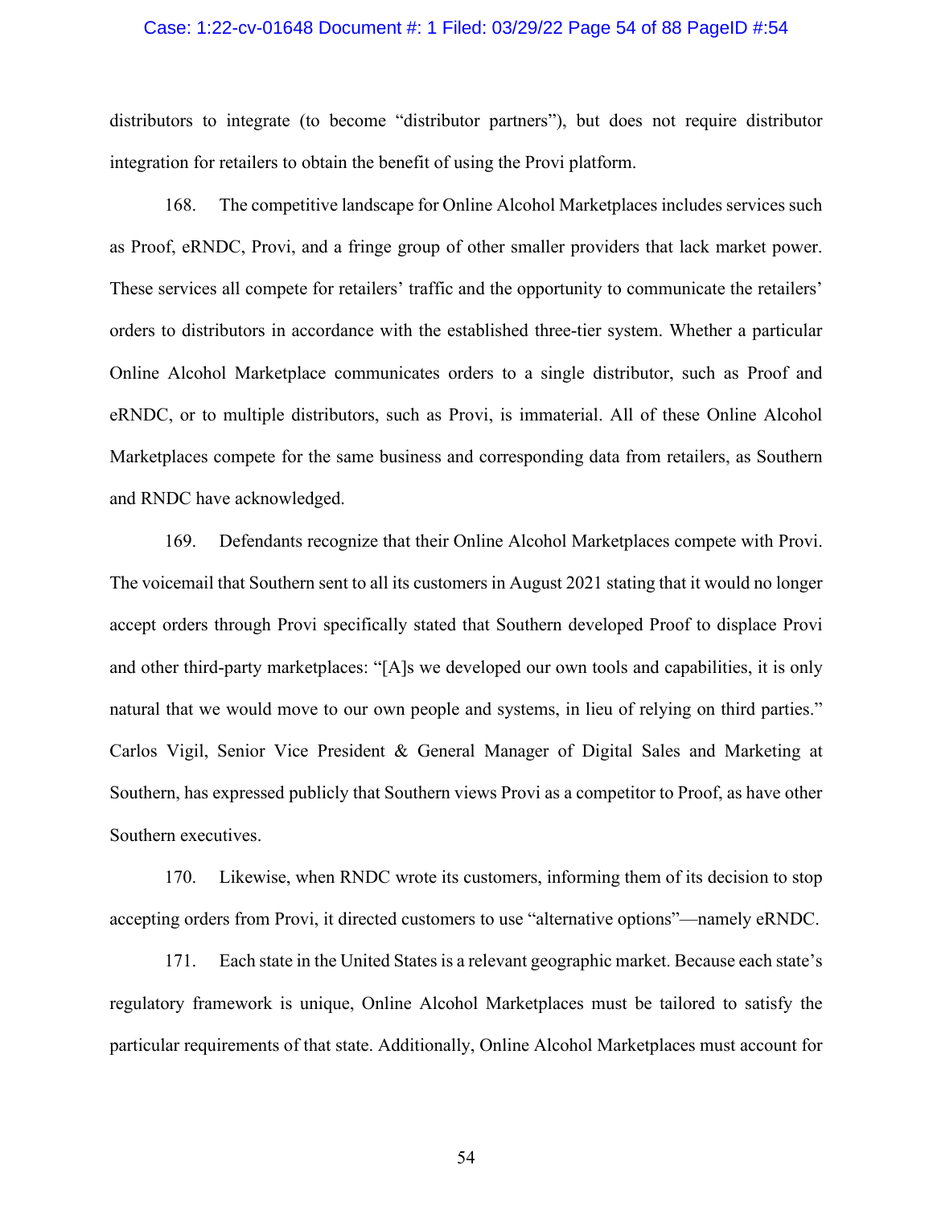distributors to integrate (to become "distributor partners"), but does not require distributor integration for retailers to obtain the benefit of using the Provi platform.

168. The competitive landscape for Online Alcohol Marketplaces includes services such as Proof, eRNDC, Provi, and a fringe group of other smaller providers that lack market power. These services all compete for retailers' traffic and the opportunity to communicate the retailers' orders to distributors in accordance with the established three-tier system. Whether a particular Online Alcohol Marketplace communicates orders to a single distributor, such as Proof and eRNDC, or to multiple distributors, such as Provi, is immaterial. All of these Online Alcohol Marketplaces compete for the same business and corresponding data from retailers, as Southern and RNDC have acknowledged.

169. Defendants recognize that their Online Alcohol Marketplaces compete with Provi. The voicemail that Southern sent to all its customers in August 2021 stating that it would no longer accept orders through Provi specifically stated that Southern developed Proof to displace Provi and other third-party marketplaces: "[A]s we developed our own tools and capabilities, it is only natural that we would move to our own people and systems, in lieu of relying on third parties." Carlos Vigil, Senior Vice President & General Manager of Digital Sales and Marketing at Southern, has expressed publicly that Southern views Provi as a competitor to Proof, as have other Southern executives.

170. Likewise, when RNDC wrote its customers, informing them of its decision to stop accepting orders from Provi, it directed customers to use "alternative options"—namely eRNDC.

171. Each state in the United States is a relevant geographic market. Because each state's regulatory framework is unique, Online Alcohol Marketplaces must be tailored to satisfy the particular requirements of that state. Additionally, Online Alcohol Marketplaces must account for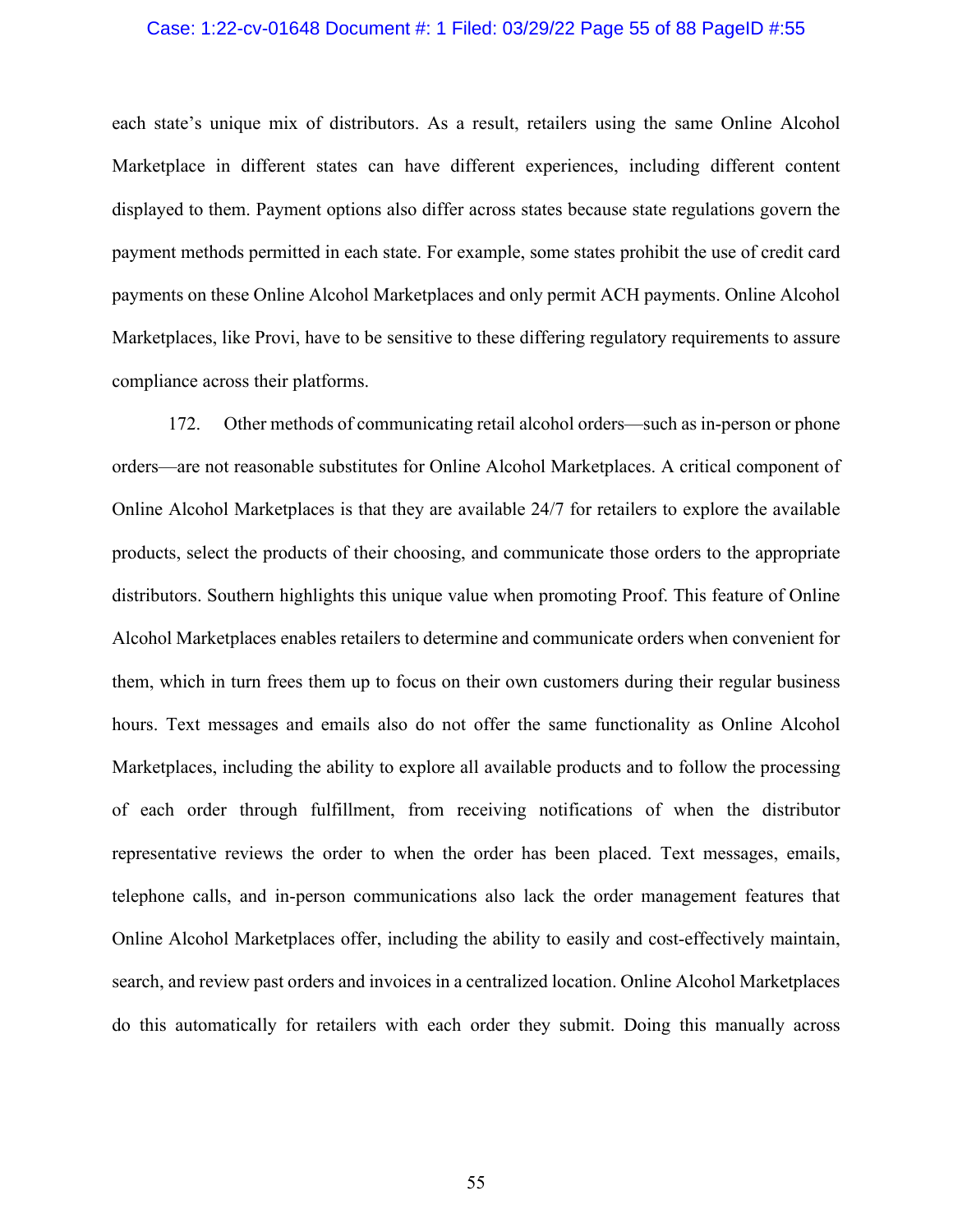each state's unique mix of distributors. As a result, retailers using the same Online Alcohol Marketplace in different states can have different experiences, including different content displayed to them. Payment options also differ across states because state regulations govern the payment methods permitted in each state. For example, some states prohibit the use of credit card payments on these Online Alcohol Marketplaces and only permit ACH payments. Online Alcohol Marketplaces, like Provi, have to be sensitive to these differing regulatory requirements to assure compliance across their platforms.

172. Other methods of communicating retail alcohol orders—such as in-person or phone orders—are not reasonable substitutes for Online Alcohol Marketplaces. A critical component of Online Alcohol Marketplaces is that they are available 24/7 for retailers to explore the available products, select the products of their choosing, and communicate those orders to the appropriate distributors. Southern highlights this unique value when promoting Proof. This feature of Online Alcohol Marketplaces enables retailers to determine and communicate orders when convenient for them, which in turn frees them up to focus on their own customers during their regular business hours. Text messages and emails also do not offer the same functionality as Online Alcohol Marketplaces, including the ability to explore all available products and to follow the processing of each order through fulfillment, from receiving notifications of when the distributor representative reviews the order to when the order has been placed. Text messages, emails, telephone calls, and in-person communications also lack the order management features that Online Alcohol Marketplaces offer, including the ability to easily and cost-effectively maintain, search, and review past orders and invoices in a centralized location. Online Alcohol Marketplaces do this automatically for retailers with each order they submit. Doing this manually across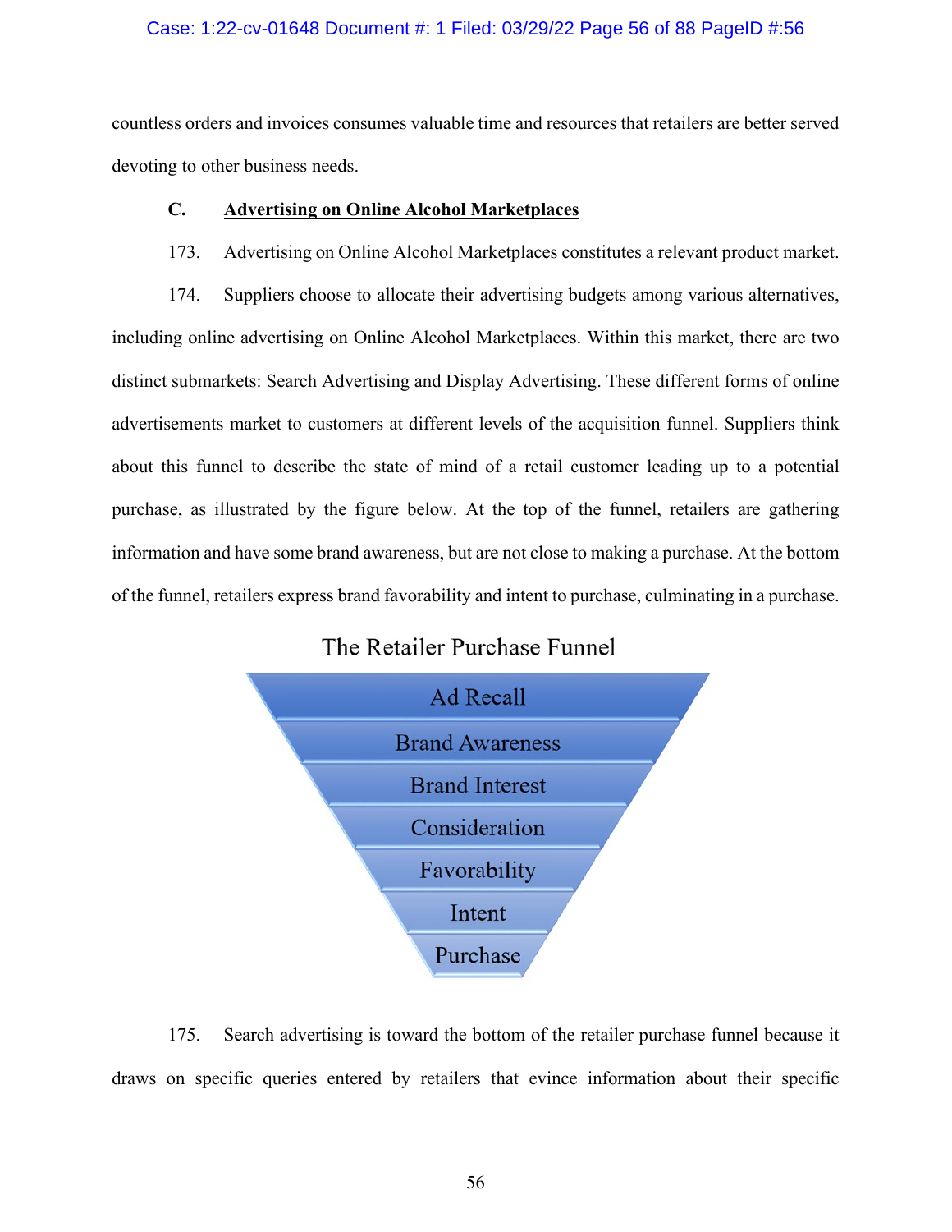countless orders and invoices consumes valuable time and resources that retailers are better served devoting to other business needs.

### C. Advertising on Online Alcohol Marketplaces

173. Advertising on Online Alcohol Marketplaces constitutes a relevant product market.

174. Suppliers choose to allocate their advertising budgets among various alternatives, including online advertising on Online Alcohol Marketplaces. Within this market, there are two distinct submarkets: Search Advertising and Display Advertising. These different forms of online advertisements market to customers at different levels of the acquisition funnel. Suppliers think about this funnel to describe the state of mind of a retail customer leading up to a potential purchase, as illustrated by the figure below. At the top of the funnel, retailers are gathering information and have some brand awareness, but are not close to making a purchase. At the bottom of the funnel, retailers express brand favorability and intent to purchase, culminating in a purchase.

The Retailer Purchase Funnel

- Ad Recall
- Brand Awareness
- Brand Interest
- Consideration
- Favorability
- Intent
- Purchase

175. Search advertising is toward the bottom of the retailer purchase funnel because it draws on specific queries entered by retailers that evince information about their specific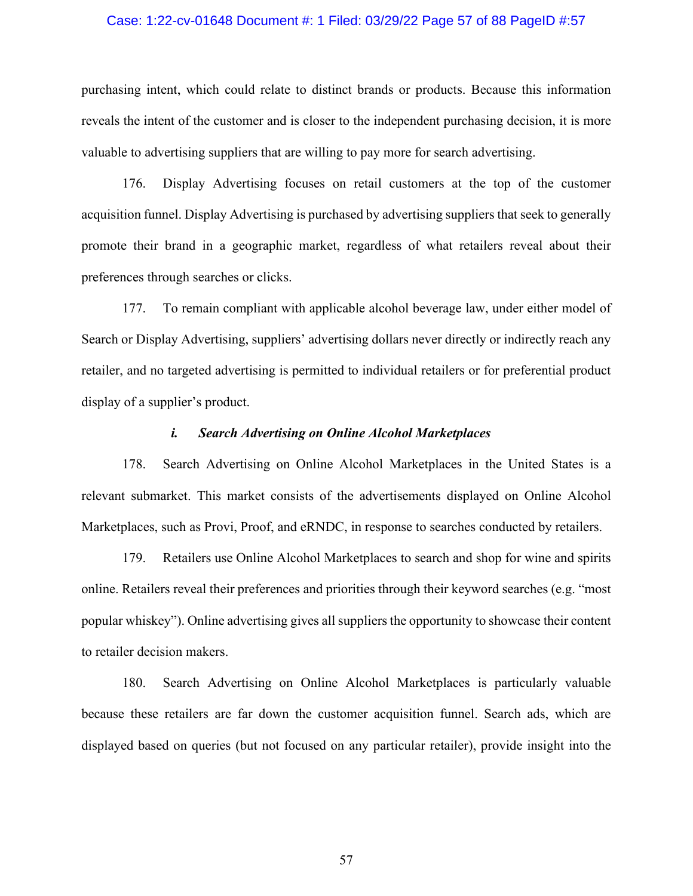purchasing intent, which could relate to distinct brands or products. Because this information reveals the intent of the customer and is closer to the independent purchasing decision, it is more valuable to advertising suppliers that are willing to pay more for search advertising.

176. Display Advertising focuses on retail customers at the top of the customer acquisition funnel. Display Advertising is purchased by advertising suppliers that seek to generally promote their brand in a geographic market, regardless of what retailers reveal about their preferences through searches or clicks.

177. To remain compliant with applicable alcohol beverage law, under either model of Search or Display Advertising, suppliers' advertising dollars never directly or indirectly reach any retailer, and no targeted advertising is permitted to individual retailers or for preferential product display of a supplier's product.

### *i. Search Advertising on Online Alcohol Marketplaces*

178. Search Advertising on Online Alcohol Marketplaces in the United States is a relevant submarket. This market consists of the advertisements displayed on Online Alcohol Marketplaces, such as Provi, Proof, and eRNDC, in response to searches conducted by retailers.

179. Retailers use Online Alcohol Marketplaces to search and shop for wine and spirits online. Retailers reveal their preferences and priorities through their keyword searches (e.g. "most popular whiskey"). Online advertising gives all suppliers the opportunity to showcase their content to retailer decision makers.

180. Search Advertising on Online Alcohol Marketplaces is particularly valuable because these retailers are far down the customer acquisition funnel. Search ads, which are displayed based on queries (but not focused on any particular retailer), provide insight into the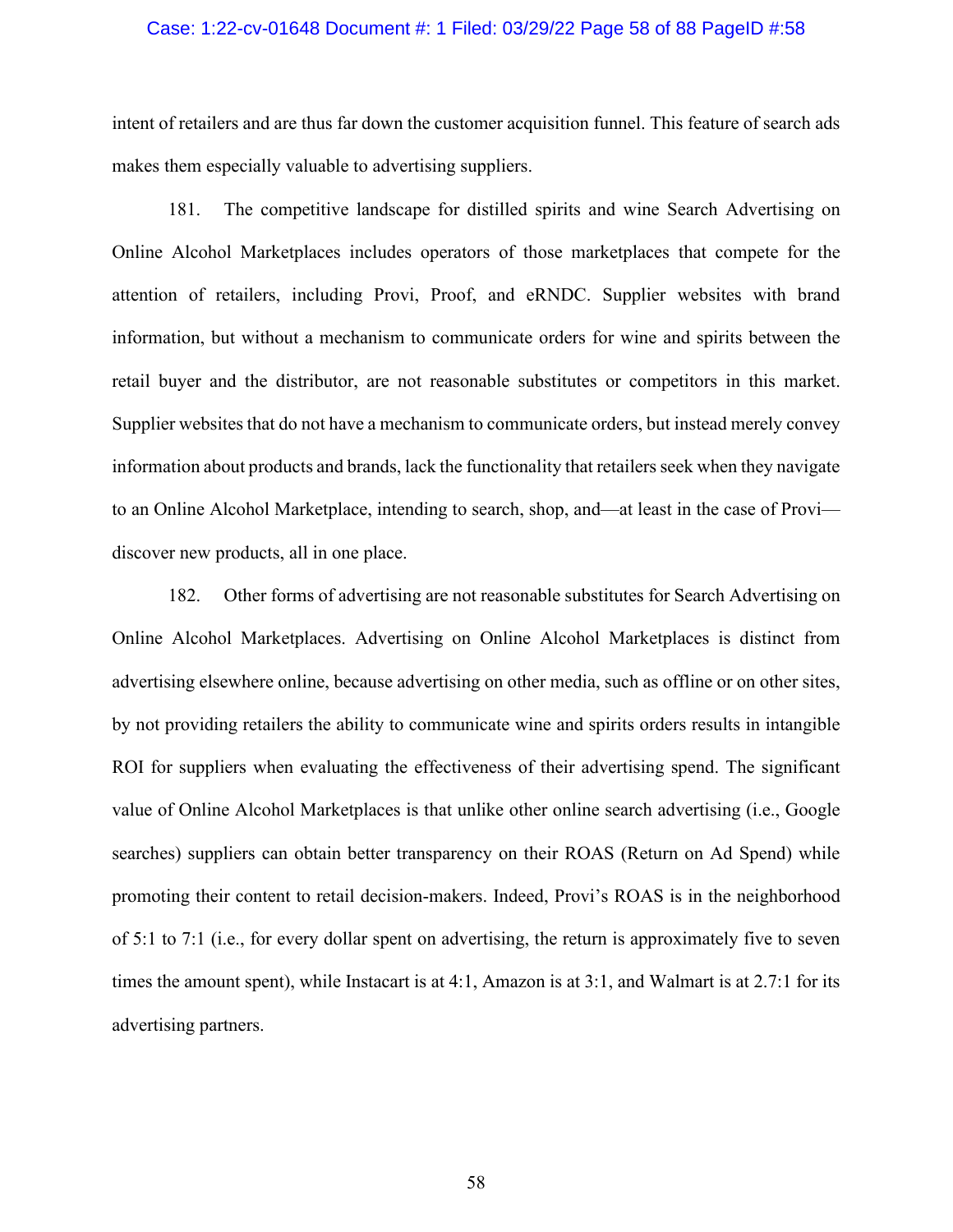intent of retailers and are thus far down the customer acquisition funnel. This feature of search ads makes them especially valuable to advertising suppliers.

181. The competitive landscape for distilled spirits and wine Search Advertising on Online Alcohol Marketplaces includes operators of those marketplaces that compete for the attention of retailers, including Provi, Proof, and eRNDC. Supplier websites with brand information, but without a mechanism to communicate orders for wine and spirits between the retail buyer and the distributor, are not reasonable substitutes or competitors in this market. Supplier websites that do not have a mechanism to communicate orders, but instead merely convey information about products and brands, lack the functionality that retailers seek when they navigate to an Online Alcohol Marketplace, intending to search, shop, and—at least in the case of Provi—discover new products, all in one place.

182. Other forms of advertising are not reasonable substitutes for Search Advertising on Online Alcohol Marketplaces. Advertising on Online Alcohol Marketplaces is distinct from advertising elsewhere online, because advertising on other media, such as offline or on other sites, by not providing retailers the ability to communicate wine and spirits orders results in intangible ROI for suppliers when evaluating the effectiveness of their advertising spend. The significant value of Online Alcohol Marketplaces is that unlike other online search advertising (i.e., Google searches) suppliers can obtain better transparency on their ROAS (Return on Ad Spend) while promoting their content to retail decision-makers. Indeed, Provi's ROAS is in the neighborhood of 5:1 to 7:1 (i.e., for every dollar spent on advertising, the return is approximately five to seven times the amount spent), while Instacart is at 4:1, Amazon is at 3:1, and Walmart is at 2.7:1 for its advertising partners.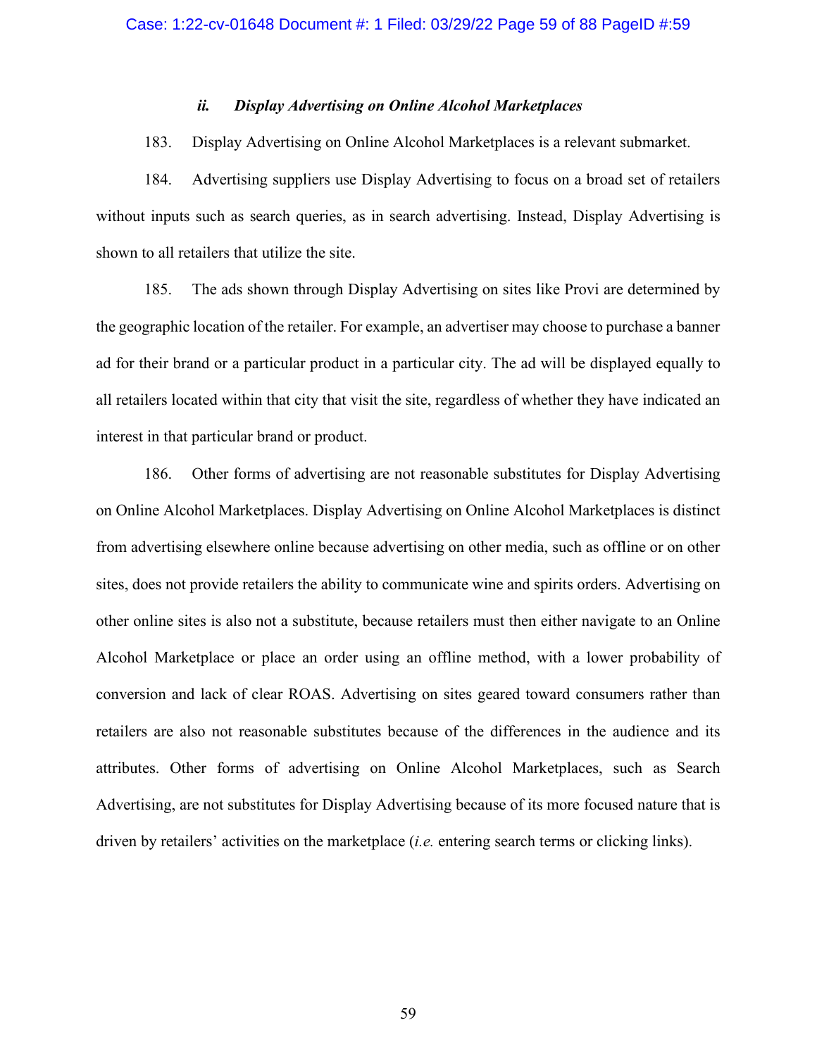### *ii. Display Advertising on Online Alcohol Marketplaces*

183. Display Advertising on Online Alcohol Marketplaces is a relevant submarket.

184. Advertising suppliers use Display Advertising to focus on a broad set of retailers without inputs such as search queries, as in search advertising. Instead, Display Advertising is shown to all retailers that utilize the site.

185. The ads shown through Display Advertising on sites like Provi are determined by the geographic location of the retailer. For example, an advertiser may choose to purchase a banner ad for their brand or a particular product in a particular city. The ad will be displayed equally to all retailers located within that city that visit the site, regardless of whether they have indicated an interest in that particular brand or product.

186. Other forms of advertising are not reasonable substitutes for Display Advertising on Online Alcohol Marketplaces. Display Advertising on Online Alcohol Marketplaces is distinct from advertising elsewhere online because advertising on other media, such as offline or on other sites, does not provide retailers the ability to communicate wine and spirits orders. Advertising on other online sites is also not a substitute, because retailers must then either navigate to an Online Alcohol Marketplace or place an order using an offline method, with a lower probability of conversion and lack of clear ROAS. Advertising on sites geared toward consumers rather than retailers are also not reasonable substitutes because of the differences in the audience and its attributes. Other forms of advertising on Online Alcohol Marketplaces, such as Search Advertising, are not substitutes for Display Advertising because of its more focused nature that is driven by retailers' activities on the marketplace (*i.e.* entering search terms or clicking links).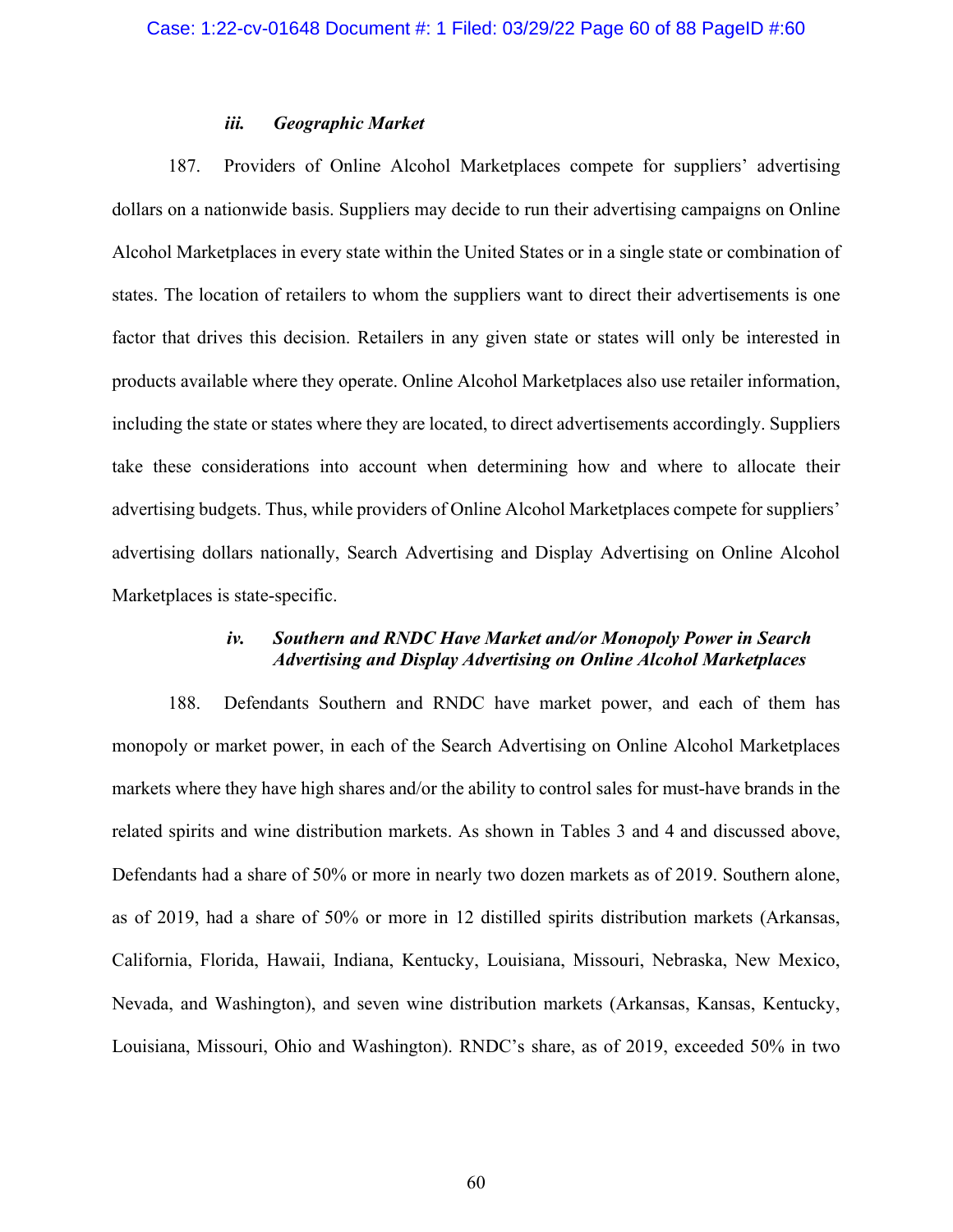### *iii. Geographic Market*

187. Providers of Online Alcohol Marketplaces compete for suppliers' advertising dollars on a nationwide basis. Suppliers may decide to run their advertising campaigns on Online Alcohol Marketplaces in every state within the United States or in a single state or combination of states. The location of retailers to whom the suppliers want to direct their advertisements is one factor that drives this decision. Retailers in any given state or states will only be interested in products available where they operate. Online Alcohol Marketplaces also use retailer information, including the state or states where they are located, to direct advertisements accordingly. Suppliers take these considerations into account when determining how and where to allocate their advertising budgets. Thus, while providers of Online Alcohol Marketplaces compete for suppliers' advertising dollars nationally, Search Advertising and Display Advertising on Online Alcohol Marketplaces is state-specific.

### *iv. Southern and RNDC Have Market and/or Monopoly Power in Search Advertising and Display Advertising on Online Alcohol Marketplaces*

188. Defendants Southern and RNDC have market power, and each of them has monopoly or market power, in each of the Search Advertising on Online Alcohol Marketplaces markets where they have high shares and/or the ability to control sales for must-have brands in the related spirits and wine distribution markets. As shown in Tables 3 and 4 and discussed above, Defendants had a share of 50% or more in nearly two dozen markets as of 2019. Southern alone, as of 2019, had a share of 50% or more in 12 distilled spirits distribution markets (Arkansas, California, Florida, Hawaii, Indiana, Kentucky, Louisiana, Missouri, Nebraska, New Mexico, Nevada, and Washington), and seven wine distribution markets (Arkansas, Kansas, Kentucky, Louisiana, Missouri, Ohio and Washington). RNDC's share, as of 2019, exceeded 50% in two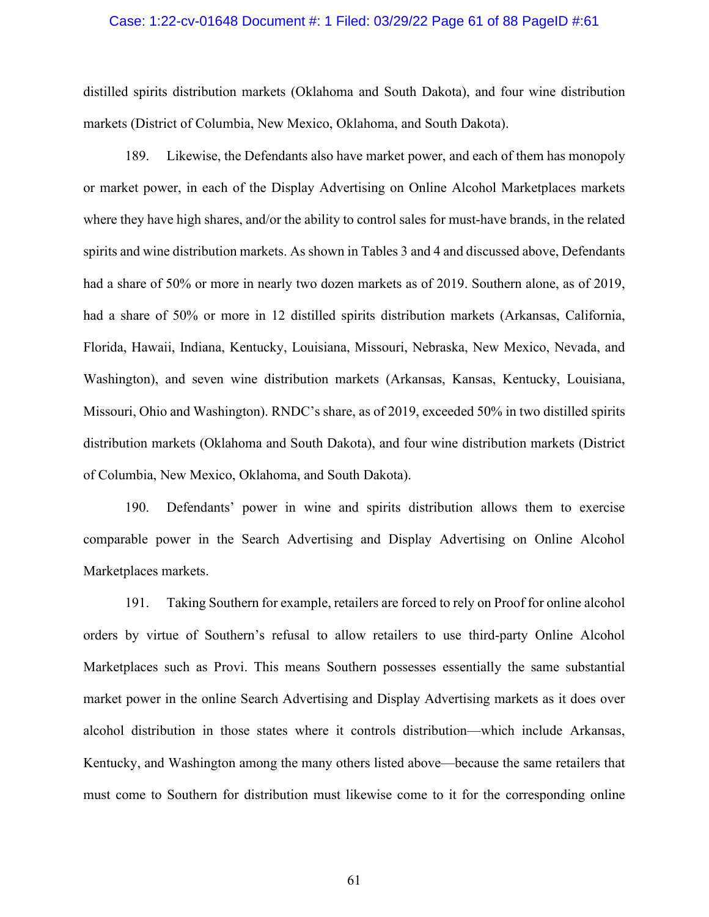distilled spirits distribution markets (Oklahoma and South Dakota), and four wine distribution markets (District of Columbia, New Mexico, Oklahoma, and South Dakota).

189. Likewise, the Defendants also have market power, and each of them has monopoly or market power, in each of the Display Advertising on Online Alcohol Marketplaces markets where they have high shares, and/or the ability to control sales for must-have brands, in the related spirits and wine distribution markets. As shown in Tables 3 and 4 and discussed above, Defendants had a share of 50% or more in nearly two dozen markets as of 2019. Southern alone, as of 2019, had a share of 50% or more in 12 distilled spirits distribution markets (Arkansas, California, Florida, Hawaii, Indiana, Kentucky, Louisiana, Missouri, Nebraska, New Mexico, Nevada, and Washington), and seven wine distribution markets (Arkansas, Kansas, Kentucky, Louisiana, Missouri, Ohio and Washington). RNDC's share, as of 2019, exceeded 50% in two distilled spirits distribution markets (Oklahoma and South Dakota), and four wine distribution markets (District of Columbia, New Mexico, Oklahoma, and South Dakota).

190. Defendants' power in wine and spirits distribution allows them to exercise comparable power in the Search Advertising and Display Advertising on Online Alcohol Marketplaces markets.

191. Taking Southern for example, retailers are forced to rely on Proof for online alcohol orders by virtue of Southern's refusal to allow retailers to use third-party Online Alcohol Marketplaces such as Provi. This means Southern possesses essentially the same substantial market power in the online Search Advertising and Display Advertising markets as it does over alcohol distribution in those states where it controls distribution—which include Arkansas, Kentucky, and Washington among the many others listed above—because the same retailers that must come to Southern for distribution must likewise come to it for the corresponding online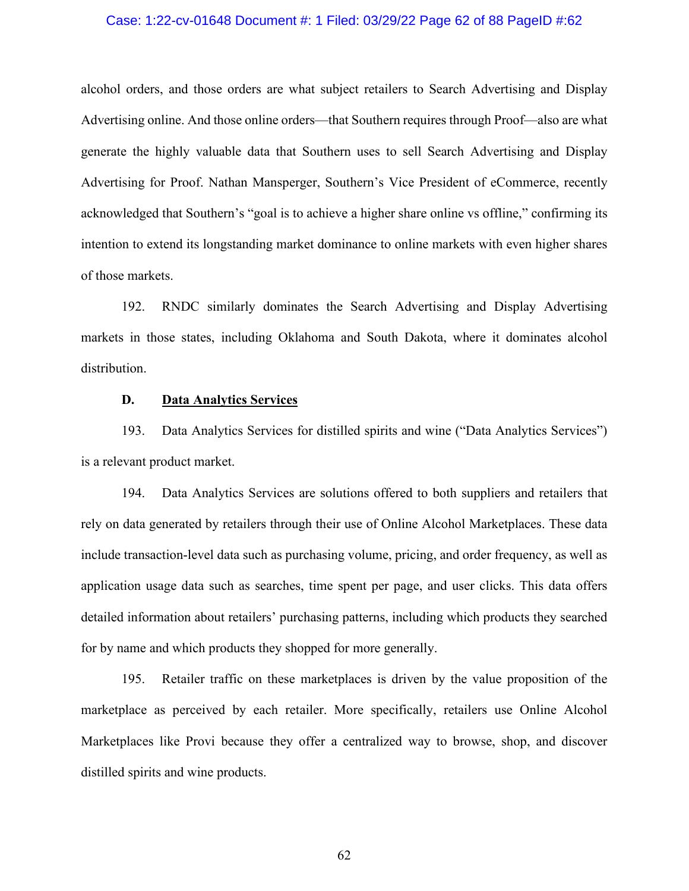alcohol orders, and those orders are what subject retailers to Search Advertising and Display Advertising online. And those online orders—that Southern requires through Proof—also are what generate the highly valuable data that Southern uses to sell Search Advertising and Display Advertising for Proof. Nathan Mansperger, Southern's Vice President of eCommerce, recently acknowledged that Southern's "goal is to achieve a higher share online vs offline," confirming its intention to extend its longstanding market dominance to online markets with even higher shares of those markets.

192. RNDC similarly dominates the Search Advertising and Display Advertising markets in those states, including Oklahoma and South Dakota, where it dominates alcohol distribution.

**D. <u>Data Analytics Services</u>**

193. Data Analytics Services for distilled spirits and wine ("Data Analytics Services") is a relevant product market.

194. Data Analytics Services are solutions offered to both suppliers and retailers that rely on data generated by retailers through their use of Online Alcohol Marketplaces. These data include transaction-level data such as purchasing volume, pricing, and order frequency, as well as application usage data such as searches, time spent per page, and user clicks. This data offers detailed information about retailers' purchasing patterns, including which products they searched for by name and which products they shopped for more generally.

195. Retailer traffic on these marketplaces is driven by the value proposition of the marketplace as perceived by each retailer. More specifically, retailers use Online Alcohol Marketplaces like Provi because they offer a centralized way to browse, shop, and discover distilled spirits and wine products.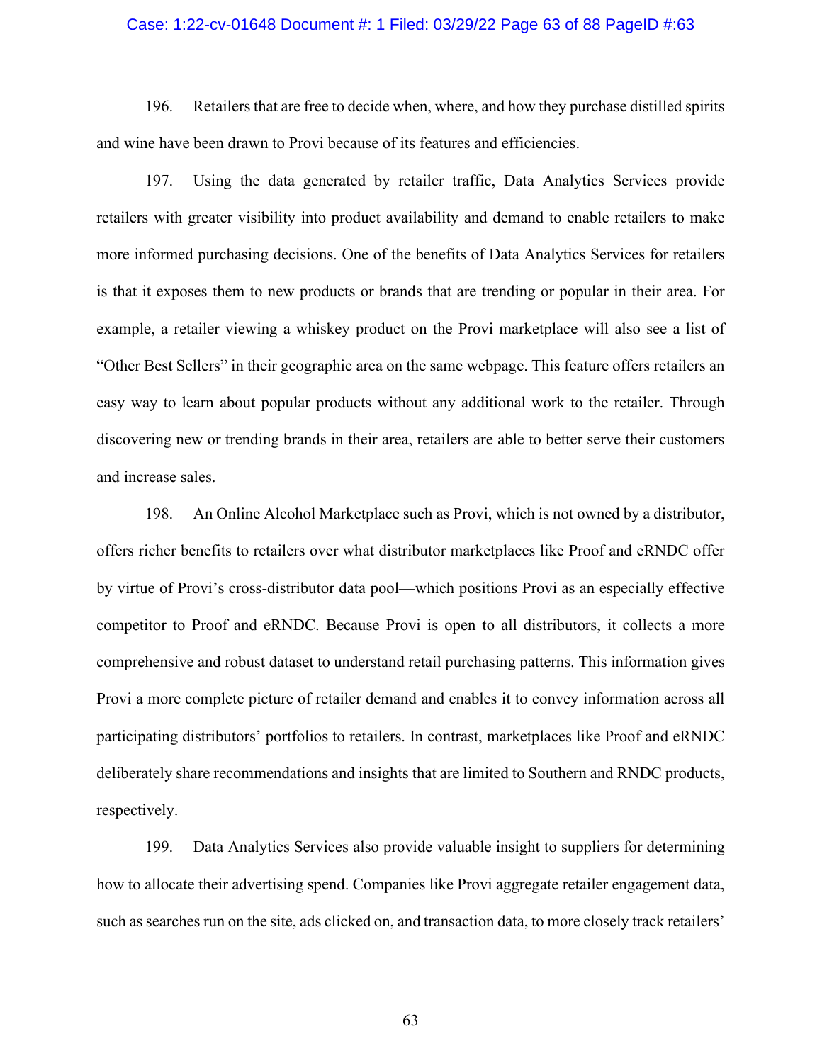196. Retailers that are free to decide when, where, and how they purchase distilled spirits and wine have been drawn to Provi because of its features and efficiencies.

197. Using the data generated by retailer traffic, Data Analytics Services provide retailers with greater visibility into product availability and demand to enable retailers to make more informed purchasing decisions. One of the benefits of Data Analytics Services for retailers is that it exposes them to new products or brands that are trending or popular in their area. For example, a retailer viewing a whiskey product on the Provi marketplace will also see a list of "Other Best Sellers" in their geographic area on the same webpage. This feature offers retailers an easy way to learn about popular products without any additional work to the retailer. Through discovering new or trending brands in their area, retailers are able to better serve their customers and increase sales.

198. An Online Alcohol Marketplace such as Provi, which is not owned by a distributor, offers richer benefits to retailers over what distributor marketplaces like Proof and eRNDC offer by virtue of Provi's cross-distributor data pool—which positions Provi as an especially effective competitor to Proof and eRNDC. Because Provi is open to all distributors, it collects a more comprehensive and robust dataset to understand retail purchasing patterns. This information gives Provi a more complete picture of retailer demand and enables it to convey information across all participating distributors' portfolios to retailers. In contrast, marketplaces like Proof and eRNDC deliberately share recommendations and insights that are limited to Southern and RNDC products, respectively.

199. Data Analytics Services also provide valuable insight to suppliers for determining how to allocate their advertising spend. Companies like Provi aggregate retailer engagement data, such as searches run on the site, ads clicked on, and transaction data, to more closely track retailers'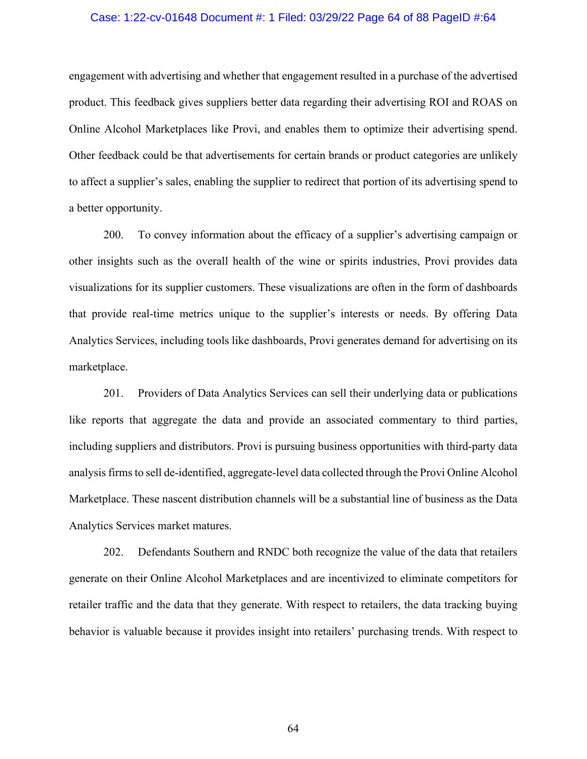engagement with advertising and whether that engagement resulted in a purchase of the advertised product. This feedback gives suppliers better data regarding their advertising ROI and ROAS on Online Alcohol Marketplaces like Provi, and enables them to optimize their advertising spend. Other feedback could be that advertisements for certain brands or product categories are unlikely to affect a supplier's sales, enabling the supplier to redirect that portion of its advertising spend to a better opportunity.

200. To convey information about the efficacy of a supplier's advertising campaign or other insights such as the overall health of the wine or spirits industries, Provi provides data visualizations for its supplier customers. These visualizations are often in the form of dashboards that provide real-time metrics unique to the supplier's interests or needs. By offering Data Analytics Services, including tools like dashboards, Provi generates demand for advertising on its marketplace.

201. Providers of Data Analytics Services can sell their underlying data or publications like reports that aggregate the data and provide an associated commentary to third parties, including suppliers and distributors. Provi is pursuing business opportunities with third-party data analysis firms to sell de-identified, aggregate-level data collected through the Provi Online Alcohol Marketplace. These nascent distribution channels will be a substantial line of business as the Data Analytics Services market matures.

202. Defendants Southern and RNDC both recognize the value of the data that retailers generate on their Online Alcohol Marketplaces and are incentivized to eliminate competitors for retailer traffic and the data that they generate. With respect to retailers, the data tracking buying behavior is valuable because it provides insight into retailers' purchasing trends. With respect to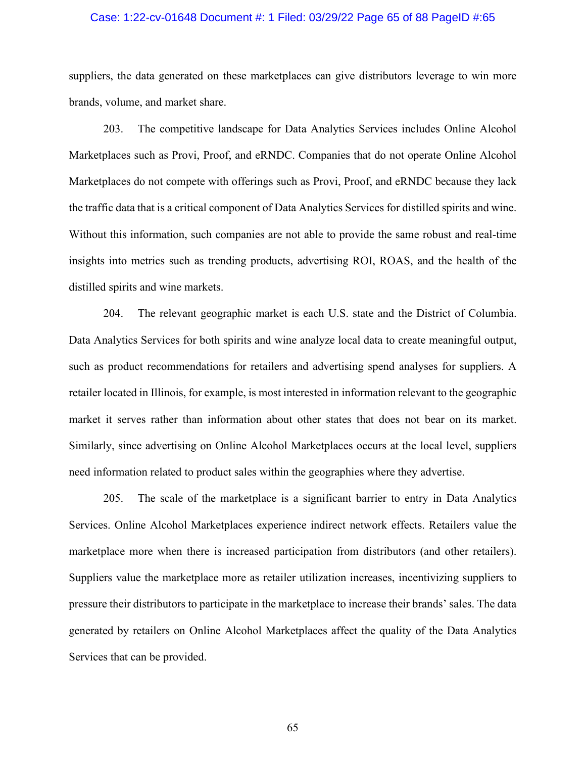suppliers, the data generated on these marketplaces can give distributors leverage to win more brands, volume, and market share.

203. The competitive landscape for Data Analytics Services includes Online Alcohol Marketplaces such as Provi, Proof, and eRNDC. Companies that do not operate Online Alcohol Marketplaces do not compete with offerings such as Provi, Proof, and eRNDC because they lack the traffic data that is a critical component of Data Analytics Services for distilled spirits and wine. Without this information, such companies are not able to provide the same robust and real-time insights into metrics such as trending products, advertising ROI, ROAS, and the health of the distilled spirits and wine markets.

204. The relevant geographic market is each U.S. state and the District of Columbia. Data Analytics Services for both spirits and wine analyze local data to create meaningful output, such as product recommendations for retailers and advertising spend analyses for suppliers. A retailer located in Illinois, for example, is most interested in information relevant to the geographic market it serves rather than information about other states that does not bear on its market. Similarly, since advertising on Online Alcohol Marketplaces occurs at the local level, suppliers need information related to product sales within the geographies where they advertise.

205. The scale of the marketplace is a significant barrier to entry in Data Analytics Services. Online Alcohol Marketplaces experience indirect network effects. Retailers value the marketplace more when there is increased participation from distributors (and other retailers). Suppliers value the marketplace more as retailer utilization increases, incentivizing suppliers to pressure their distributors to participate in the marketplace to increase their brands' sales. The data generated by retailers on Online Alcohol Marketplaces affect the quality of the Data Analytics Services that can be provided.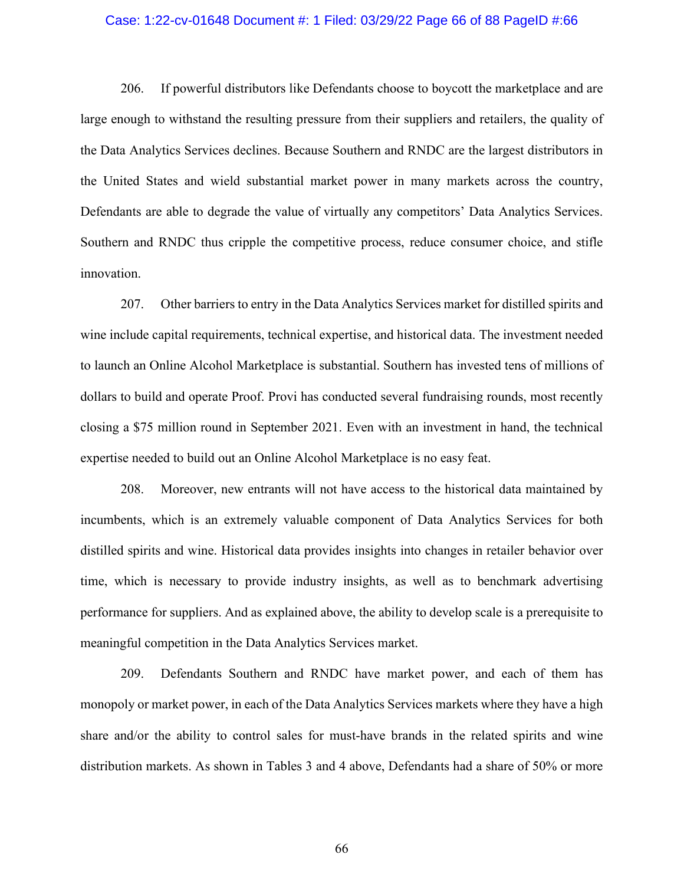206. If powerful distributors like Defendants choose to boycott the marketplace and are large enough to withstand the resulting pressure from their suppliers and retailers, the quality of the Data Analytics Services declines. Because Southern and RNDC are the largest distributors in the United States and wield substantial market power in many markets across the country, Defendants are able to degrade the value of virtually any competitors' Data Analytics Services. Southern and RNDC thus cripple the competitive process, reduce consumer choice, and stifle innovation.

207. Other barriers to entry in the Data Analytics Services market for distilled spirits and wine include capital requirements, technical expertise, and historical data. The investment needed to launch an Online Alcohol Marketplace is substantial. Southern has invested tens of millions of dollars to build and operate Proof. Provi has conducted several fundraising rounds, most recently closing a $75 million round in September 2021. Even with an investment in hand, the technical expertise needed to build out an Online Alcohol Marketplace is no easy feat.

208. Moreover, new entrants will not have access to the historical data maintained by incumbents, which is an extremely valuable component of Data Analytics Services for both distilled spirits and wine. Historical data provides insights into changes in retailer behavior over time, which is necessary to provide industry insights, as well as to benchmark advertising performance for suppliers. And as explained above, the ability to develop scale is a prerequisite to meaningful competition in the Data Analytics Services market.

209. Defendants Southern and RNDC have market power, and each of them has monopoly or market power, in each of the Data Analytics Services markets where they have a high share and/or the ability to control sales for must-have brands in the related spirits and wine distribution markets. As shown in Tables 3 and 4 above, Defendants had a share of 50% or more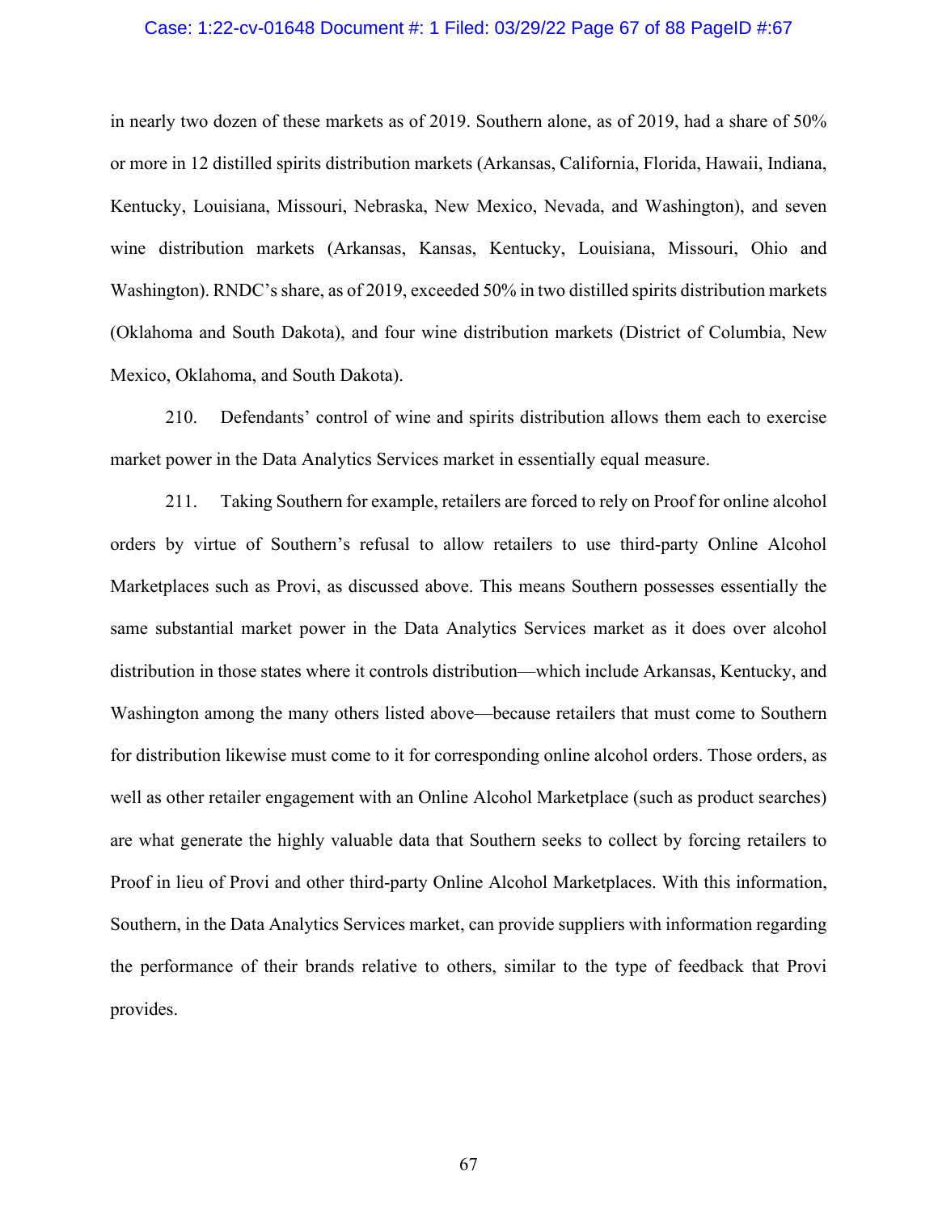in nearly two dozen of these markets as of 2019. Southern alone, as of 2019, had a share of 50% or more in 12 distilled spirits distribution markets (Arkansas, California, Florida, Hawaii, Indiana, Kentucky, Louisiana, Missouri, Nebraska, New Mexico, Nevada, and Washington), and seven wine distribution markets (Arkansas, Kansas, Kentucky, Louisiana, Missouri, Ohio and Washington). RNDC's share, as of 2019, exceeded 50% in two distilled spirits distribution markets (Oklahoma and South Dakota), and four wine distribution markets (District of Columbia, New Mexico, Oklahoma, and South Dakota).

210. Defendants' control of wine and spirits distribution allows them each to exercise market power in the Data Analytics Services market in essentially equal measure.

211. Taking Southern for example, retailers are forced to rely on Proof for online alcohol orders by virtue of Southern's refusal to allow retailers to use third-party Online Alcohol Marketplaces such as Provi, as discussed above. This means Southern possesses essentially the same substantial market power in the Data Analytics Services market as it does over alcohol distribution in those states where it controls distribution—which include Arkansas, Kentucky, and Washington among the many others listed above—because retailers that must come to Southern for distribution likewise must come to it for corresponding online alcohol orders. Those orders, as well as other retailer engagement with an Online Alcohol Marketplace (such as product searches) are what generate the highly valuable data that Southern seeks to collect by forcing retailers to Proof in lieu of Provi and other third-party Online Alcohol Marketplaces. With this information, Southern, in the Data Analytics Services market, can provide suppliers with information regarding the performance of their brands relative to others, similar to the type of feedback that Provi provides.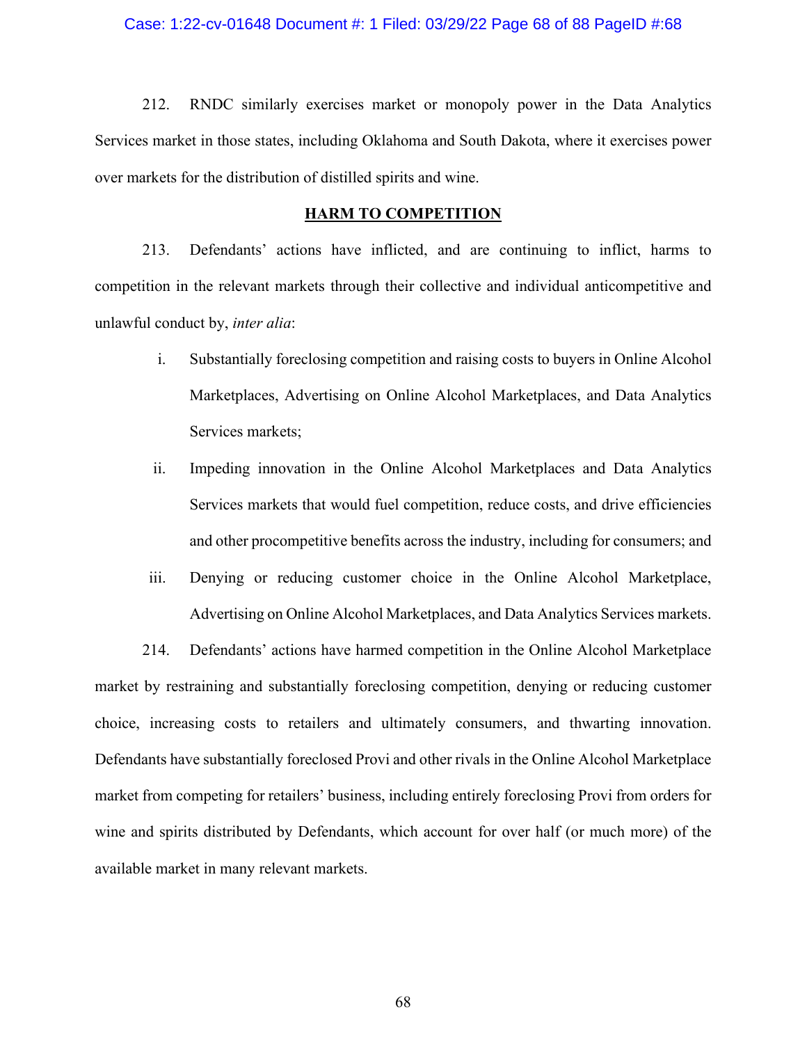212. RNDC similarly exercises market or monopoly power in the Data Analytics Services market in those states, including Oklahoma and South Dakota, where it exercises power over markets for the distribution of distilled spirits and wine.

## HARM TO COMPETITION

213. Defendants' actions have inflicted, and are continuing to inflict, harms to competition in the relevant markets through their collective and individual anticompetitive and unlawful conduct by, *inter alia*:

i. Substantially foreclosing competition and raising costs to buyers in Online Alcohol Marketplaces, Advertising on Online Alcohol Marketplaces, and Data Analytics Services markets;

ii. Impeding innovation in the Online Alcohol Marketplaces and Data Analytics Services markets that would fuel competition, reduce costs, and drive efficiencies and other procompetitive benefits across the industry, including for consumers; and

iii. Denying or reducing customer choice in the Online Alcohol Marketplace, Advertising on Online Alcohol Marketplaces, and Data Analytics Services markets.

214. Defendants' actions have harmed competition in the Online Alcohol Marketplace market by restraining and substantially foreclosing competition, denying or reducing customer choice, increasing costs to retailers and ultimately consumers, and thwarting innovation. Defendants have substantially foreclosed Provi and other rivals in the Online Alcohol Marketplace market from competing for retailers' business, including entirely foreclosing Provi from orders for wine and spirits distributed by Defendants, which account for over half (or much more) of the available market in many relevant markets.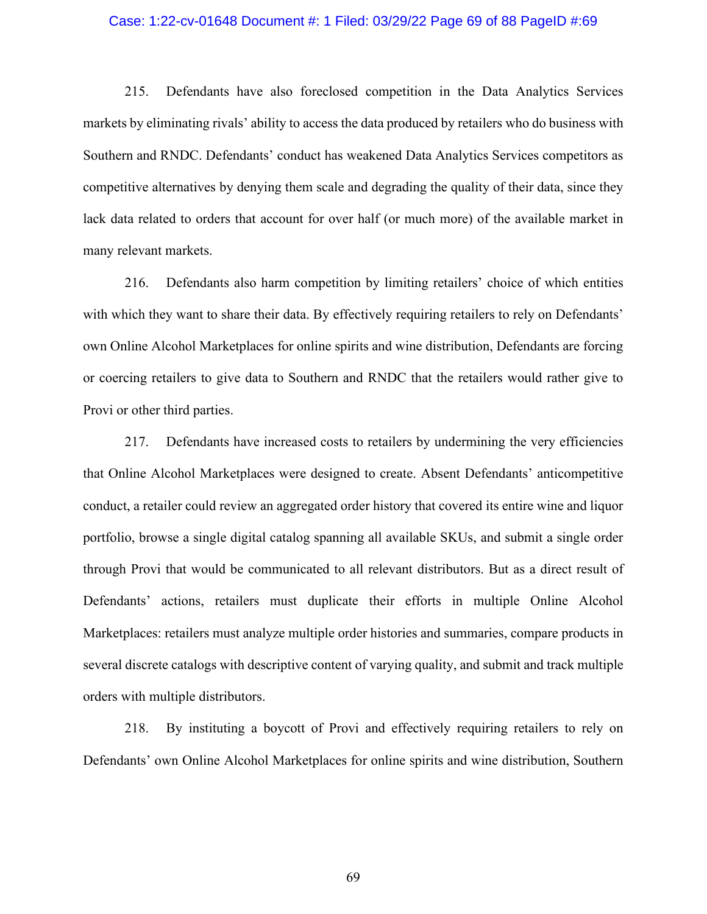215. Defendants have also foreclosed competition in the Data Analytics Services markets by eliminating rivals' ability to access the data produced by retailers who do business with Southern and RNDC. Defendants' conduct has weakened Data Analytics Services competitors as competitive alternatives by denying them scale and degrading the quality of their data, since they lack data related to orders that account for over half (or much more) of the available market in many relevant markets.

216. Defendants also harm competition by limiting retailers' choice of which entities with which they want to share their data. By effectively requiring retailers to rely on Defendants' own Online Alcohol Marketplaces for online spirits and wine distribution, Defendants are forcing or coercing retailers to give data to Southern and RNDC that the retailers would rather give to Provi or other third parties.

217. Defendants have increased costs to retailers by undermining the very efficiencies that Online Alcohol Marketplaces were designed to create. Absent Defendants' anticompetitive conduct, a retailer could review an aggregated order history that covered its entire wine and liquor portfolio, browse a single digital catalog spanning all available SKUs, and submit a single order through Provi that would be communicated to all relevant distributors. But as a direct result of Defendants' actions, retailers must duplicate their efforts in multiple Online Alcohol Marketplaces: retailers must analyze multiple order histories and summaries, compare products in several discrete catalogs with descriptive content of varying quality, and submit and track multiple orders with multiple distributors.

218. By instituting a boycott of Provi and effectively requiring retailers to rely on Defendants' own Online Alcohol Marketplaces for online spirits and wine distribution, Southern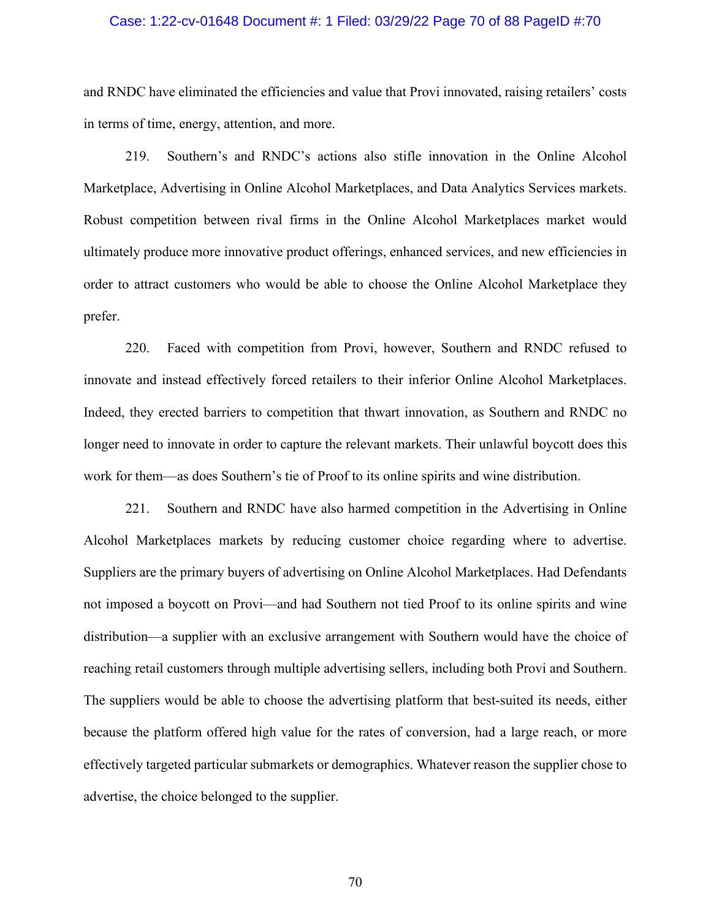and RNDC have eliminated the efficiencies and value that Provi innovated, raising retailers' costs in terms of time, energy, attention, and more.

219. Southern's and RNDC's actions also stifle innovation in the Online Alcohol Marketplace, Advertising in Online Alcohol Marketplaces, and Data Analytics Services markets. Robust competition between rival firms in the Online Alcohol Marketplaces market would ultimately produce more innovative product offerings, enhanced services, and new efficiencies in order to attract customers who would be able to choose the Online Alcohol Marketplace they prefer.

220. Faced with competition from Provi, however, Southern and RNDC refused to innovate and instead effectively forced retailers to their inferior Online Alcohol Marketplaces. Indeed, they erected barriers to competition that thwart innovation, as Southern and RNDC no longer need to innovate in order to capture the relevant markets. Their unlawful boycott does this work for them—as does Southern's tie of Proof to its online spirits and wine distribution.

221. Southern and RNDC have also harmed competition in the Advertising in Online Alcohol Marketplaces markets by reducing customer choice regarding where to advertise. Suppliers are the primary buyers of advertising on Online Alcohol Marketplaces. Had Defendants not imposed a boycott on Provi—and had Southern not tied Proof to its online spirits and wine distribution—a supplier with an exclusive arrangement with Southern would have the choice of reaching retail customers through multiple advertising sellers, including both Provi and Southern. The suppliers would be able to choose the advertising platform that best-suited its needs, either because the platform offered high value for the rates of conversion, had a large reach, or more effectively targeted particular submarkets or demographics. Whatever reason the supplier chose to advertise, the choice belonged to the supplier.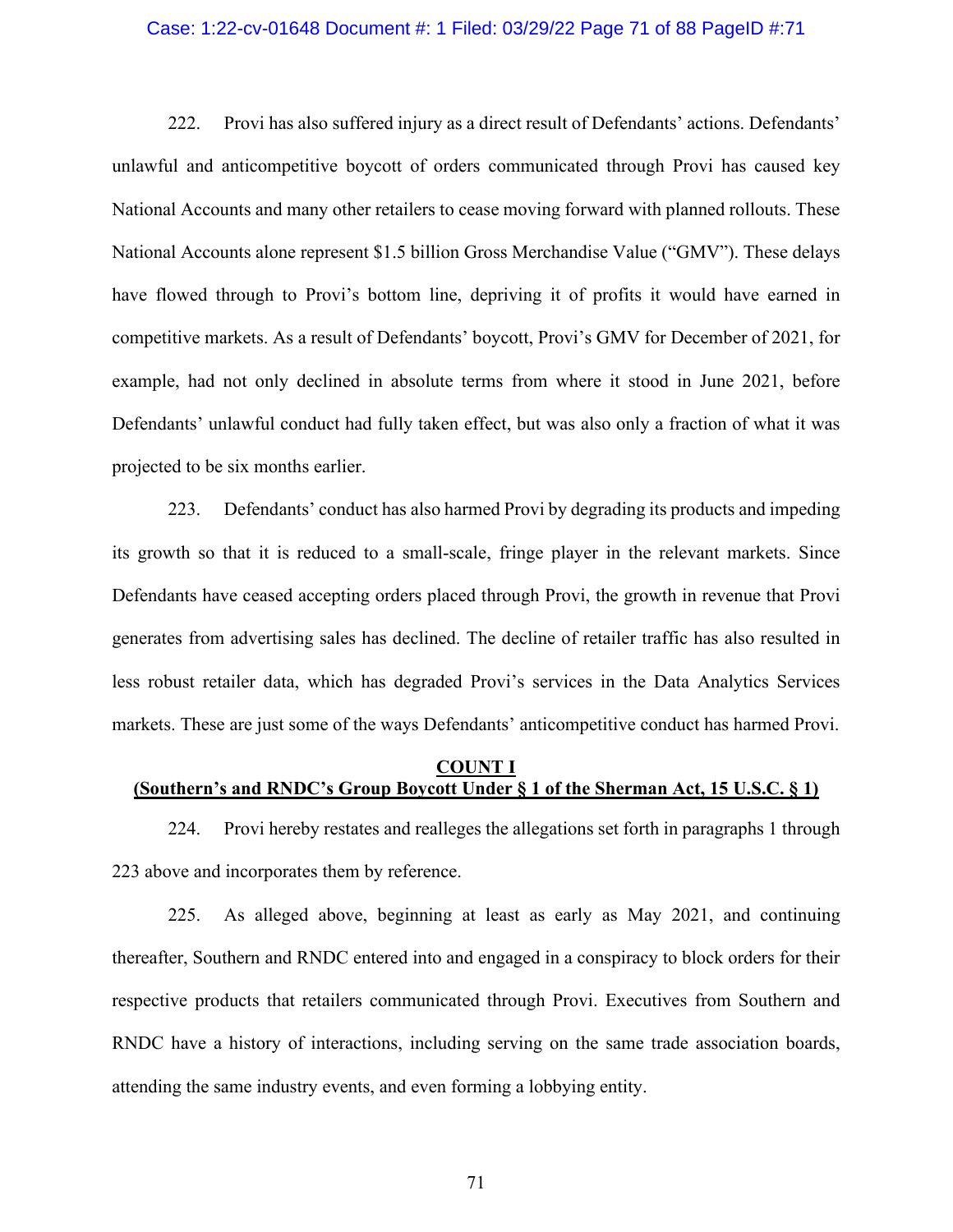222. Provi has also suffered injury as a direct result of Defendants' actions. Defendants' unlawful and anticompetitive boycott of orders communicated through Provi has caused key National Accounts and many other retailers to cease moving forward with planned rollouts. These National Accounts alone represent $1.5 billion Gross Merchandise Value ("GMV"). These delays have flowed through to Provi's bottom line, depriving it of profits it would have earned in competitive markets. As a result of Defendants' boycott, Provi's GMV for December of 2021, for example, had not only declined in absolute terms from where it stood in June 2021, before Defendants' unlawful conduct had fully taken effect, but was also only a fraction of what it was projected to be six months earlier.

223. Defendants' conduct has also harmed Provi by degrading its products and impeding its growth so that it is reduced to a small-scale, fringe player in the relevant markets. Since Defendants have ceased accepting orders placed through Provi, the growth in revenue that Provi generates from advertising sales has declined. The decline of retailer traffic has also resulted in less robust retailer data, which has degraded Provi's services in the Data Analytics Services markets. These are just some of the ways Defendants' anticompetitive conduct has harmed Provi.

## COUNT I
## (Southern's and RNDC's Group Boycott Under § 1 of the Sherman Act, 15 U.S.C. § 1)

224. Provi hereby restates and realleges the allegations set forth in paragraphs 1 through 223 above and incorporates them by reference.

225. As alleged above, beginning at least as early as May 2021, and continuing thereafter, Southern and RNDC entered into and engaged in a conspiracy to block orders for their respective products that retailers communicated through Provi. Executives from Southern and RNDC have a history of interactions, including serving on the same trade association boards, attending the same industry events, and even forming a lobbying entity.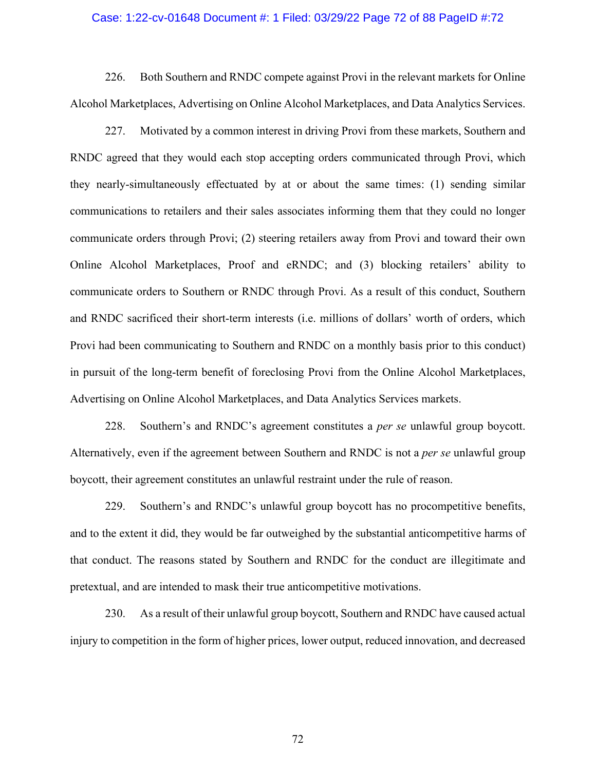226. Both Southern and RNDC compete against Provi in the relevant markets for Online Alcohol Marketplaces, Advertising on Online Alcohol Marketplaces, and Data Analytics Services.

227. Motivated by a common interest in driving Provi from these markets, Southern and RNDC agreed that they would each stop accepting orders communicated through Provi, which they nearly-simultaneously effectuated by at or about the same times: (1) sending similar communications to retailers and their sales associates informing them that they could no longer communicate orders through Provi; (2) steering retailers away from Provi and toward their own Online Alcohol Marketplaces, Proof and eRNDC; and (3) blocking retailers' ability to communicate orders to Southern or RNDC through Provi. As a result of this conduct, Southern and RNDC sacrificed their short-term interests (i.e. millions of dollars' worth of orders, which Provi had been communicating to Southern and RNDC on a monthly basis prior to this conduct) in pursuit of the long-term benefit of foreclosing Provi from the Online Alcohol Marketplaces, Advertising on Online Alcohol Marketplaces, and Data Analytics Services markets.

228. Southern's and RNDC's agreement constitutes a *per se* unlawful group boycott. Alternatively, even if the agreement between Southern and RNDC is not a *per se* unlawful group boycott, their agreement constitutes an unlawful restraint under the rule of reason.

229. Southern's and RNDC's unlawful group boycott has no procompetitive benefits, and to the extent it did, they would be far outweighed by the substantial anticompetitive harms of that conduct. The reasons stated by Southern and RNDC for the conduct are illegitimate and pretextual, and are intended to mask their true anticompetitive motivations.

230. As a result of their unlawful group boycott, Southern and RNDC have caused actual injury to competition in the form of higher prices, lower output, reduced innovation, and decreased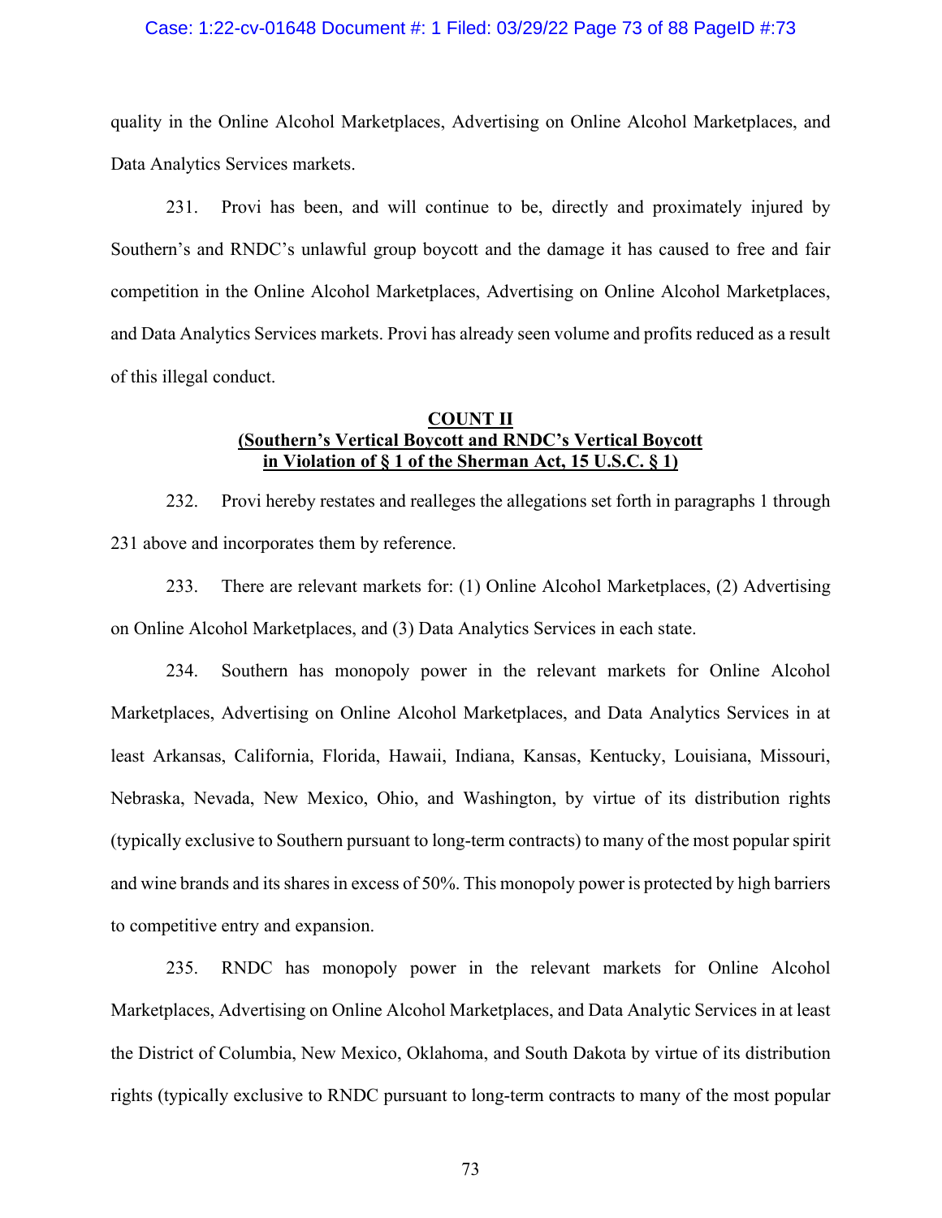quality in the Online Alcohol Marketplaces, Advertising on Online Alcohol Marketplaces, and Data Analytics Services markets.

231. Provi has been, and will continue to be, directly and proximately injured by Southern's and RNDC's unlawful group boycott and the damage it has caused to free and fair competition in the Online Alcohol Marketplaces, Advertising on Online Alcohol Marketplaces, and Data Analytics Services markets. Provi has already seen volume and profits reduced as a result of this illegal conduct.

**COUNT II**
**(Southern's Vertical Boycott and RNDC's Vertical Boycott in Violation of § 1 of the Sherman Act, 15 U.S.C. § 1)**

232. Provi hereby restates and realleges the allegations set forth in paragraphs 1 through 231 above and incorporates them by reference.

233. There are relevant markets for: (1) Online Alcohol Marketplaces, (2) Advertising on Online Alcohol Marketplaces, and (3) Data Analytics Services in each state.

234. Southern has monopoly power in the relevant markets for Online Alcohol Marketplaces, Advertising on Online Alcohol Marketplaces, and Data Analytics Services in at least Arkansas, California, Florida, Hawaii, Indiana, Kansas, Kentucky, Louisiana, Missouri, Nebraska, Nevada, New Mexico, Ohio, and Washington, by virtue of its distribution rights (typically exclusive to Southern pursuant to long-term contracts) to many of the most popular spirit and wine brands and its shares in excess of 50%. This monopoly power is protected by high barriers to competitive entry and expansion.

235. RNDC has monopoly power in the relevant markets for Online Alcohol Marketplaces, Advertising on Online Alcohol Marketplaces, and Data Analytic Services in at least the District of Columbia, New Mexico, Oklahoma, and South Dakota by virtue of its distribution rights (typically exclusive to RNDC pursuant to long-term contracts to many of the most popular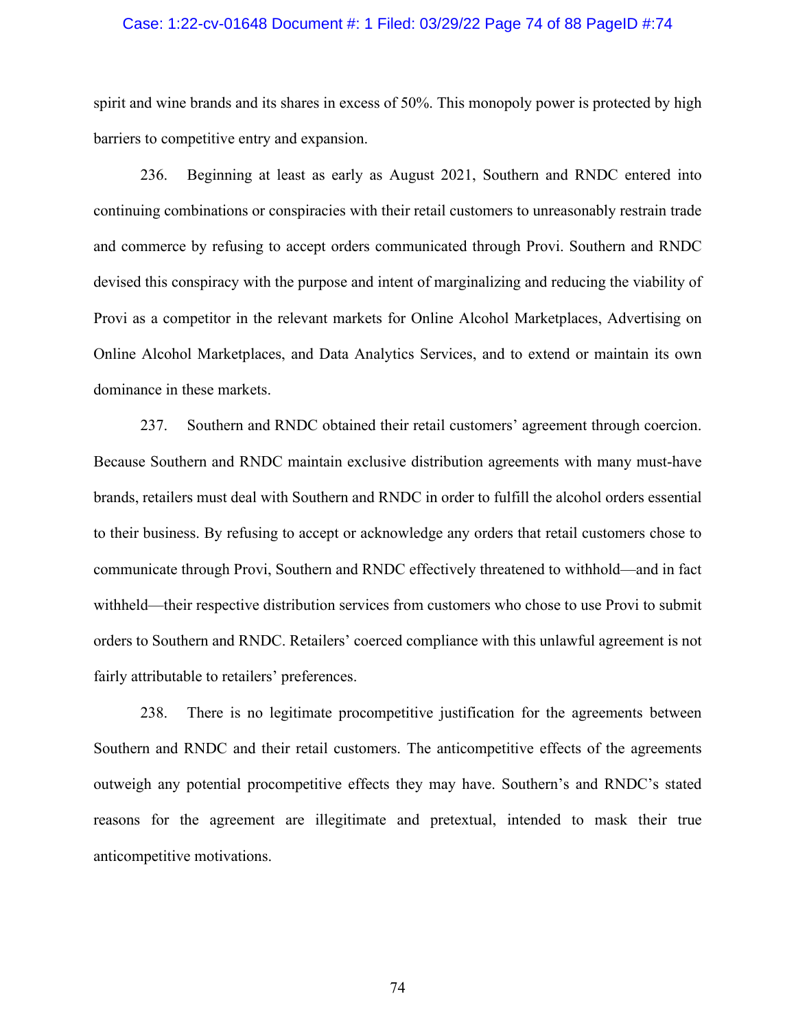spirit and wine brands and its shares in excess of 50%. This monopoly power is protected by high barriers to competitive entry and expansion.

236. Beginning at least as early as August 2021, Southern and RNDC entered into continuing combinations or conspiracies with their retail customers to unreasonably restrain trade and commerce by refusing to accept orders communicated through Provi. Southern and RNDC devised this conspiracy with the purpose and intent of marginalizing and reducing the viability of Provi as a competitor in the relevant markets for Online Alcohol Marketplaces, Advertising on Online Alcohol Marketplaces, and Data Analytics Services, and to extend or maintain its own dominance in these markets.

237. Southern and RNDC obtained their retail customers' agreement through coercion. Because Southern and RNDC maintain exclusive distribution agreements with many must-have brands, retailers must deal with Southern and RNDC in order to fulfill the alcohol orders essential to their business. By refusing to accept or acknowledge any orders that retail customers chose to communicate through Provi, Southern and RNDC effectively threatened to withhold—and in fact withheld—their respective distribution services from customers who chose to use Provi to submit orders to Southern and RNDC. Retailers' coerced compliance with this unlawful agreement is not fairly attributable to retailers' preferences.

238. There is no legitimate procompetitive justification for the agreements between Southern and RNDC and their retail customers. The anticompetitive effects of the agreements outweigh any potential procompetitive effects they may have. Southern's and RNDC's stated reasons for the agreement are illegitimate and pretextual, intended to mask their true anticompetitive motivations.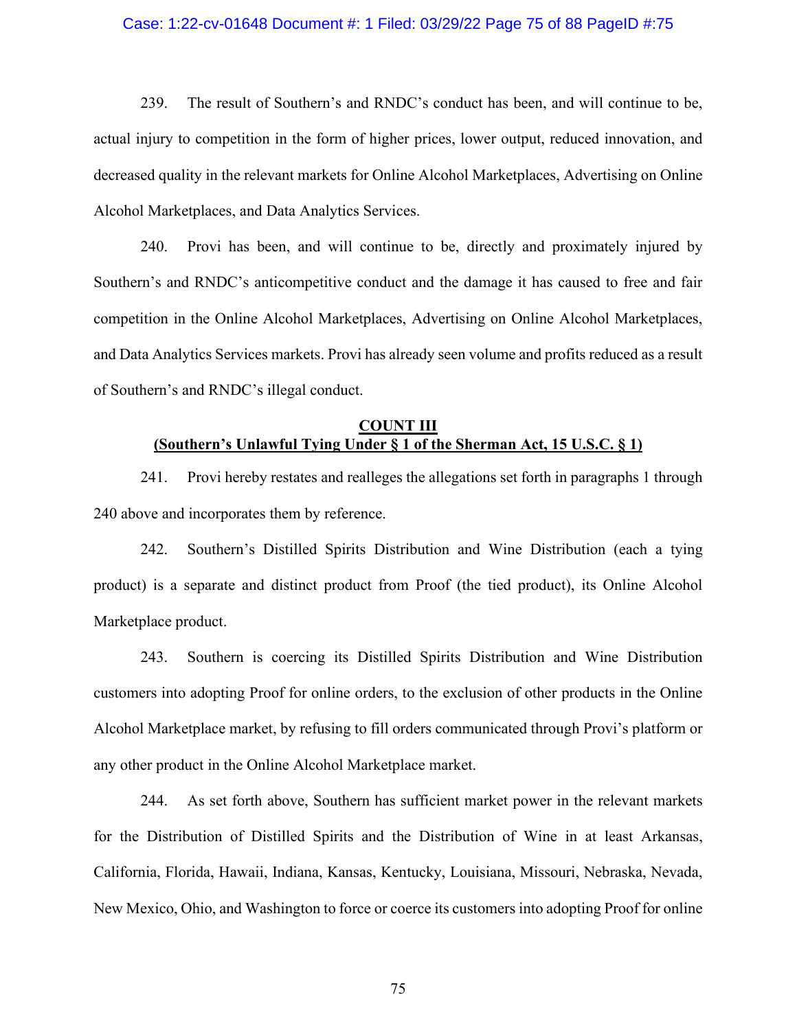239. The result of Southern's and RNDC's conduct has been, and will continue to be, actual injury to competition in the form of higher prices, lower output, reduced innovation, and decreased quality in the relevant markets for Online Alcohol Marketplaces, Advertising on Online Alcohol Marketplaces, and Data Analytics Services.

240. Provi has been, and will continue to be, directly and proximately injured by Southern's and RNDC's anticompetitive conduct and the damage it has caused to free and fair competition in the Online Alcohol Marketplaces, Advertising on Online Alcohol Marketplaces, and Data Analytics Services markets. Provi has already seen volume and profits reduced as a result of Southern's and RNDC's illegal conduct.

## COUNT III
## (Southern's Unlawful Tying Under § 1 of the Sherman Act, 15 U.S.C. § 1)

241. Provi hereby restates and realleges the allegations set forth in paragraphs 1 through 240 above and incorporates them by reference.

242. Southern's Distilled Spirits Distribution and Wine Distribution (each a tying product) is a separate and distinct product from Proof (the tied product), its Online Alcohol Marketplace product.

243. Southern is coercing its Distilled Spirits Distribution and Wine Distribution customers into adopting Proof for online orders, to the exclusion of other products in the Online Alcohol Marketplace market, by refusing to fill orders communicated through Provi's platform or any other product in the Online Alcohol Marketplace market.

244. As set forth above, Southern has sufficient market power in the relevant markets for the Distribution of Distilled Spirits and the Distribution of Wine in at least Arkansas, California, Florida, Hawaii, Indiana, Kansas, Kentucky, Louisiana, Missouri, Nebraska, Nevada, New Mexico, Ohio, and Washington to force or coerce its customers into adopting Proof for online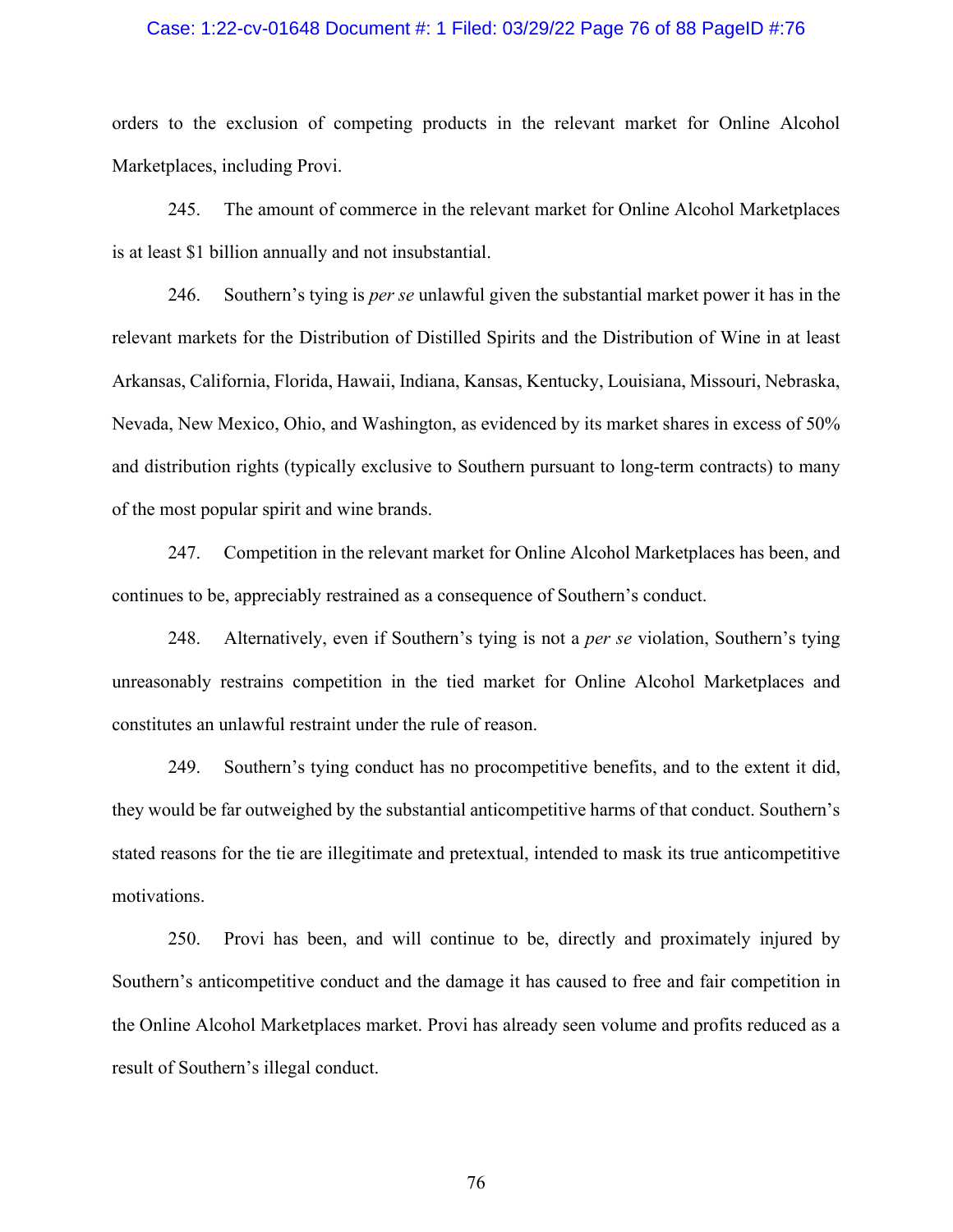orders to the exclusion of competing products in the relevant market for Online Alcohol Marketplaces, including Provi.

245. The amount of commerce in the relevant market for Online Alcohol Marketplaces is at least $1 billion annually and not insubstantial.

246. Southern's tying is *per se* unlawful given the substantial market power it has in the relevant markets for the Distribution of Distilled Spirits and the Distribution of Wine in at least Arkansas, California, Florida, Hawaii, Indiana, Kansas, Kentucky, Louisiana, Missouri, Nebraska, Nevada, New Mexico, Ohio, and Washington, as evidenced by its market shares in excess of 50% and distribution rights (typically exclusive to Southern pursuant to long-term contracts) to many of the most popular spirit and wine brands.

247. Competition in the relevant market for Online Alcohol Marketplaces has been, and continues to be, appreciably restrained as a consequence of Southern's conduct.

248. Alternatively, even if Southern's tying is not a *per se* violation, Southern's tying unreasonably restrains competition in the tied market for Online Alcohol Marketplaces and constitutes an unlawful restraint under the rule of reason.

249. Southern's tying conduct has no procompetitive benefits, and to the extent it did, they would be far outweighed by the substantial anticompetitive harms of that conduct. Southern's stated reasons for the tie are illegitimate and pretextual, intended to mask its true anticompetitive motivations.

250. Provi has been, and will continue to be, directly and proximately injured by Southern's anticompetitive conduct and the damage it has caused to free and fair competition in the Online Alcohol Marketplaces market. Provi has already seen volume and profits reduced as a result of Southern's illegal conduct.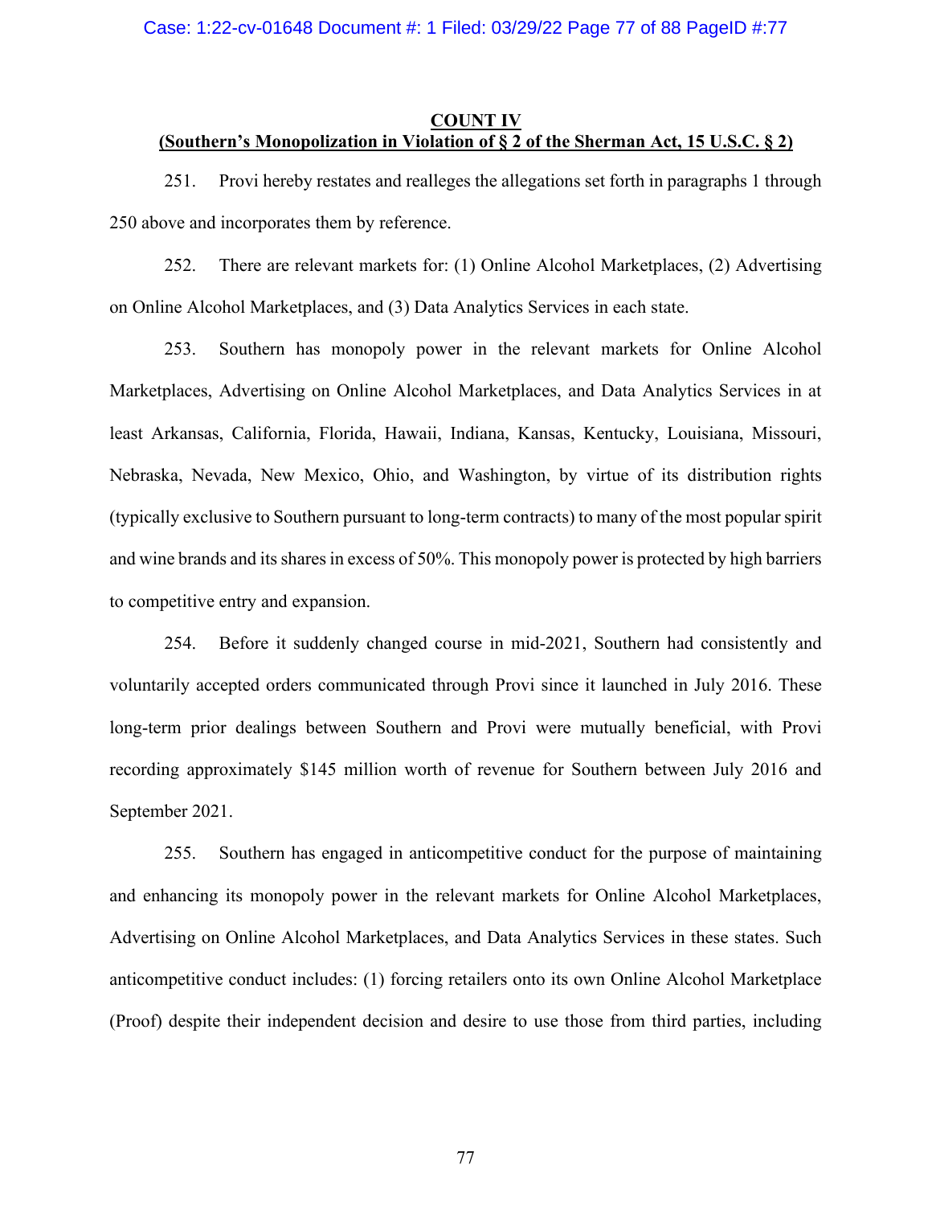**COUNT IV**

**(Southern's Monopolization in Violation of § 2 of the Sherman Act, 15 U.S.C. § 2)**

251. Provi hereby restates and realleges the allegations set forth in paragraphs 1 through 250 above and incorporates them by reference.

252. There are relevant markets for: (1) Online Alcohol Marketplaces, (2) Advertising on Online Alcohol Marketplaces, and (3) Data Analytics Services in each state.

253. Southern has monopoly power in the relevant markets for Online Alcohol Marketplaces, Advertising on Online Alcohol Marketplaces, and Data Analytics Services in at least Arkansas, California, Florida, Hawaii, Indiana, Kansas, Kentucky, Louisiana, Missouri, Nebraska, Nevada, New Mexico, Ohio, and Washington, by virtue of its distribution rights (typically exclusive to Southern pursuant to long-term contracts) to many of the most popular spirit and wine brands and its shares in excess of 50%. This monopoly power is protected by high barriers to competitive entry and expansion.

254. Before it suddenly changed course in mid-2021, Southern had consistently and voluntarily accepted orders communicated through Provi since it launched in July 2016. These long-term prior dealings between Southern and Provi were mutually beneficial, with Provi recording approximately $145 million worth of revenue for Southern between July 2016 and September 2021.

255. Southern has engaged in anticompetitive conduct for the purpose of maintaining and enhancing its monopoly power in the relevant markets for Online Alcohol Marketplaces, Advertising on Online Alcohol Marketplaces, and Data Analytics Services in these states. Such anticompetitive conduct includes: (1) forcing retailers onto its own Online Alcohol Marketplace (Proof) despite their independent decision and desire to use those from third parties, including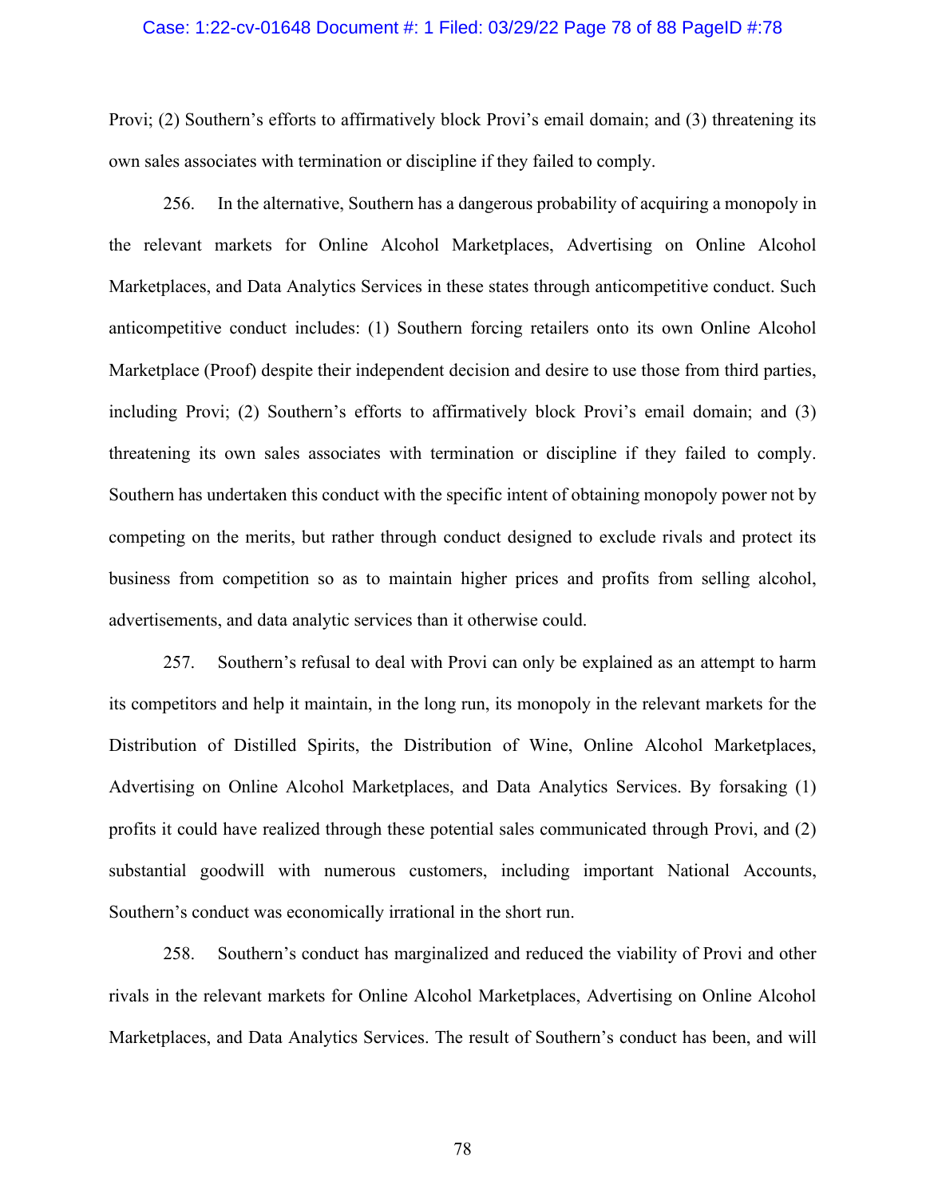Provi; (2) Southern's efforts to affirmatively block Provi's email domain; and (3) threatening its own sales associates with termination or discipline if they failed to comply.

256. In the alternative, Southern has a dangerous probability of acquiring a monopoly in the relevant markets for Online Alcohol Marketplaces, Advertising on Online Alcohol Marketplaces, and Data Analytics Services in these states through anticompetitive conduct. Such anticompetitive conduct includes: (1) Southern forcing retailers onto its own Online Alcohol Marketplace (Proof) despite their independent decision and desire to use those from third parties, including Provi; (2) Southern's efforts to affirmatively block Provi's email domain; and (3) threatening its own sales associates with termination or discipline if they failed to comply. Southern has undertaken this conduct with the specific intent of obtaining monopoly power not by competing on the merits, but rather through conduct designed to exclude rivals and protect its business from competition so as to maintain higher prices and profits from selling alcohol, advertisements, and data analytic services than it otherwise could.

257. Southern's refusal to deal with Provi can only be explained as an attempt to harm its competitors and help it maintain, in the long run, its monopoly in the relevant markets for the Distribution of Distilled Spirits, the Distribution of Wine, Online Alcohol Marketplaces, Advertising on Online Alcohol Marketplaces, and Data Analytics Services. By forsaking (1) profits it could have realized through these potential sales communicated through Provi, and (2) substantial goodwill with numerous customers, including important National Accounts, Southern's conduct was economically irrational in the short run.

258. Southern's conduct has marginalized and reduced the viability of Provi and other rivals in the relevant markets for Online Alcohol Marketplaces, Advertising on Online Alcohol Marketplaces, and Data Analytics Services. The result of Southern's conduct has been, and will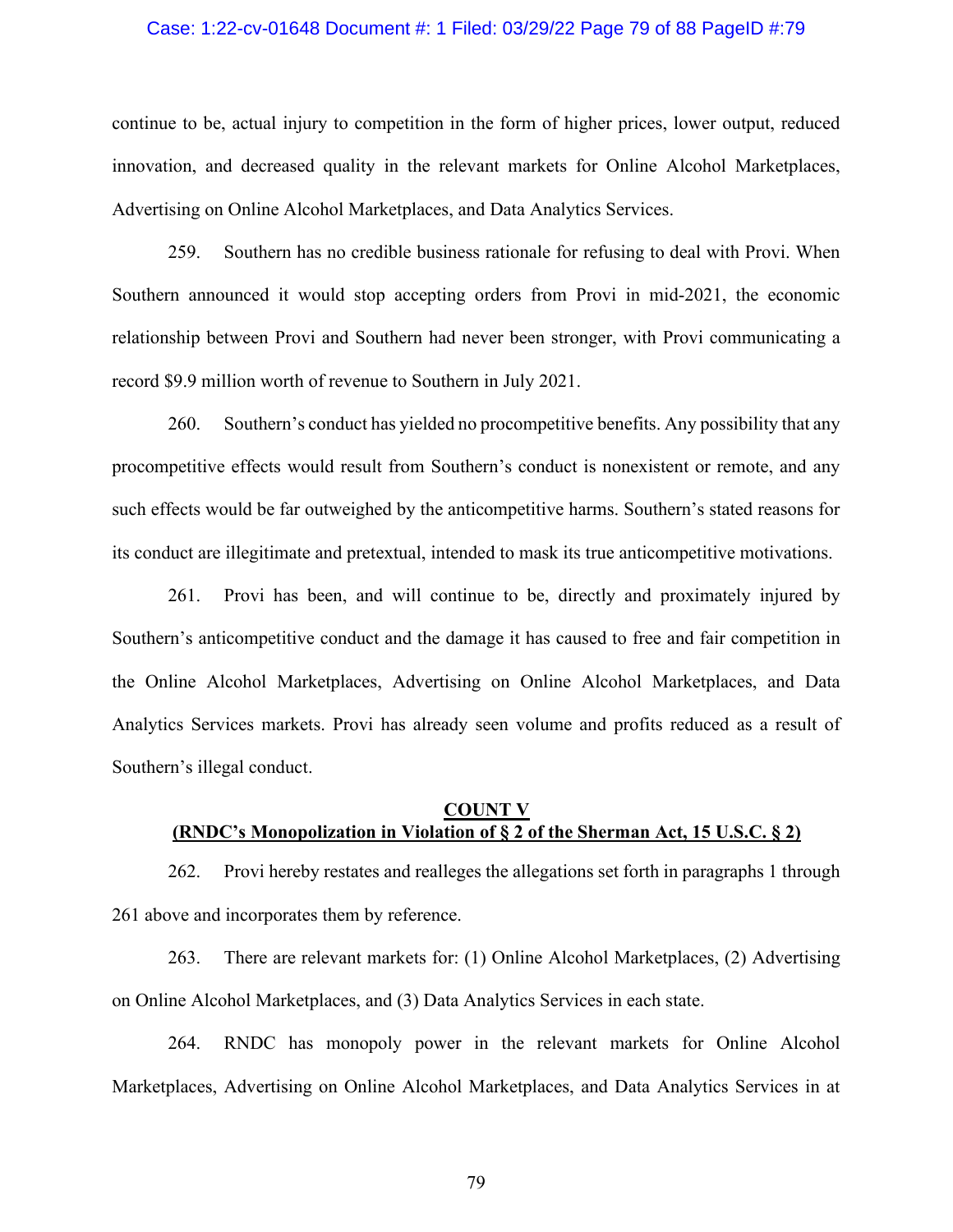continue to be, actual injury to competition in the form of higher prices, lower output, reduced innovation, and decreased quality in the relevant markets for Online Alcohol Marketplaces, Advertising on Online Alcohol Marketplaces, and Data Analytics Services.

259. Southern has no credible business rationale for refusing to deal with Provi. When Southern announced it would stop accepting orders from Provi in mid-2021, the economic relationship between Provi and Southern had never been stronger, with Provi communicating a record $9.9 million worth of revenue to Southern in July 2021.

260. Southern's conduct has yielded no procompetitive benefits. Any possibility that any procompetitive effects would result from Southern's conduct is nonexistent or remote, and any such effects would be far outweighed by the anticompetitive harms. Southern's stated reasons for its conduct are illegitimate and pretextual, intended to mask its true anticompetitive motivations.

261. Provi has been, and will continue to be, directly and proximately injured by Southern's anticompetitive conduct and the damage it has caused to free and fair competition in the Online Alcohol Marketplaces, Advertising on Online Alcohol Marketplaces, and Data Analytics Services markets. Provi has already seen volume and profits reduced as a result of Southern's illegal conduct.

## COUNT V
## (RNDC's Monopolization in Violation of § 2 of the Sherman Act, 15 U.S.C. § 2)

262. Provi hereby restates and realleges the allegations set forth in paragraphs 1 through 261 above and incorporates them by reference.

263. There are relevant markets for: (1) Online Alcohol Marketplaces, (2) Advertising on Online Alcohol Marketplaces, and (3) Data Analytics Services in each state.

264. RNDC has monopoly power in the relevant markets for Online Alcohol Marketplaces, Advertising on Online Alcohol Marketplaces, and Data Analytics Services in at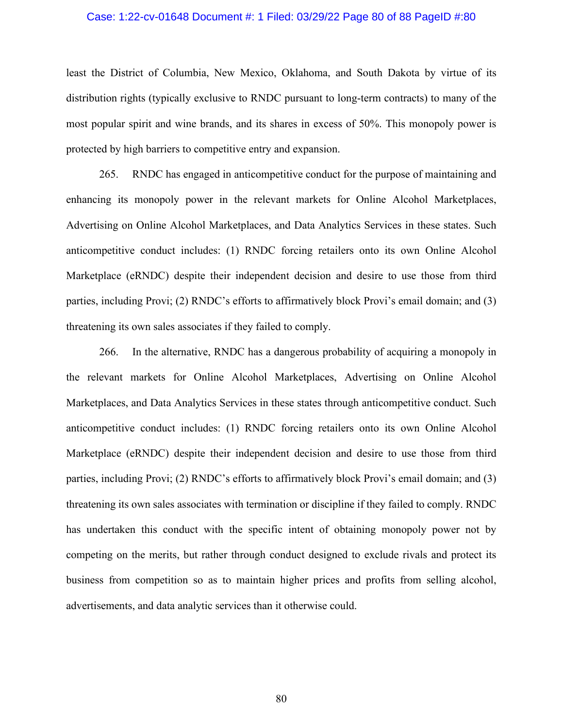least the District of Columbia, New Mexico, Oklahoma, and South Dakota by virtue of its distribution rights (typically exclusive to RNDC pursuant to long-term contracts) to many of the most popular spirit and wine brands, and its shares in excess of 50%. This monopoly power is protected by high barriers to competitive entry and expansion.

265. RNDC has engaged in anticompetitive conduct for the purpose of maintaining and enhancing its monopoly power in the relevant markets for Online Alcohol Marketplaces, Advertising on Online Alcohol Marketplaces, and Data Analytics Services in these states. Such anticompetitive conduct includes: (1) RNDC forcing retailers onto its own Online Alcohol Marketplace (eRNDC) despite their independent decision and desire to use those from third parties, including Provi; (2) RNDC's efforts to affirmatively block Provi's email domain; and (3) threatening its own sales associates if they failed to comply.

266. In the alternative, RNDC has a dangerous probability of acquiring a monopoly in the relevant markets for Online Alcohol Marketplaces, Advertising on Online Alcohol Marketplaces, and Data Analytics Services in these states through anticompetitive conduct. Such anticompetitive conduct includes: (1) RNDC forcing retailers onto its own Online Alcohol Marketplace (eRNDC) despite their independent decision and desire to use those from third parties, including Provi; (2) RNDC's efforts to affirmatively block Provi's email domain; and (3) threatening its own sales associates with termination or discipline if they failed to comply. RNDC has undertaken this conduct with the specific intent of obtaining monopoly power not by competing on the merits, but rather through conduct designed to exclude rivals and protect its business from competition so as to maintain higher prices and profits from selling alcohol, advertisements, and data analytic services than it otherwise could.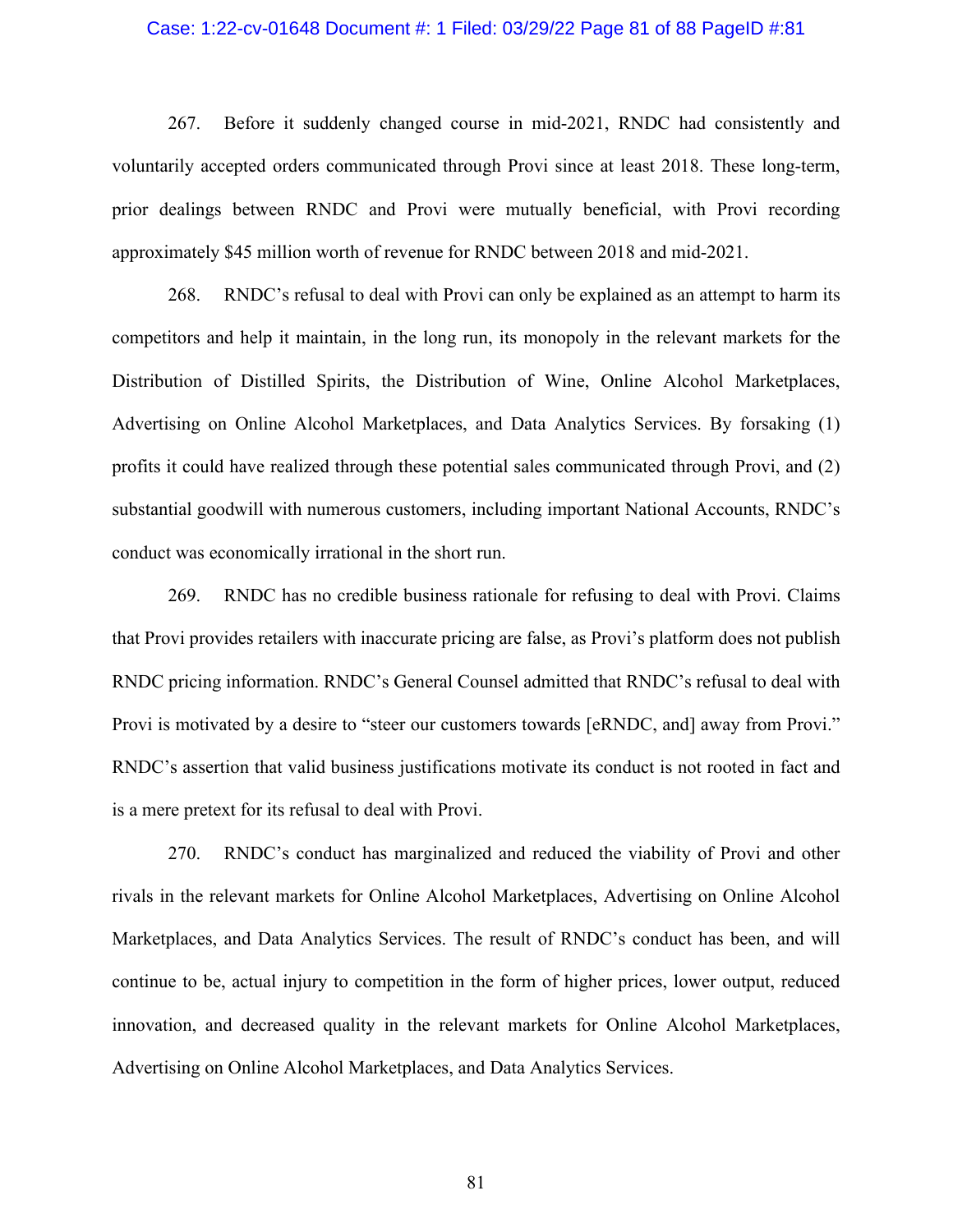267. Before it suddenly changed course in mid-2021, RNDC had consistently and voluntarily accepted orders communicated through Provi since at least 2018. These long-term, prior dealings between RNDC and Provi were mutually beneficial, with Provi recording approximately $45 million worth of revenue for RNDC between 2018 and mid-2021.

268. RNDC's refusal to deal with Provi can only be explained as an attempt to harm its competitors and help it maintain, in the long run, its monopoly in the relevant markets for the Distribution of Distilled Spirits, the Distribution of Wine, Online Alcohol Marketplaces, Advertising on Online Alcohol Marketplaces, and Data Analytics Services. By forsaking (1) profits it could have realized through these potential sales communicated through Provi, and (2) substantial goodwill with numerous customers, including important National Accounts, RNDC's conduct was economically irrational in the short run.

269. RNDC has no credible business rationale for refusing to deal with Provi. Claims that Provi provides retailers with inaccurate pricing are false, as Provi's platform does not publish RNDC pricing information. RNDC's General Counsel admitted that RNDC's refusal to deal with Provi is motivated by a desire to "steer our customers towards [eRNDC, and] away from Provi." RNDC's assertion that valid business justifications motivate its conduct is not rooted in fact and is a mere pretext for its refusal to deal with Provi.

270. RNDC's conduct has marginalized and reduced the viability of Provi and other rivals in the relevant markets for Online Alcohol Marketplaces, Advertising on Online Alcohol Marketplaces, and Data Analytics Services. The result of RNDC's conduct has been, and will continue to be, actual injury to competition in the form of higher prices, lower output, reduced innovation, and decreased quality in the relevant markets for Online Alcohol Marketplaces, Advertising on Online Alcohol Marketplaces, and Data Analytics Services.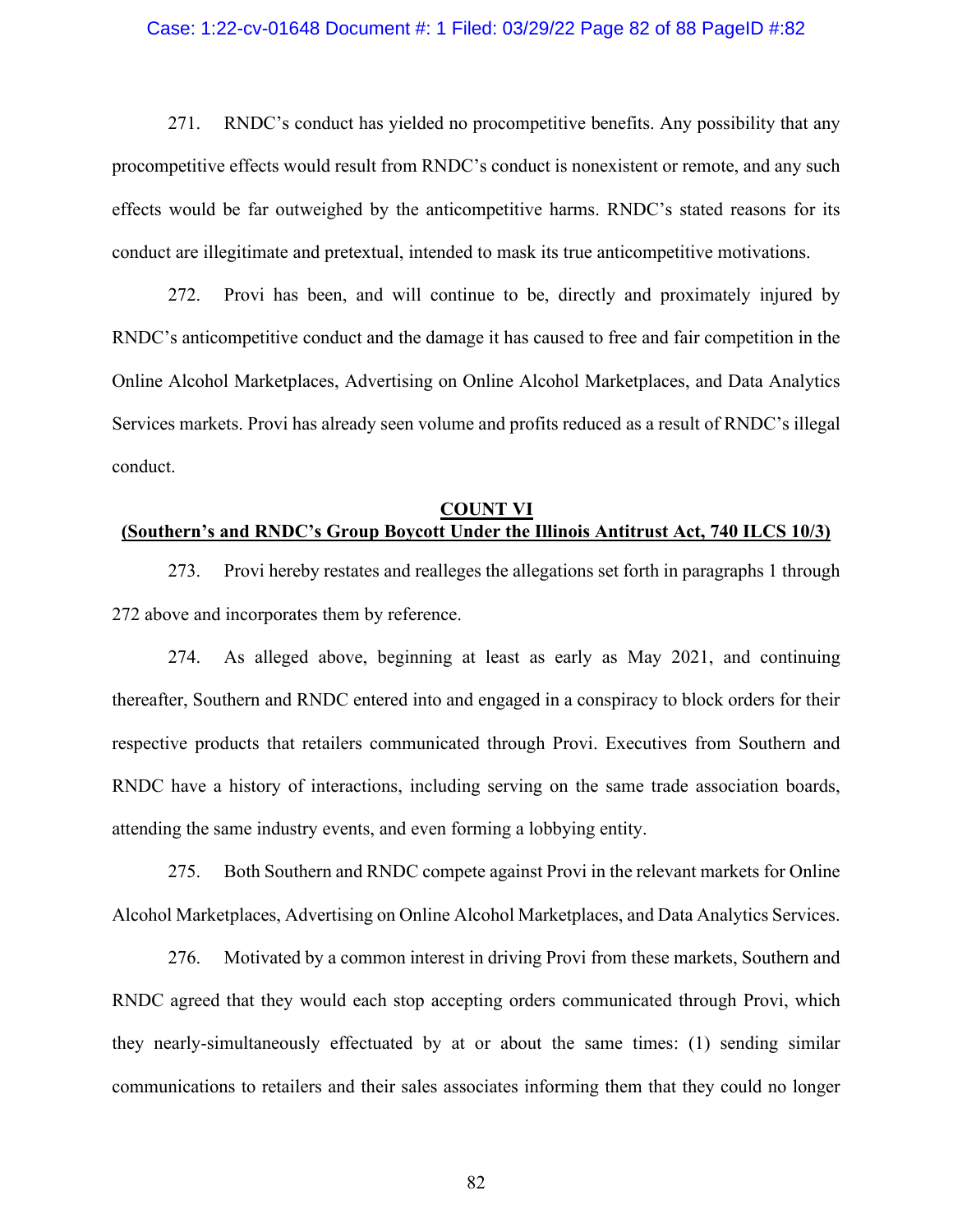271. RNDC's conduct has yielded no procompetitive benefits. Any possibility that any procompetitive effects would result from RNDC's conduct is nonexistent or remote, and any such effects would be far outweighed by the anticompetitive harms. RNDC's stated reasons for its conduct are illegitimate and pretextual, intended to mask its true anticompetitive motivations.

272. Provi has been, and will continue to be, directly and proximately injured by RNDC's anticompetitive conduct and the damage it has caused to free and fair competition in the Online Alcohol Marketplaces, Advertising on Online Alcohol Marketplaces, and Data Analytics Services markets. Provi has already seen volume and profits reduced as a result of RNDC's illegal conduct.

## COUNT VI
## (Southern's and RNDC's Group Boycott Under the Illinois Antitrust Act, 740 ILCS 10/3)

273. Provi hereby restates and realleges the allegations set forth in paragraphs 1 through 272 above and incorporates them by reference.

274. As alleged above, beginning at least as early as May 2021, and continuing thereafter, Southern and RNDC entered into and engaged in a conspiracy to block orders for their respective products that retailers communicated through Provi. Executives from Southern and RNDC have a history of interactions, including serving on the same trade association boards, attending the same industry events, and even forming a lobbying entity.

275. Both Southern and RNDC compete against Provi in the relevant markets for Online Alcohol Marketplaces, Advertising on Online Alcohol Marketplaces, and Data Analytics Services.

276. Motivated by a common interest in driving Provi from these markets, Southern and RNDC agreed that they would each stop accepting orders communicated through Provi, which they nearly-simultaneously effectuated by at or about the same times: (1) sending similar communications to retailers and their sales associates informing them that they could no longer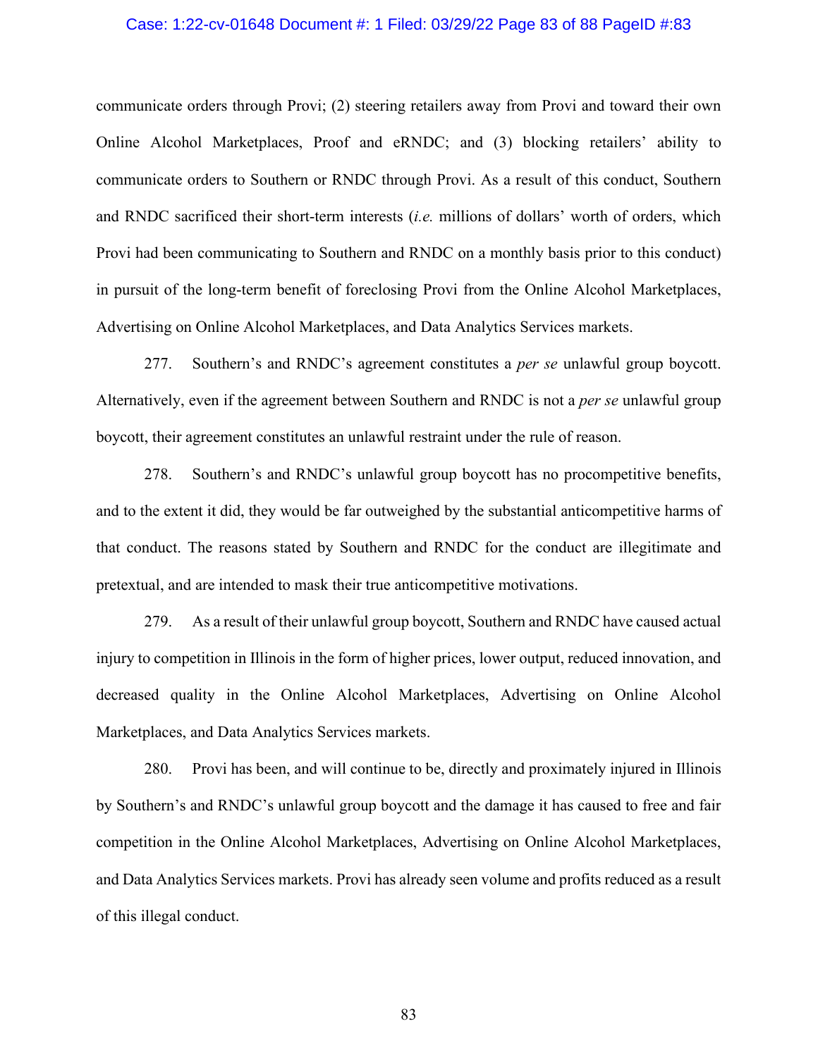communicate orders through Provi; (2) steering retailers away from Provi and toward their own Online Alcohol Marketplaces, Proof and eRNDC; and (3) blocking retailers' ability to communicate orders to Southern or RNDC through Provi. As a result of this conduct, Southern and RNDC sacrificed their short-term interests (*i.e.* millions of dollars' worth of orders, which Provi had been communicating to Southern and RNDC on a monthly basis prior to this conduct) in pursuit of the long-term benefit of foreclosing Provi from the Online Alcohol Marketplaces, Advertising on Online Alcohol Marketplaces, and Data Analytics Services markets.

277. Southern's and RNDC's agreement constitutes a *per se* unlawful group boycott. Alternatively, even if the agreement between Southern and RNDC is not a *per se* unlawful group boycott, their agreement constitutes an unlawful restraint under the rule of reason.

278. Southern's and RNDC's unlawful group boycott has no procompetitive benefits, and to the extent it did, they would be far outweighed by the substantial anticompetitive harms of that conduct. The reasons stated by Southern and RNDC for the conduct are illegitimate and pretextual, and are intended to mask their true anticompetitive motivations.

279. As a result of their unlawful group boycott, Southern and RNDC have caused actual injury to competition in Illinois in the form of higher prices, lower output, reduced innovation, and decreased quality in the Online Alcohol Marketplaces, Advertising on Online Alcohol Marketplaces, and Data Analytics Services markets.

280. Provi has been, and will continue to be, directly and proximately injured in Illinois by Southern's and RNDC's unlawful group boycott and the damage it has caused to free and fair competition in the Online Alcohol Marketplaces, Advertising on Online Alcohol Marketplaces, and Data Analytics Services markets. Provi has already seen volume and profits reduced as a result of this illegal conduct.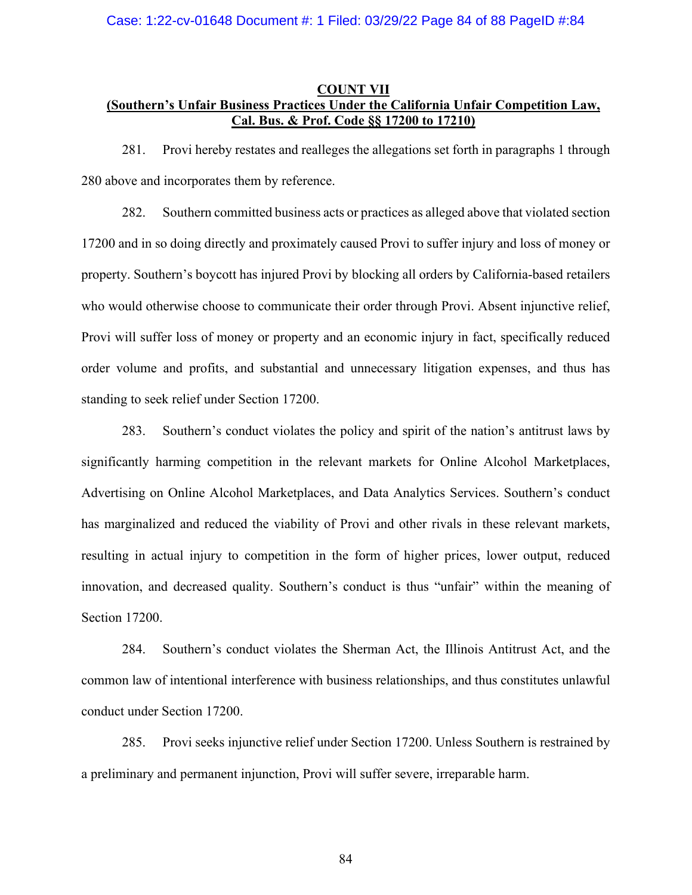**COUNT VII**
**(Southern's Unfair Business Practices Under the California Unfair Competition Law, Cal. Bus. & Prof. Code §§ 17200 to 17210)**

281. Provi hereby restates and realleges the allegations set forth in paragraphs 1 through 280 above and incorporates them by reference.

282. Southern committed business acts or practices as alleged above that violated section 17200 and in so doing directly and proximately caused Provi to suffer injury and loss of money or property. Southern's boycott has injured Provi by blocking all orders by California-based retailers who would otherwise choose to communicate their order through Provi. Absent injunctive relief, Provi will suffer loss of money or property and an economic injury in fact, specifically reduced order volume and profits, and substantial and unnecessary litigation expenses, and thus has standing to seek relief under Section 17200.

283. Southern's conduct violates the policy and spirit of the nation's antitrust laws by significantly harming competition in the relevant markets for Online Alcohol Marketplaces, Advertising on Online Alcohol Marketplaces, and Data Analytics Services. Southern's conduct has marginalized and reduced the viability of Provi and other rivals in these relevant markets, resulting in actual injury to competition in the form of higher prices, lower output, reduced innovation, and decreased quality. Southern's conduct is thus "unfair" within the meaning of Section 17200.

284. Southern's conduct violates the Sherman Act, the Illinois Antitrust Act, and the common law of intentional interference with business relationships, and thus constitutes unlawful conduct under Section 17200.

285. Provi seeks injunctive relief under Section 17200. Unless Southern is restrained by a preliminary and permanent injunction, Provi will suffer severe, irreparable harm.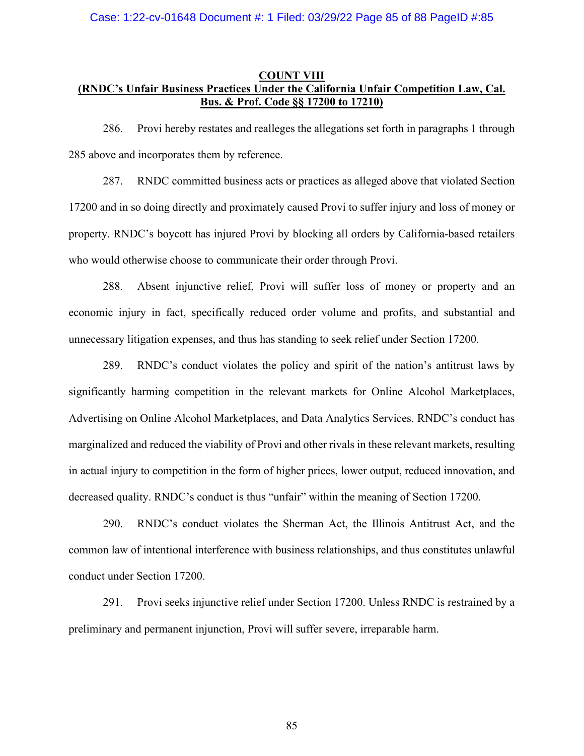**COUNT VIII**

**(RNDC's Unfair Business Practices Under the California Unfair Competition Law, Cal. Bus. & Prof. Code §§ 17200 to 17210)**

286. Provi hereby restates and realleges the allegations set forth in paragraphs 1 through 285 above and incorporates them by reference.

287. RNDC committed business acts or practices as alleged above that violated Section 17200 and in so doing directly and proximately caused Provi to suffer injury and loss of money or property. RNDC's boycott has injured Provi by blocking all orders by California-based retailers who would otherwise choose to communicate their order through Provi.

288. Absent injunctive relief, Provi will suffer loss of money or property and an economic injury in fact, specifically reduced order volume and profits, and substantial and unnecessary litigation expenses, and thus has standing to seek relief under Section 17200.

289. RNDC's conduct violates the policy and spirit of the nation's antitrust laws by significantly harming competition in the relevant markets for Online Alcohol Marketplaces, Advertising on Online Alcohol Marketplaces, and Data Analytics Services. RNDC's conduct has marginalized and reduced the viability of Provi and other rivals in these relevant markets, resulting in actual injury to competition in the form of higher prices, lower output, reduced innovation, and decreased quality. RNDC's conduct is thus "unfair" within the meaning of Section 17200.

290. RNDC's conduct violates the Sherman Act, the Illinois Antitrust Act, and the common law of intentional interference with business relationships, and thus constitutes unlawful conduct under Section 17200.

291. Provi seeks injunctive relief under Section 17200. Unless RNDC is restrained by a preliminary and permanent injunction, Provi will suffer severe, irreparable harm.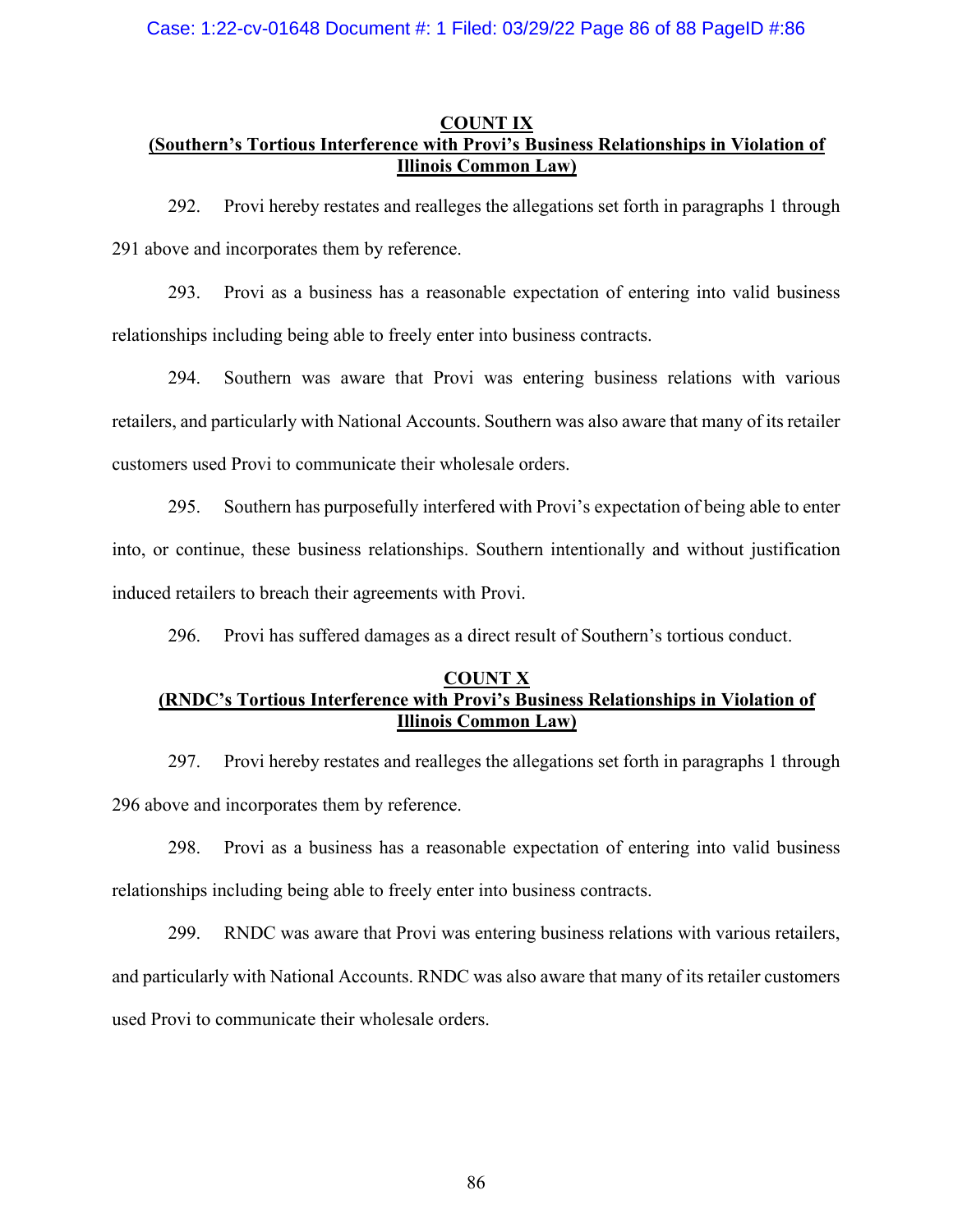**COUNT IX**
**(Southern's Tortious Interference with Provi's Business Relationships in Violation of Illinois Common Law)**

292. Provi hereby restates and realleges the allegations set forth in paragraphs 1 through 291 above and incorporates them by reference.

293. Provi as a business has a reasonable expectation of entering into valid business relationships including being able to freely enter into business contracts.

294. Southern was aware that Provi was entering business relations with various retailers, and particularly with National Accounts. Southern was also aware that many of its retailer customers used Provi to communicate their wholesale orders.

295. Southern has purposefully interfered with Provi's expectation of being able to enter into, or continue, these business relationships. Southern intentionally and without justification induced retailers to breach their agreements with Provi.

296. Provi has suffered damages as a direct result of Southern's tortious conduct.

**COUNT X**
**(RNDC's Tortious Interference with Provi's Business Relationships in Violation of Illinois Common Law)**

297. Provi hereby restates and realleges the allegations set forth in paragraphs 1 through 296 above and incorporates them by reference.

298. Provi as a business has a reasonable expectation of entering into valid business relationships including being able to freely enter into business contracts.

299. RNDC was aware that Provi was entering business relations with various retailers, and particularly with National Accounts. RNDC was also aware that many of its retailer customers used Provi to communicate their wholesale orders.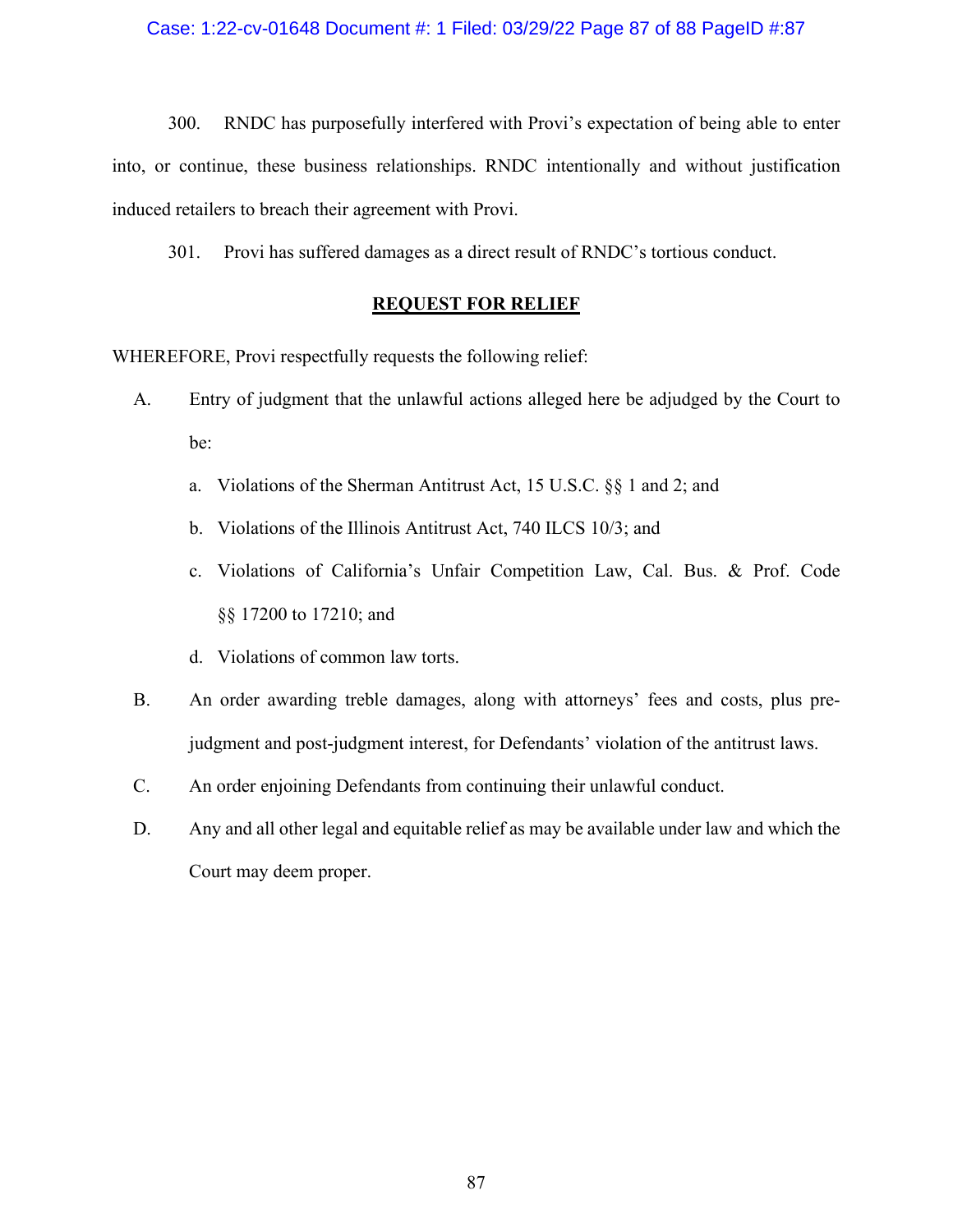300. RNDC has purposefully interfered with Provi's expectation of being able to enter into, or continue, these business relationships. RNDC intentionally and without justification induced retailers to breach their agreement with Provi.

301. Provi has suffered damages as a direct result of RNDC's tortious conduct.

## REQUEST FOR RELIEF

WHEREFORE, Provi respectfully requests the following relief:

A. Entry of judgment that the unlawful actions alleged here be adjudged by the Court to be:

   a. Violations of the Sherman Antitrust Act, 15 U.S.C. §§ 1 and 2; and

   b. Violations of the Illinois Antitrust Act, 740 ILCS 10/3; and

   c. Violations of California's Unfair Competition Law, Cal. Bus. & Prof. Code §§ 17200 to 17210; and

   d. Violations of common law torts.

B. An order awarding treble damages, along with attorneys' fees and costs, plus pre-judgment and post-judgment interest, for Defendants' violation of the antitrust laws.

C. An order enjoining Defendants from continuing their unlawful conduct.

D. Any and all other legal and equitable relief as may be available under law and which the Court may deem proper.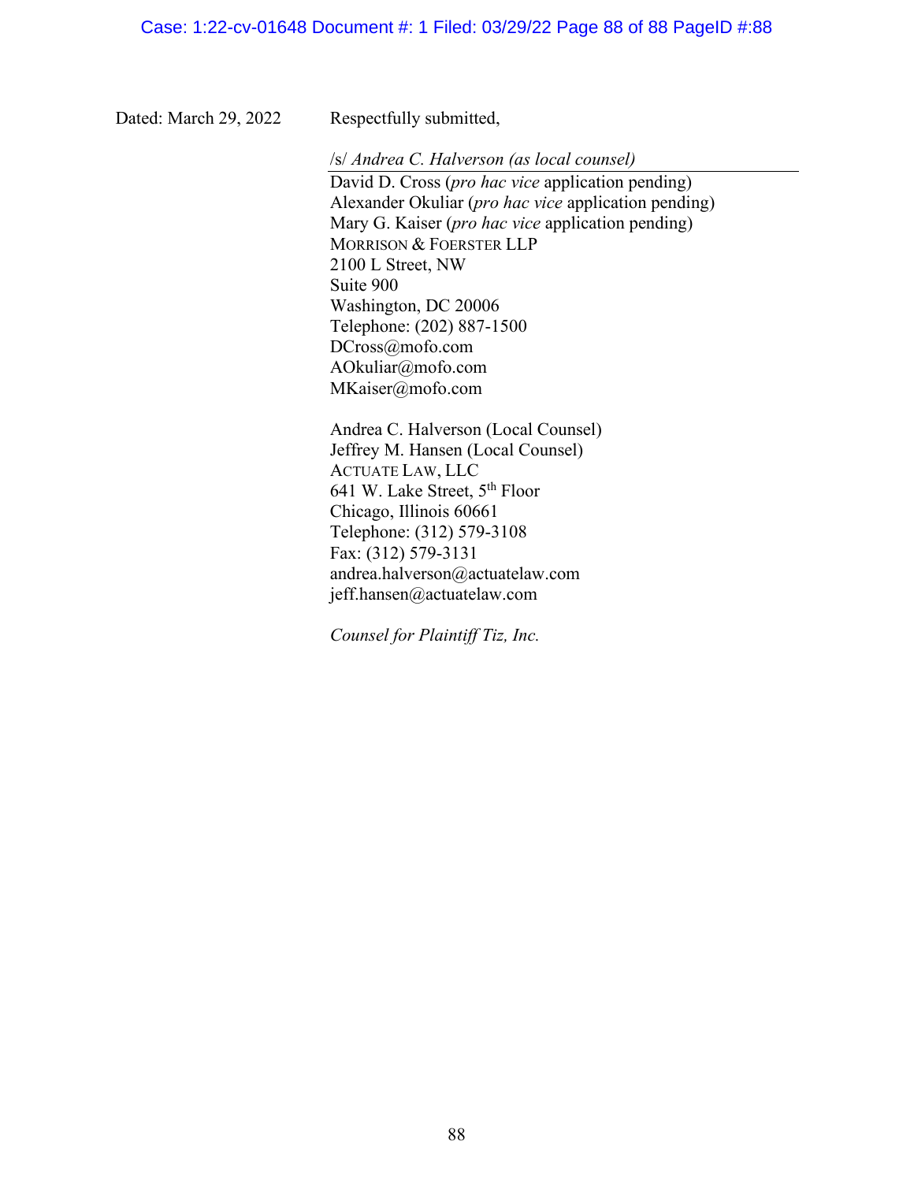Dated: March 29, 2022

Respectfully submitted,

/s/ *Andrea C. Halverson (as local counsel)*

David D. Cross (*pro hac vice* application pending)
Alexander Okuliar (*pro hac vice* application pending)
Mary G. Kaiser (*pro hac vice* application pending)
MORRISON & FOERSTER LLP
2100 L Street, NW
Suite 900
Washington, DC 20006
Telephone: (202) 887-1500
DCross@mofo.com
AOkuliar@mofo.com
MKaiser@mofo.com

Andrea C. Halverson (Local Counsel)
Jeffrey M. Hansen (Local Counsel)
ACTUATE LAW, LLC
641 W. Lake Street, 5th Floor
Chicago, Illinois 60661
Telephone: (312) 579-3108
Fax: (312) 579-3131
andrea.halverson@actuatelaw.com
jeff.hansen@actuatelaw.com

*Counsel for Plaintiff Tiz, Inc.*